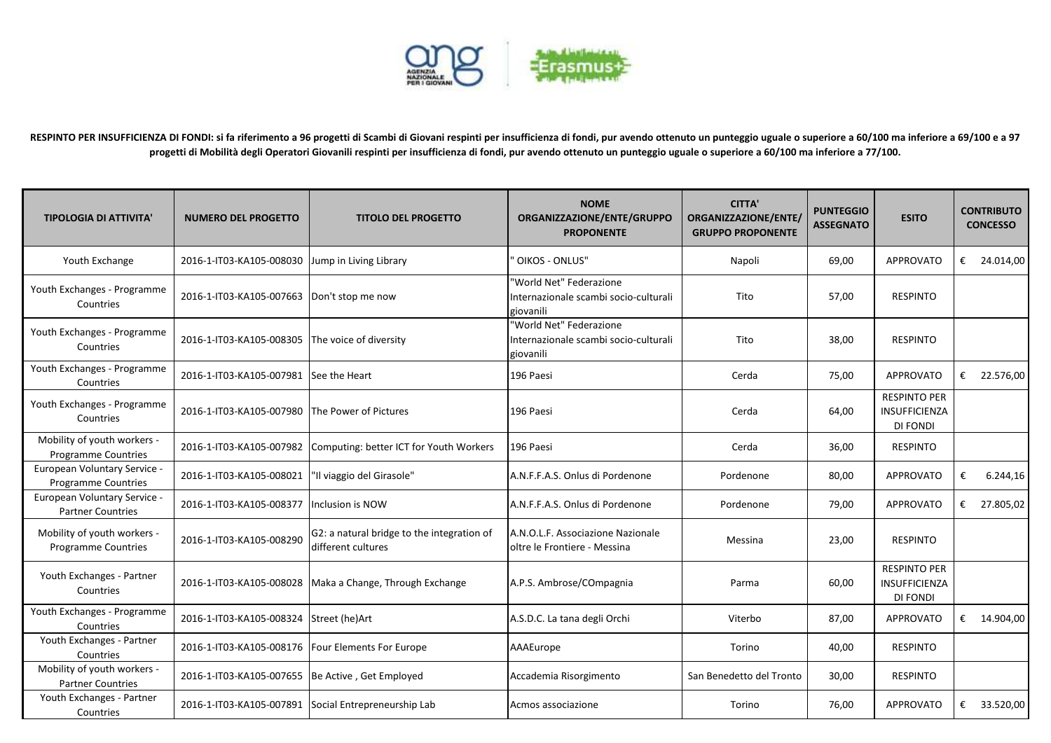**RESPINTO PER INSUFFICIENZA DI FONDI: si fa riferimento a 96 progetti di Scambi di Giovani respinti per insufficienza di fondi, pur avendo ottenuto un punteggio uguale o superiore a 60/100 ma inferiore a 69/100 e a 97 progetti di Mobilità degli Operatori Giovanili respinti per insufficienza di fondi, pur avendo ottenuto un punteggio uguale o superiore a 60/100 ma inferiore a 77/100.**

| TIPOLOGIA DI ATTIVITA' | NUMERO DEL PROGETTO | TITOLO DEL PROGETTO | NOME ORGANIZZAZIONE/ENTE/GRUPPO PROPONENTE | CITTA' ORGANIZZAZIONE/ENTE/ GRUPPO PROPONENTE | PUNTEGGIO ASSEGNATO | ESITO | CONTRIBUTO CONCESSO |
|---|---|---|---|---|---|---|---|
| Youth Exchange | 2016-1-IT03-KA105-008030 | Jump in Living Library | " OIKOS - ONLUS" | Napoli | 69,00 | APPROVATO | € 24.014,00 |
| Youth Exchanges - Programme Countries | 2016-1-IT03-KA105-007663 | Don't stop me now | "World Net" Federazione Internazionale scambi socio-culturali giovanili | Tito | 57,00 | RESPINTO | |
| Youth Exchanges - Programme Countries | 2016-1-IT03-KA105-008305 | The voice of diversity | "World Net" Federazione Internazionale scambi socio-culturali giovanili | Tito | 38,00 | RESPINTO | |
| Youth Exchanges - Programme Countries | 2016-1-IT03-KA105-007981 | See the Heart | 196 Paesi | Cerda | 75,00 | APPROVATO | € 22.576,00 |
| Youth Exchanges - Programme Countries | 2016-1-IT03-KA105-007980 | The Power of Pictures | 196 Paesi | Cerda | 64,00 | RESPINTO PER INSUFFICIENZA DI FONDI | |
| Mobility of youth workers - Programme Countries | 2016-1-IT03-KA105-007982 | Computing: better ICT for Youth Workers | 196 Paesi | Cerda | 36,00 | RESPINTO | |
| European Voluntary Service - Programme Countries | 2016-1-IT03-KA105-008021 | "Il viaggio del Girasole" | A.N.F.F.A.S. Onlus di Pordenone | Pordenone | 80,00 | APPROVATO | € 6.244,16 |
| European Voluntary Service - Partner Countries | 2016-1-IT03-KA105-008377 | Inclusion is NOW | A.N.F.F.A.S. Onlus di Pordenone | Pordenone | 79,00 | APPROVATO | € 27.805,02 |
| Mobility of youth workers - Programme Countries | 2016-1-IT03-KA105-008290 | G2: a natural bridge to the integration of different cultures | A.N.O.L.F. Associazione Nazionale oltre le Frontiere - Messina | Messina | 23,00 | RESPINTO | |
| Youth Exchanges - Partner Countries | 2016-1-IT03-KA105-008028 | Maka a Change, Through Exchange | A.P.S. Ambrose/COmpagnia | Parma | 60,00 | RESPINTO PER INSUFFICIENZA DI FONDI | |
| Youth Exchanges - Programme Countries | 2016-1-IT03-KA105-008324 | Street (he)Art | A.S.D.C. La tana degli Orchi | Viterbo | 87,00 | APPROVATO | € 14.904,00 |
| Youth Exchanges - Partner Countries | 2016-1-IT03-KA105-008176 | Four Elements For Europe | AAAEurope | Torino | 40,00 | RESPINTO | |
| Mobility of youth workers - Partner Countries | 2016-1-IT03-KA105-007655 | Be Active , Get Employed | Accademia Risorgimento | San Benedetto del Tronto | 30,00 | RESPINTO | |
| Youth Exchanges - Partner Countries | 2016-1-IT03-KA105-007891 | Social Entrepreneurship Lab | Acmos associazione | Torino | 76,00 | APPROVATO | € 33.520,00 |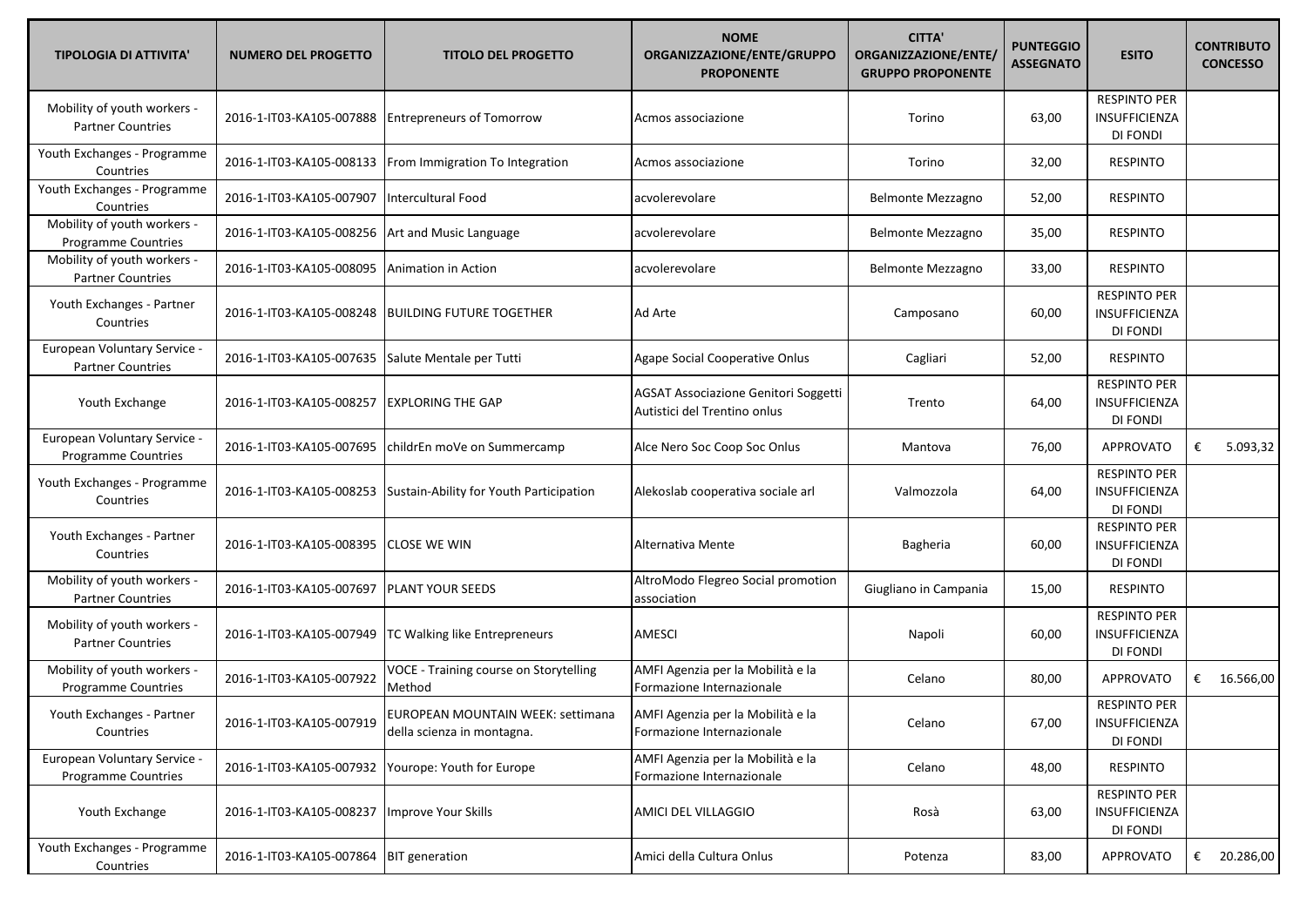| TIPOLOGIA DI ATTIVITA' | NUMERO DEL PROGETTO | TITOLO DEL PROGETTO | NOME ORGANIZZAZIONE/ENTE/GRUPPO PROPONENTE | CITTA' ORGANIZZAZIONE/ENTE/ GRUPPO PROPONENTE | PUNTEGGIO ASSEGNATO | ESITO | CONTRIBUTO CONCESSO |
|---|---|---|---|---|---|---|---|
| Mobility of youth workers - Partner Countries | 2016-1-IT03-KA105-007888 | Entrepreneurs of Tomorrow | Acmos associazione | Torino | 63,00 | RESPINTO PER INSUFFICIENZA DI FONDI | |
| Youth Exchanges - Programme Countries | 2016-1-IT03-KA105-008133 | From Immigration To Integration | Acmos associazione | Torino | 32,00 | RESPINTO | |
| Youth Exchanges - Programme Countries | 2016-1-IT03-KA105-007907 | Intercultural Food | acvolerevolare | Belmonte Mezzagno | 52,00 | RESPINTO | |
| Mobility of youth workers - Programme Countries | 2016-1-IT03-KA105-008256 | Art and Music Language | acvolerevolare | Belmonte Mezzagno | 35,00 | RESPINTO | |
| Mobility of youth workers - Partner Countries | 2016-1-IT03-KA105-008095 | Animation in Action | acvolerevolare | Belmonte Mezzagno | 33,00 | RESPINTO | |
| Youth Exchanges - Partner Countries | 2016-1-IT03-KA105-008248 | BUILDING FUTURE TOGETHER | Ad Arte | Camposano | 60,00 | RESPINTO PER INSUFFICIENZA DI FONDI | |
| European Voluntary Service - Partner Countries | 2016-1-IT03-KA105-007635 | Salute Mentale per Tutti | Agape Social Cooperative Onlus | Cagliari | 52,00 | RESPINTO | |
| Youth Exchange | 2016-1-IT03-KA105-008257 | EXPLORING THE GAP | AGSAT Associazione Genitori Soggetti Autistici del Trentino onlus | Trento | 64,00 | RESPINTO PER INSUFFICIENZA DI FONDI | |
| European Voluntary Service - Programme Countries | 2016-1-IT03-KA105-007695 | childrEn moVe on Summercamp | Alce Nero Soc Coop Soc Onlus | Mantova | 76,00 | APPROVATO | € 5.093,32 |
| Youth Exchanges - Programme Countries | 2016-1-IT03-KA105-008253 | Sustain-Ability for Youth Participation | Alekoslab cooperativa sociale arl | Valmozzola | 64,00 | RESPINTO PER INSUFFICIENZA DI FONDI | |
| Youth Exchanges - Partner Countries | 2016-1-IT03-KA105-008395 | CLOSE WE WIN | Alternativa Mente | Bagheria | 60,00 | RESPINTO PER INSUFFICIENZA DI FONDI | |
| Mobility of youth workers - Partner Countries | 2016-1-IT03-KA105-007697 | PLANT YOUR SEEDS | AltroModo Flegreo Social promotion association | Giugliano in Campania | 15,00 | RESPINTO | |
| Mobility of youth workers - Partner Countries | 2016-1-IT03-KA105-007949 | TC Walking like Entrepreneurs | AMESCI | Napoli | 60,00 | RESPINTO PER INSUFFICIENZA DI FONDI | |
| Mobility of youth workers - Programme Countries | 2016-1-IT03-KA105-007922 | VOCE - Training course on Storytelling Method | AMFI Agenzia per la Mobilità e la Formazione Internazionale | Celano | 80,00 | APPROVATO | € 16.566,00 |
| Youth Exchanges - Partner Countries | 2016-1-IT03-KA105-007919 | EUROPEAN MOUNTAIN WEEK: settimana della scienza in montagna. | AMFI Agenzia per la Mobilità e la Formazione Internazionale | Celano | 67,00 | RESPINTO PER INSUFFICIENZA DI FONDI | |
| European Voluntary Service - Programme Countries | 2016-1-IT03-KA105-007932 | Yourope: Youth for Europe | AMFI Agenzia per la Mobilità e la Formazione Internazionale | Celano | 48,00 | RESPINTO | |
| Youth Exchange | 2016-1-IT03-KA105-008237 | Improve Your Skills | AMICI DEL VILLAGGIO | Rosà | 63,00 | RESPINTO PER INSUFFICIENZA DI FONDI | |
| Youth Exchanges - Programme Countries | 2016-1-IT03-KA105-007864 | BIT generation | Amici della Cultura Onlus | Potenza | 83,00 | APPROVATO | € 20.286,00 |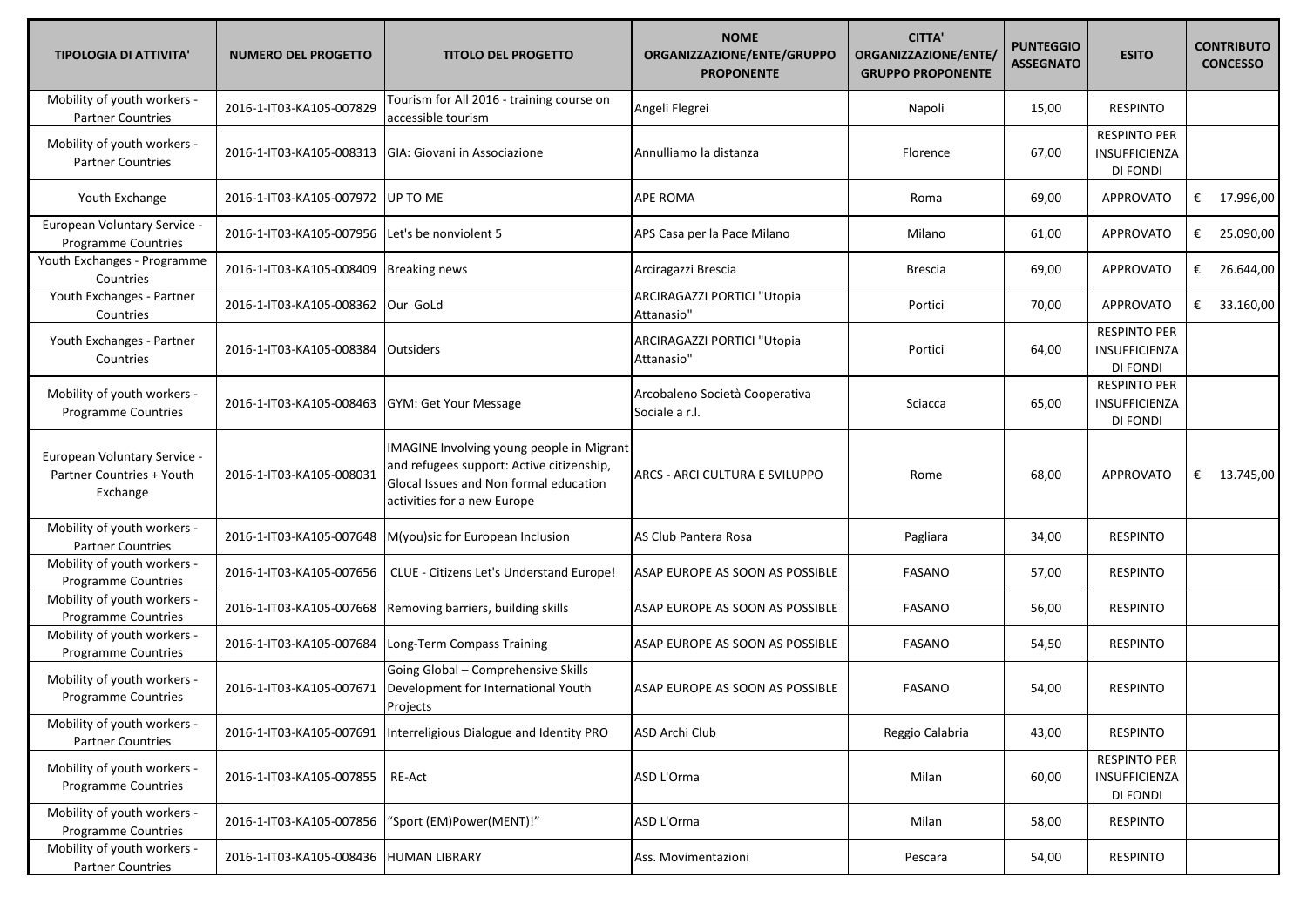| TIPOLOGIA DI ATTIVITA' | NUMERO DEL PROGETTO | TITOLO DEL PROGETTO | NOME ORGANIZZAZIONE/ENTE/GRUPPO PROPONENTE | CITTA' ORGANIZZAZIONE/ENTE/ GRUPPO PROPONENTE | PUNTEGGIO ASSEGNATO | ESITO | CONTRIBUTO CONCESSO |
|---|---|---|---|---|---|---|---|
| Mobility of youth workers - Partner Countries | 2016-1-IT03-KA105-007829 | Tourism for All 2016 - training course on accessible tourism | Angeli Flegrei | Napoli | 15,00 | RESPINTO | |
| Mobility of youth workers - Partner Countries | 2016-1-IT03-KA105-008313 | GIA: Giovani in Associazione | Annulliamo la distanza | Florence | 67,00 | RESPINTO PER INSUFFICIENZA DI FONDI | |
| Youth Exchange | 2016-1-IT03-KA105-007972 | UP TO ME | APE ROMA | Roma | 69,00 | APPROVATO | € 17.996,00 |
| European Voluntary Service - Programme Countries | 2016-1-IT03-KA105-007956 | Let's be nonviolent 5 | APS Casa per la Pace Milano | Milano | 61,00 | APPROVATO | € 25.090,00 |
| Youth Exchanges - Programme Countries | 2016-1-IT03-KA105-008409 | Breaking news | Arciragazzi Brescia | Brescia | 69,00 | APPROVATO | € 26.644,00 |
| Youth Exchanges - Partner Countries | 2016-1-IT03-KA105-008362 | Our GoLd | ARCIRAGAZZI PORTICI "Utopia Attanasio" | Portici | 70,00 | APPROVATO | € 33.160,00 |
| Youth Exchanges - Partner Countries | 2016-1-IT03-KA105-008384 | Outsiders | ARCIRAGAZZI PORTICI "Utopia Attanasio" | Portici | 64,00 | RESPINTO PER INSUFFICIENZA DI FONDI | |
| Mobility of youth workers - Programme Countries | 2016-1-IT03-KA105-008463 | GYM: Get Your Message | Arcobaleno Società Cooperativa Sociale a r.l. | Sciacca | 65,00 | RESPINTO PER INSUFFICIENZA DI FONDI | |
| European Voluntary Service - Partner Countries + Youth Exchange | 2016-1-IT03-KA105-008031 | IMAGINE Involving young people in Migrant and refugees support: Active citizenship, Glocal Issues and Non formal education activities for a new Europe | ARCS - ARCI CULTURA E SVILUPPO | Rome | 68,00 | APPROVATO | € 13.745,00 |
| Mobility of youth workers - Partner Countries | 2016-1-IT03-KA105-007648 | M(you)sic for European Inclusion | AS Club Pantera Rosa | Pagliara | 34,00 | RESPINTO | |
| Mobility of youth workers - Programme Countries | 2016-1-IT03-KA105-007656 | CLUE - Citizens Let's Understand Europe! | ASAP EUROPE AS SOON AS POSSIBLE | FASANO | 57,00 | RESPINTO | |
| Mobility of youth workers - Programme Countries | 2016-1-IT03-KA105-007668 | Removing barriers, building skills | ASAP EUROPE AS SOON AS POSSIBLE | FASANO | 56,00 | RESPINTO | |
| Mobility of youth workers - Programme Countries | 2016-1-IT03-KA105-007684 | Long-Term Compass Training | ASAP EUROPE AS SOON AS POSSIBLE | FASANO | 54,50 | RESPINTO | |
| Mobility of youth workers - Programme Countries | 2016-1-IT03-KA105-007671 | Going Global – Comprehensive Skills Development for International Youth Projects | ASAP EUROPE AS SOON AS POSSIBLE | FASANO | 54,00 | RESPINTO | |
| Mobility of youth workers - Partner Countries | 2016-1-IT03-KA105-007691 | Interreligious Dialogue and Identity PRO | ASD Archi Club | Reggio Calabria | 43,00 | RESPINTO | |
| Mobility of youth workers - Programme Countries | 2016-1-IT03-KA105-007855 | RE-Act | ASD L'Orma | Milan | 60,00 | RESPINTO PER INSUFFICIENZA DI FONDI | |
| Mobility of youth workers - Programme Countries | 2016-1-IT03-KA105-007856 | "Sport (EM)Power(MENT)!" | ASD L'Orma | Milan | 58,00 | RESPINTO | |
| Mobility of youth workers - Partner Countries | 2016-1-IT03-KA105-008436 | HUMAN LIBRARY | Ass. Movimentazioni | Pescara | 54,00 | RESPINTO | |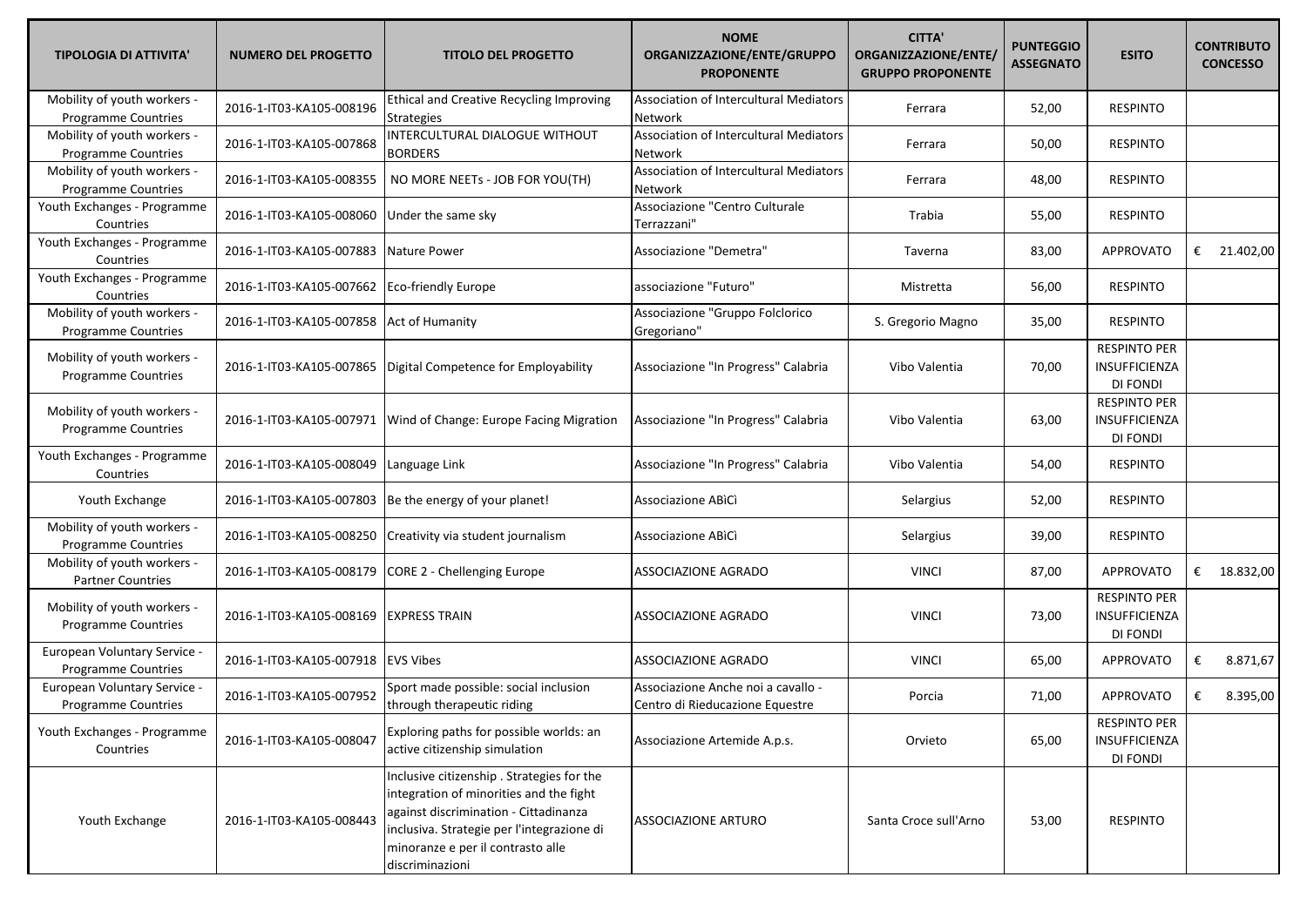| TIPOLOGIA DI ATTIVITA' | NUMERO DEL PROGETTO | TITOLO DEL PROGETTO | NOME ORGANIZZAZIONE/ENTE/GRUPPO PROPONENTE | CITTA' ORGANIZZAZIONE/ENTE/ GRUPPO PROPONENTE | PUNTEGGIO ASSEGNATO | ESITO | CONTRIBUTO CONCESSO |
|---|---|---|---|---|---|---|---|
| Mobility of youth workers - Programme Countries | 2016-1-IT03-KA105-008196 | Ethical and Creative Recycling Improving Strategies | Association of Intercultural Mediators Network | Ferrara | 52,00 | RESPINTO | |
| Mobility of youth workers - Programme Countries | 2016-1-IT03-KA105-007868 | INTERCULTURAL DIALOGUE WITHOUT BORDERS | Association of Intercultural Mediators Network | Ferrara | 50,00 | RESPINTO | |
| Mobility of youth workers - Programme Countries | 2016-1-IT03-KA105-008355 | NO MORE NEETs - JOB FOR YOU(TH) | Association of Intercultural Mediators Network | Ferrara | 48,00 | RESPINTO | |
| Youth Exchanges - Programme Countries | 2016-1-IT03-KA105-008060 | Under the same sky | Associazione "Centro Culturale Terrazzani" | Trabia | 55,00 | RESPINTO | |
| Youth Exchanges - Programme Countries | 2016-1-IT03-KA105-007883 | Nature Power | Associazione "Demetra" | Taverna | 83,00 | APPROVATO | € 21.402,00 |
| Youth Exchanges - Programme Countries | 2016-1-IT03-KA105-007662 | Eco-friendly Europe | associazione "Futuro" | Mistretta | 56,00 | RESPINTO | |
| Mobility of youth workers - Programme Countries | 2016-1-IT03-KA105-007858 | Act of Humanity | Associazione "Gruppo Folclorico Gregoriano" | S. Gregorio Magno | 35,00 | RESPINTO | |
| Mobility of youth workers - Programme Countries | 2016-1-IT03-KA105-007865 | Digital Competence for Employability | Associazione "In Progress" Calabria | Vibo Valentia | 70,00 | RESPINTO PER INSUFFICIENZA DI FONDI | |
| Mobility of youth workers - Programme Countries | 2016-1-IT03-KA105-007971 | Wind of Change: Europe Facing Migration | Associazione "In Progress" Calabria | Vibo Valentia | 63,00 | RESPINTO PER INSUFFICIENZA DI FONDI | |
| Youth Exchanges - Programme Countries | 2016-1-IT03-KA105-008049 | Language Link | Associazione "In Progress" Calabria | Vibo Valentia | 54,00 | RESPINTO | |
| Youth Exchange | 2016-1-IT03-KA105-007803 | Be the energy of your planet! | Associazione ABìCì | Selargius | 52,00 | RESPINTO | |
| Mobility of youth workers - Programme Countries | 2016-1-IT03-KA105-008250 | Creativity via student journalism | Associazione ABìCì | Selargius | 39,00 | RESPINTO | |
| Mobility of youth workers - Partner Countries | 2016-1-IT03-KA105-008179 | CORE 2 - Chellenging Europe | ASSOCIAZIONE AGRADO | VINCI | 87,00 | APPROVATO | € 18.832,00 |
| Mobility of youth workers - Programme Countries | 2016-1-IT03-KA105-008169 | EXPRESS TRAIN | ASSOCIAZIONE AGRADO | VINCI | 73,00 | RESPINTO PER INSUFFICIENZA DI FONDI | |
| European Voluntary Service - Programme Countries | 2016-1-IT03-KA105-007918 | EVS Vibes | ASSOCIAZIONE AGRADO | VINCI | 65,00 | APPROVATO | € 8.871,67 |
| European Voluntary Service - Programme Countries | 2016-1-IT03-KA105-007952 | Sport made possible: social inclusion through therapeutic riding | Associazione Anche noi a cavallo - Centro di Rieducazione Equestre | Porcia | 71,00 | APPROVATO | € 8.395,00 |
| Youth Exchanges - Programme Countries | 2016-1-IT03-KA105-008047 | Exploring paths for possible worlds: an active citizenship simulation | Associazione Artemide A.p.s. | Orvieto | 65,00 | RESPINTO PER INSUFFICIENZA DI FONDI | |
| Youth Exchange | 2016-1-IT03-KA105-008443 | Inclusive citizenship . Strategies for the integration of minorities and the fight against discrimination - Cittadinanza inclusiva. Strategie per l'integrazione di minoranze e per il contrasto alle discriminazioni | ASSOCIAZIONE ARTURO | Santa Croce sull'Arno | 53,00 | RESPINTO | |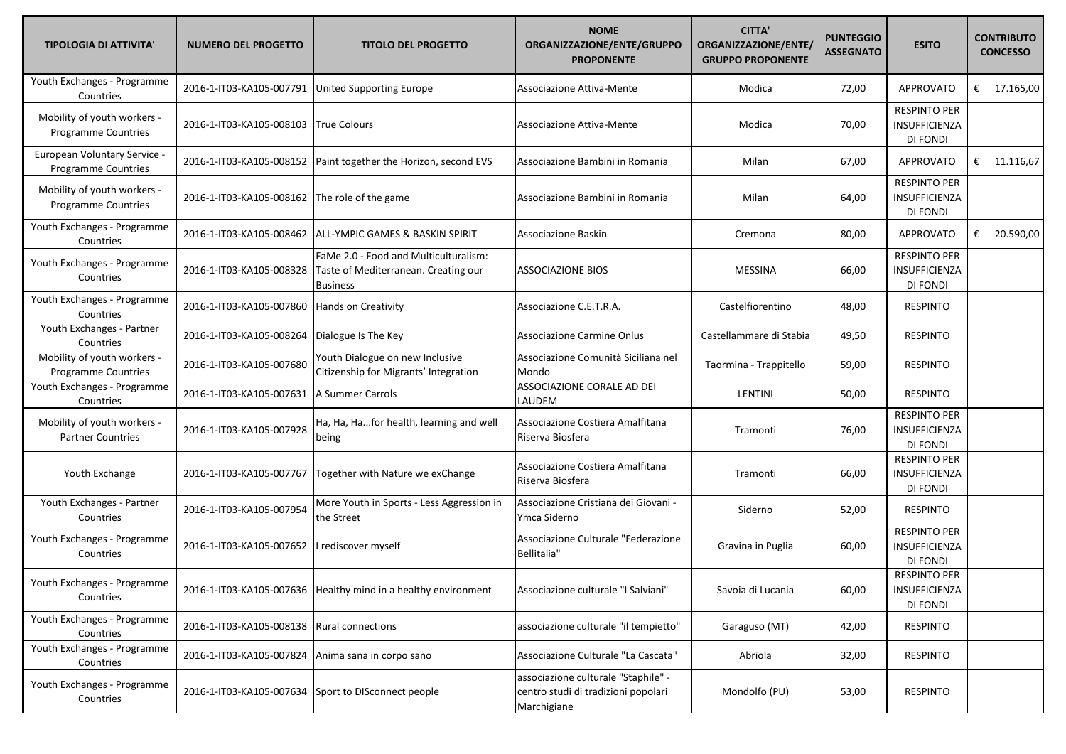| TIPOLOGIA DI ATTIVITA' | NUMERO DEL PROGETTO | TITOLO DEL PROGETTO | NOME ORGANIZZAZIONE/ENTE/GRUPPO PROPONENTE | CITTA' ORGANIZZAZIONE/ENTE/ GRUPPO PROPONENTE | PUNTEGGIO ASSEGNATO | ESITO | CONTRIBUTO CONCESSO |
|---|---|---|---|---|---|---|---|
| Youth Exchanges - Programme Countries | 2016-1-IT03-KA105-007791 | United Supporting Europe | Associazione Attiva-Mente | Modica | 72,00 | APPROVATO | € 17.165,00 |
| Mobility of youth workers - Programme Countries | 2016-1-IT03-KA105-008103 | True Colours | Associazione Attiva-Mente | Modica | 70,00 | RESPINTO PER INSUFFICIENZA DI FONDI | |
| European Voluntary Service - Programme Countries | 2016-1-IT03-KA105-008152 | Paint together the Horizon, second EVS | Associazione Bambini in Romania | Milan | 67,00 | APPROVATO | € 11.116,67 |
| Mobility of youth workers - Programme Countries | 2016-1-IT03-KA105-008162 | The role of the game | Associazione Bambini in Romania | Milan | 64,00 | RESPINTO PER INSUFFICIENZA DI FONDI | |
| Youth Exchanges - Programme Countries | 2016-1-IT03-KA105-008462 | ALL-YMPIC GAMES & BASKIN SPIRIT | Associazione Baskin | Cremona | 80,00 | APPROVATO | € 20.590,00 |
| Youth Exchanges - Programme Countries | 2016-1-IT03-KA105-008328 | FaMe 2.0 - Food and Multiculturalism: Taste of Mediterranean. Creating our Business | ASSOCIAZIONE BIOS | MESSINA | 66,00 | RESPINTO PER INSUFFICIENZA DI FONDI | |
| Youth Exchanges - Programme Countries | 2016-1-IT03-KA105-007860 | Hands on Creativity | Associazione C.E.T.R.A. | Castelfiorentino | 48,00 | RESPINTO | |
| Youth Exchanges - Partner Countries | 2016-1-IT03-KA105-008264 | Dialogue Is The Key | Associazione Carmine Onlus | Castellammare di Stabia | 49,50 | RESPINTO | |
| Mobility of youth workers - Programme Countries | 2016-1-IT03-KA105-007680 | Youth Dialogue on new Inclusive Citizenship for Migrants' Integration | Associazione Comunità Siciliana nel Mondo | Taormina - Trappitello | 59,00 | RESPINTO | |
| Youth Exchanges - Programme Countries | 2016-1-IT03-KA105-007631 | A Summer Carrols | ASSOCIAZIONE CORALE AD DEI LAUDEM | LENTINI | 50,00 | RESPINTO | |
| Mobility of youth workers - Partner Countries | 2016-1-IT03-KA105-007928 | Ha, Ha, Ha...for health, learning and well being | Associazione Costiera Amalfitana Riserva Biosfera | Tramonti | 76,00 | RESPINTO PER INSUFFICIENZA DI FONDI | |
| Youth Exchange | 2016-1-IT03-KA105-007767 | Together with Nature we exChange | Associazione Costiera Amalfitana Riserva Biosfera | Tramonti | 66,00 | RESPINTO PER INSUFFICIENZA DI FONDI | |
| Youth Exchanges - Partner Countries | 2016-1-IT03-KA105-007954 | More Youth in Sports - Less Aggression in the Street | Associazione Cristiana dei Giovani - Ymca Siderno | Siderno | 52,00 | RESPINTO | |
| Youth Exchanges - Programme Countries | 2016-1-IT03-KA105-007652 | I rediscover myself | Associazione Culturale "Federazione Bellitalia" | Gravina in Puglia | 60,00 | RESPINTO PER INSUFFICIENZA DI FONDI | |
| Youth Exchanges - Programme Countries | 2016-1-IT03-KA105-007636 | Healthy mind in a healthy environment | Associazione culturale "I Salviani" | Savoia di Lucania | 60,00 | RESPINTO PER INSUFFICIENZA DI FONDI | |
| Youth Exchanges - Programme Countries | 2016-1-IT03-KA105-008138 | Rural connections | associazione culturale "il tempietto" | Garaguso (MT) | 42,00 | RESPINTO | |
| Youth Exchanges - Programme Countries | 2016-1-IT03-KA105-007824 | Anima sana in corpo sano | Associazione Culturale "La Cascata" | Abriola | 32,00 | RESPINTO | |
| Youth Exchanges - Programme Countries | 2016-1-IT03-KA105-007634 | Sport to DISconnect people | associazione culturale "Staphile" - centro studi di tradizioni popolari Marchigiane | Mondolfo (PU) | 53,00 | RESPINTO | |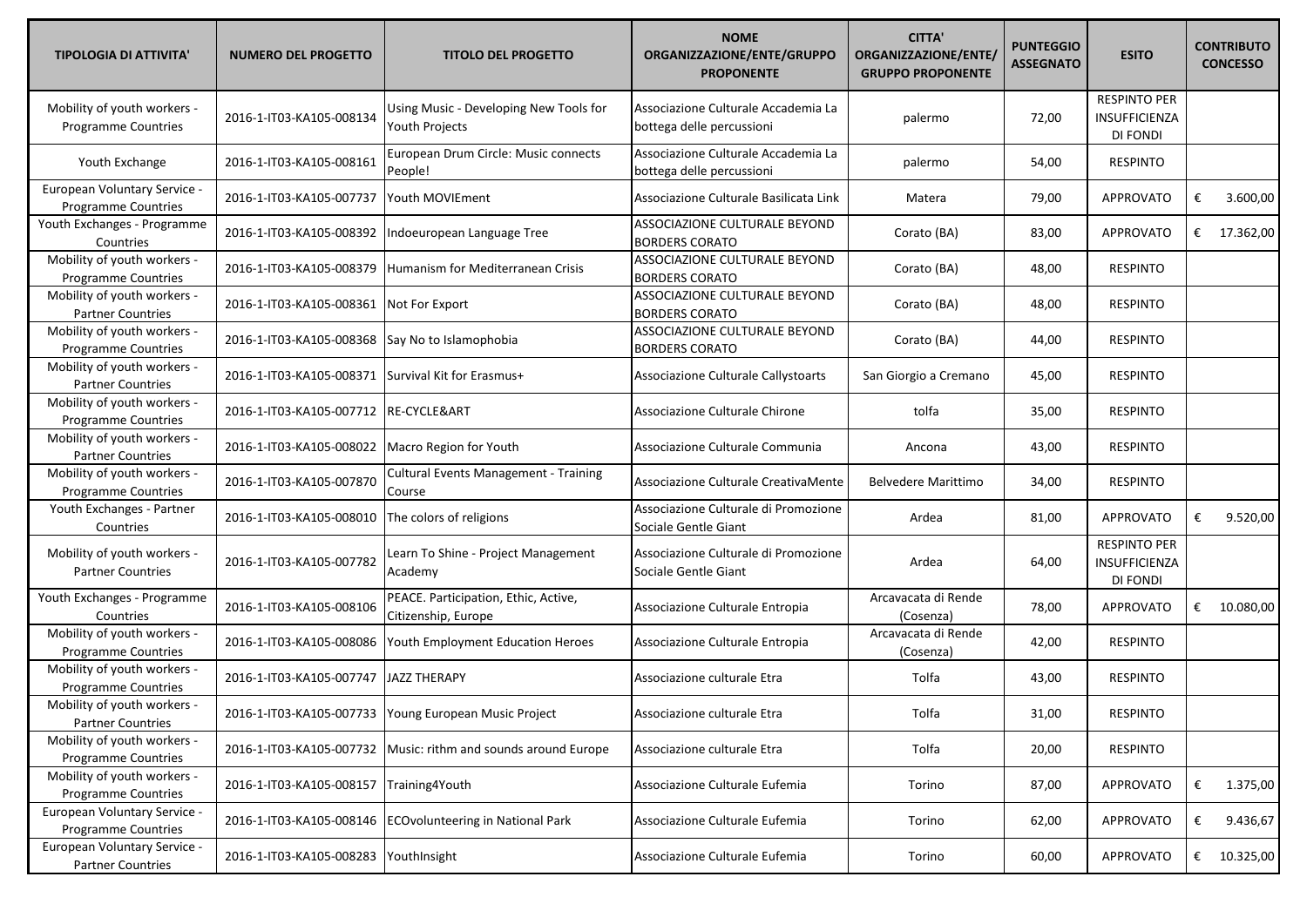| TIPOLOGIA DI ATTIVITA' | NUMERO DEL PROGETTO | TITOLO DEL PROGETTO | NOME ORGANIZZAZIONE/ENTE/GRUPPO PROPONENTE | CITTA' ORGANIZZAZIONE/ENTE/ GRUPPO PROPONENTE | PUNTEGGIO ASSEGNATO | ESITO | CONTRIBUTO CONCESSO |
|---|---|---|---|---|---|---|---|
| Mobility of youth workers - Programme Countries | 2016-1-IT03-KA105-008134 | Using Music - Developing New Tools for Youth Projects | Associazione Culturale Accademia La bottega delle percussioni | palermo | 72,00 | RESPINTO PER INSUFFICIENZA DI FONDI | |
| Youth Exchange | 2016-1-IT03-KA105-008161 | European Drum Circle: Music connects People! | Associazione Culturale Accademia La bottega delle percussioni | palermo | 54,00 | RESPINTO | |
| European Voluntary Service - Programme Countries | 2016-1-IT03-KA105-007737 | Youth MOVIEment | Associazione Culturale Basilicata Link | Matera | 79,00 | APPROVATO | € 3.600,00 |
| Youth Exchanges - Programme Countries | 2016-1-IT03-KA105-008392 | Indoeuropean Language Tree | ASSOCIAZIONE CULTURALE BEYOND BORDERS CORATO | Corato (BA) | 83,00 | APPROVATO | € 17.362,00 |
| Mobility of youth workers - Programme Countries | 2016-1-IT03-KA105-008379 | Humanism for Mediterranean Crisis | ASSOCIAZIONE CULTURALE BEYOND BORDERS CORATO | Corato (BA) | 48,00 | RESPINTO | |
| Mobility of youth workers - Partner Countries | 2016-1-IT03-KA105-008361 | Not For Export | ASSOCIAZIONE CULTURALE BEYOND BORDERS CORATO | Corato (BA) | 48,00 | RESPINTO | |
| Mobility of youth workers - Programme Countries | 2016-1-IT03-KA105-008368 | Say No to Islamophobia | ASSOCIAZIONE CULTURALE BEYOND BORDERS CORATO | Corato (BA) | 44,00 | RESPINTO | |
| Mobility of youth workers - Partner Countries | 2016-1-IT03-KA105-008371 | Survival Kit for Erasmus+ | Associazione Culturale Callystoarts | San Giorgio a Cremano | 45,00 | RESPINTO | |
| Mobility of youth workers - Programme Countries | 2016-1-IT03-KA105-007712 | RE-CYCLE&ART | Associazione Culturale Chirone | tolfa | 35,00 | RESPINTO | |
| Mobility of youth workers - Partner Countries | 2016-1-IT03-KA105-008022 | Macro Region for Youth | Associazione Culturale Communia | Ancona | 43,00 | RESPINTO | |
| Mobility of youth workers - Programme Countries | 2016-1-IT03-KA105-007870 | Cultural Events Management - Training Course | Associazione Culturale CreativaMente | Belvedere Marittimo | 34,00 | RESPINTO | |
| Youth Exchanges - Partner Countries | 2016-1-IT03-KA105-008010 | The colors of religions | Associazione Culturale di Promozione Sociale Gentle Giant | Ardea | 81,00 | APPROVATO | € 9.520,00 |
| Mobility of youth workers - Partner Countries | 2016-1-IT03-KA105-007782 | Learn To Shine - Project Management Academy | Associazione Culturale di Promozione Sociale Gentle Giant | Ardea | 64,00 | RESPINTO PER INSUFFICIENZA DI FONDI | |
| Youth Exchanges - Programme Countries | 2016-1-IT03-KA105-008106 | PEACE. Participation, Ethic, Active, Citizenship, Europe | Associazione Culturale Entropia | Arcavacata di Rende (Cosenza) | 78,00 | APPROVATO | € 10.080,00 |
| Mobility of youth workers - Programme Countries | 2016-1-IT03-KA105-008086 | Youth Employment Education Heroes | Associazione Culturale Entropia | Arcavacata di Rende (Cosenza) | 42,00 | RESPINTO | |
| Mobility of youth workers - Programme Countries | 2016-1-IT03-KA105-007747 | JAZZ THERAPY | Associazione culturale Etra | Tolfa | 43,00 | RESPINTO | |
| Mobility of youth workers - Partner Countries | 2016-1-IT03-KA105-007733 | Young European Music Project | Associazione culturale Etra | Tolfa | 31,00 | RESPINTO | |
| Mobility of youth workers - Programme Countries | 2016-1-IT03-KA105-007732 | Music: rithm and sounds around Europe | Associazione culturale Etra | Tolfa | 20,00 | RESPINTO | |
| Mobility of youth workers - Programme Countries | 2016-1-IT03-KA105-008157 | Training4Youth | Associazione Culturale Eufemia | Torino | 87,00 | APPROVATO | € 1.375,00 |
| European Voluntary Service - Programme Countries | 2016-1-IT03-KA105-008146 | ECOvolunteering in National Park | Associazione Culturale Eufemia | Torino | 62,00 | APPROVATO | € 9.436,67 |
| European Voluntary Service - Partner Countries | 2016-1-IT03-KA105-008283 | YouthInsight | Associazione Culturale Eufemia | Torino | 60,00 | APPROVATO | € 10.325,00 |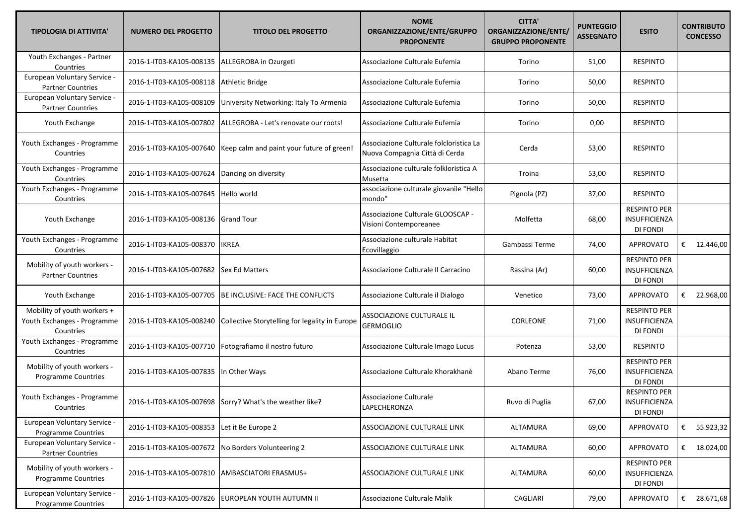| TIPOLOGIA DI ATTIVITA' | NUMERO DEL PROGETTO | TITOLO DEL PROGETTO | NOME ORGANIZZAZIONE/ENTE/GRUPPO PROPONENTE | CITTA' ORGANIZZAZIONE/ENTE/ GRUPPO PROPONENTE | PUNTEGGIO ASSEGNATO | ESITO | CONTRIBUTO CONCESSO |
|---|---|---|---|---|---|---|---|
| Youth Exchanges - Partner Countries | 2016-1-IT03-KA105-008135 | ALLEGROBA in Ozurgeti | Associazione Culturale Eufemia | Torino | 51,00 | RESPINTO | |
| European Voluntary Service - Partner Countries | 2016-1-IT03-KA105-008118 | Athletic Bridge | Associazione Culturale Eufemia | Torino | 50,00 | RESPINTO | |
| European Voluntary Service - Partner Countries | 2016-1-IT03-KA105-008109 | University Networking: Italy To Armenia | Associazione Culturale Eufemia | Torino | 50,00 | RESPINTO | |
| Youth Exchange | 2016-1-IT03-KA105-007802 | ALLEGROBA - Let's renovate our roots! | Associazione Culturale Eufemia | Torino | 0,00 | RESPINTO | |
| Youth Exchanges - Programme Countries | 2016-1-IT03-KA105-007640 | Keep calm and paint your future of green! | Associazione Culturale folcloristica La Nuova Compagnia Città di Cerda | Cerda | 53,00 | RESPINTO | |
| Youth Exchanges - Programme Countries | 2016-1-IT03-KA105-007624 | Dancing on diversity | Associazione culturale folkloristica A Musetta | Troina | 53,00 | RESPINTO | |
| Youth Exchanges - Programme Countries | 2016-1-IT03-KA105-007645 | Hello world | associazione culturale giovanile "Hello mondo" | Pignola (PZ) | 37,00 | RESPINTO | |
| Youth Exchange | 2016-1-IT03-KA105-008136 | Grand Tour | Associazione Culturale GLOOSCAP - Visioni Contemporeanee | Molfetta | 68,00 | RESPINTO PER INSUFFICIENZA DI FONDI | |
| Youth Exchanges - Programme Countries | 2016-1-IT03-KA105-008370 | IKREA | Associazione culturale Habitat Ecovillaggio | Gambassi Terme | 74,00 | APPROVATO | € 12.446,00 |
| Mobility of youth workers - Partner Countries | 2016-1-IT03-KA105-007682 | Sex Ed Matters | Associazione Culturale Il Carracino | Rassina (Ar) | 60,00 | RESPINTO PER INSUFFICIENZA DI FONDI | |
| Youth Exchange | 2016-1-IT03-KA105-007705 | BE INCLUSIVE: FACE THE CONFLICTS | Associazione Culturale il Dialogo | Venetico | 73,00 | APPROVATO | € 22.968,00 |
| Mobility of youth workers + Youth Exchanges - Programme Countries | 2016-1-IT03-KA105-008240 | Collective Storytelling for legality in Europe | ASSOCIAZIONE CULTURALE IL GERMOGLIO | CORLEONE | 71,00 | RESPINTO PER INSUFFICIENZA DI FONDI | |
| Youth Exchanges - Programme Countries | 2016-1-IT03-KA105-007710 | Fotografiamo il nostro futuro | Associazione Culturale Imago Lucus | Potenza | 53,00 | RESPINTO | |
| Mobility of youth workers - Programme Countries | 2016-1-IT03-KA105-007835 | In Other Ways | Associazione Culturale Khorakhanè | Abano Terme | 76,00 | RESPINTO PER INSUFFICIENZA DI FONDI | |
| Youth Exchanges - Programme Countries | 2016-1-IT03-KA105-007698 | Sorry? What's the weather like? | Associazione Culturale LAPECHERONZA | Ruvo di Puglia | 67,00 | RESPINTO PER INSUFFICIENZA DI FONDI | |
| European Voluntary Service - Programme Countries | 2016-1-IT03-KA105-008353 | Let it Be Europe 2 | ASSOCIAZIONE CULTURALE LINK | ALTAMURA | 69,00 | APPROVATO | € 55.923,32 |
| European Voluntary Service - Partner Countries | 2016-1-IT03-KA105-007672 | No Borders Volunteering 2 | ASSOCIAZIONE CULTURALE LINK | ALTAMURA | 60,00 | APPROVATO | € 18.024,00 |
| Mobility of youth workers - Programme Countries | 2016-1-IT03-KA105-007810 | AMBASCIATORI ERASMUS+ | ASSOCIAZIONE CULTURALE LINK | ALTAMURA | 60,00 | RESPINTO PER INSUFFICIENZA DI FONDI | |
| European Voluntary Service - Programme Countries | 2016-1-IT03-KA105-007826 | EUROPEAN YOUTH AUTUMN II | Associazione Culturale Malik | CAGLIARI | 79,00 | APPROVATO | € 28.671,68 |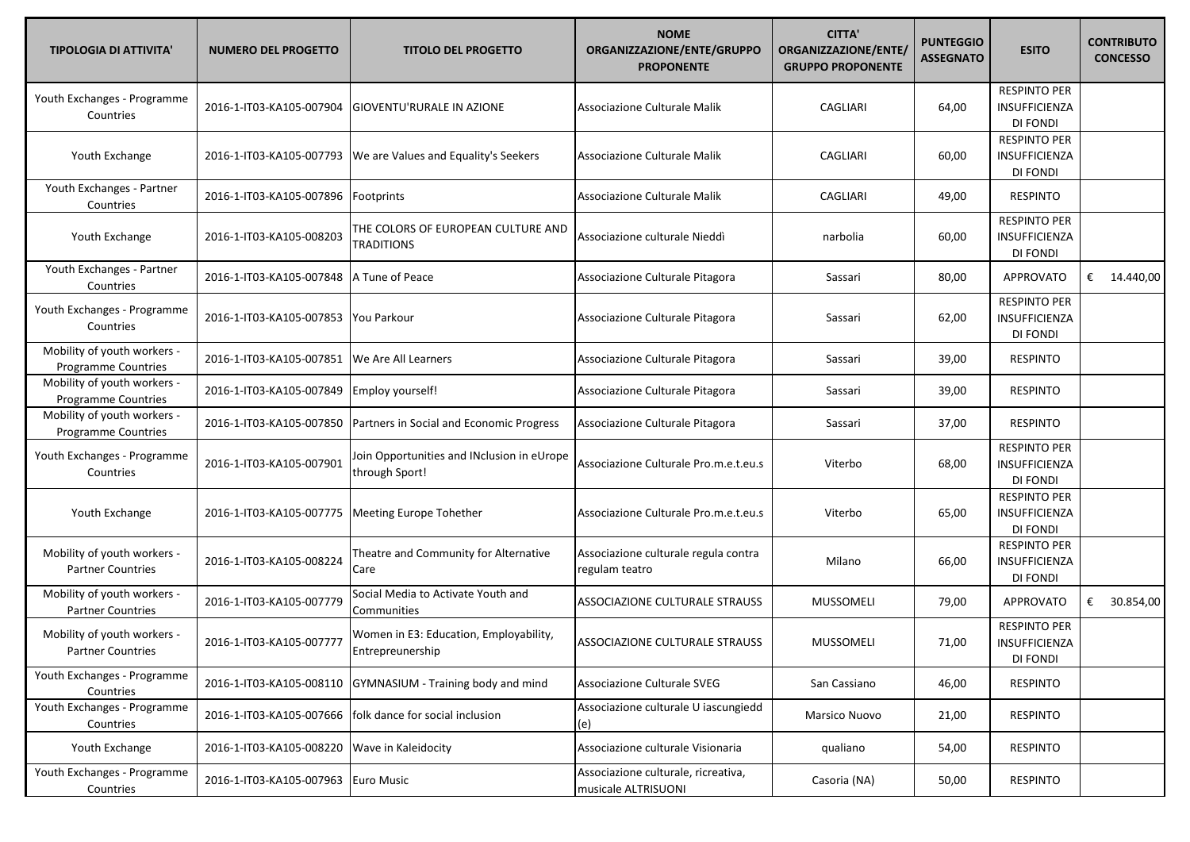| TIPOLOGIA DI ATTIVITA' | NUMERO DEL PROGETTO | TITOLO DEL PROGETTO | NOME ORGANIZZAZIONE/ENTE/GRUPPO PROPONENTE | CITTA' ORGANIZZAZIONE/ENTE/ GRUPPO PROPONENTE | PUNTEGGIO ASSEGNATO | ESITO | CONTRIBUTO CONCESSO |
|---|---|---|---|---|---|---|---|
| Youth Exchanges - Programme Countries | 2016-1-IT03-KA105-007904 | GIOVENTU'RURALE IN AZIONE | Associazione Culturale Malik | CAGLIARI | 64,00 | RESPINTO PER INSUFFICIENZA DI FONDI | |
| Youth Exchange | 2016-1-IT03-KA105-007793 | We are Values and Equality's Seekers | Associazione Culturale Malik | CAGLIARI | 60,00 | RESPINTO PER INSUFFICIENZA DI FONDI | |
| Youth Exchanges - Partner Countries | 2016-1-IT03-KA105-007896 | Footprints | Associazione Culturale Malik | CAGLIARI | 49,00 | RESPINTO | |
| Youth Exchange | 2016-1-IT03-KA105-008203 | THE COLORS OF EUROPEAN CULTURE AND TRADITIONS | Associazione culturale Nieddì | narbolia | 60,00 | RESPINTO PER INSUFFICIENZA DI FONDI | |
| Youth Exchanges - Partner Countries | 2016-1-IT03-KA105-007848 | A Tune of Peace | Associazione Culturale Pitagora | Sassari | 80,00 | APPROVATO | € 14.440,00 |
| Youth Exchanges - Programme Countries | 2016-1-IT03-KA105-007853 | You Parkour | Associazione Culturale Pitagora | Sassari | 62,00 | RESPINTO PER INSUFFICIENZA DI FONDI | |
| Mobility of youth workers - Programme Countries | 2016-1-IT03-KA105-007851 | We Are All Learners | Associazione Culturale Pitagora | Sassari | 39,00 | RESPINTO | |
| Mobility of youth workers - Programme Countries | 2016-1-IT03-KA105-007849 | Employ yourself! | Associazione Culturale Pitagora | Sassari | 39,00 | RESPINTO | |
| Mobility of youth workers - Programme Countries | 2016-1-IT03-KA105-007850 | Partners in Social and Economic Progress | Associazione Culturale Pitagora | Sassari | 37,00 | RESPINTO | |
| Youth Exchanges - Programme Countries | 2016-1-IT03-KA105-007901 | Join Opportunities and INclusion in eUrope through Sport! | Associazione Culturale Pro.m.e.t.eu.s | Viterbo | 68,00 | RESPINTO PER INSUFFICIENZA DI FONDI | |
| Youth Exchange | 2016-1-IT03-KA105-007775 | Meeting Europe Tohether | Associazione Culturale Pro.m.e.t.eu.s | Viterbo | 65,00 | RESPINTO PER INSUFFICIENZA DI FONDI | |
| Mobility of youth workers - Partner Countries | 2016-1-IT03-KA105-008224 | Theatre and Community for Alternative Care | Associazione culturale regula contra regulam teatro | Milano | 66,00 | RESPINTO PER INSUFFICIENZA DI FONDI | |
| Mobility of youth workers - Partner Countries | 2016-1-IT03-KA105-007779 | Social Media to Activate Youth and Communities | ASSOCIAZIONE CULTURALE STRAUSS | MUSSOMELI | 79,00 | APPROVATO | € 30.854,00 |
| Mobility of youth workers - Partner Countries | 2016-1-IT03-KA105-007777 | Women in E3: Education, Employability, Entrepreunership | ASSOCIAZIONE CULTURALE STRAUSS | MUSSOMELI | 71,00 | RESPINTO PER INSUFFICIENZA DI FONDI | |
| Youth Exchanges - Programme Countries | 2016-1-IT03-KA105-008110 | GYMNASIUM - Training body and mind | Associazione Culturale SVEG | San Cassiano | 46,00 | RESPINTO | |
| Youth Exchanges - Programme Countries | 2016-1-IT03-KA105-007666 | folk dance for social inclusion | Associazione culturale U iascungiedd (e) | Marsico Nuovo | 21,00 | RESPINTO | |
| Youth Exchange | 2016-1-IT03-KA105-008220 | Wave in Kaleidocity | Associazione culturale Visionaria | qualiano | 54,00 | RESPINTO | |
| Youth Exchanges - Programme Countries | 2016-1-IT03-KA105-007963 | Euro Music | Associazione culturale, ricreativa, musicale ALTRISUONI | Casoria (NA) | 50,00 | RESPINTO | |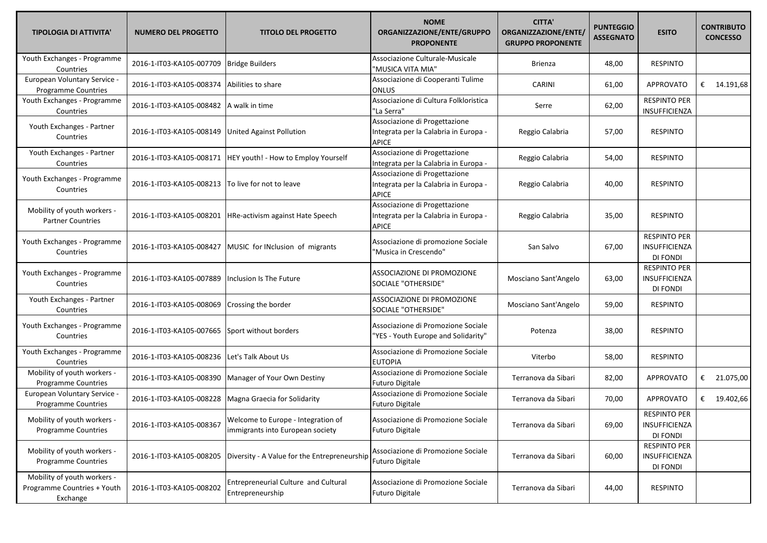| TIPOLOGIA DI ATTIVITA' | NUMERO DEL PROGETTO | TITOLO DEL PROGETTO | NOME ORGANIZZAZIONE/ENTE/GRUPPO PROPONENTE | CITTA' ORGANIZZAZIONE/ENTE/ GRUPPO PROPONENTE | PUNTEGGIO ASSEGNATO | ESITO | CONTRIBUTO CONCESSO |
|---|---|---|---|---|---|---|---|
| Youth Exchanges - Programme Countries | 2016-1-IT03-KA105-007709 | Bridge Builders | Associazione Culturale-Musicale "MUSICA VITA MIA" | Brienza | 48,00 | RESPINTO | |
| European Voluntary Service - Programme Countries | 2016-1-IT03-KA105-008374 | Abilities to share | Associazione di Cooperanti Tulime ONLUS | CARINI | 61,00 | APPROVATO | € 14.191,68 |
| Youth Exchanges - Programme Countries | 2016-1-IT03-KA105-008482 | A walk in time | Associazione di Cultura Folkloristica "La Serra" | Serre | 62,00 | RESPINTO PER INSUFFICIENZA | |
| Youth Exchanges - Partner Countries | 2016-1-IT03-KA105-008149 | United Against Pollution | Associazione di Progettazione Integrata per la Calabria in Europa - APICE | Reggio Calabria | 57,00 | RESPINTO | |
| Youth Exchanges - Partner Countries | 2016-1-IT03-KA105-008171 | HEY youth! - How to Employ Yourself | Associazione di Progettazione Integrata per la Calabria in Europa - | Reggio Calabria | 54,00 | RESPINTO | |
| Youth Exchanges - Programme Countries | 2016-1-IT03-KA105-008213 | To live for not to leave | Associazione di Progettazione Integrata per la Calabria in Europa - APICE | Reggio Calabria | 40,00 | RESPINTO | |
| Mobility of youth workers - Partner Countries | 2016-1-IT03-KA105-008201 | HRe-activism against Hate Speech | Associazione di Progettazione Integrata per la Calabria in Europa - APICE | Reggio Calabria | 35,00 | RESPINTO | |
| Youth Exchanges - Programme Countries | 2016-1-IT03-KA105-008427 | MUSIC for INclusion of migrants | Associazione di promozione Sociale "Musica in Crescendo" | San Salvo | 67,00 | RESPINTO PER INSUFFICIENZA DI FONDI | |
| Youth Exchanges - Programme Countries | 2016-1-IT03-KA105-007889 | Inclusion Is The Future | ASSOCIAZIONE DI PROMOZIONE SOCIALE "OTHERSIDE" | Mosciano Sant'Angelo | 63,00 | RESPINTO PER INSUFFICIENZA DI FONDI | |
| Youth Exchanges - Partner Countries | 2016-1-IT03-KA105-008069 | Crossing the border | ASSOCIAZIONE DI PROMOZIONE SOCIALE "OTHERSIDE" | Mosciano Sant'Angelo | 59,00 | RESPINTO | |
| Youth Exchanges - Programme Countries | 2016-1-IT03-KA105-007665 | Sport without borders | Associazione di Promozione Sociale "YES - Youth Europe and Solidarity" | Potenza | 38,00 | RESPINTO | |
| Youth Exchanges - Programme Countries | 2016-1-IT03-KA105-008236 | Let's Talk About Us | Associazione di Promozione Sociale EUTOPIA | Viterbo | 58,00 | RESPINTO | |
| Mobility of youth workers - Programme Countries | 2016-1-IT03-KA105-008390 | Manager of Your Own Destiny | Associazione di Promozione Sociale Futuro Digitale | Terranova da Sibari | 82,00 | APPROVATO | € 21.075,00 |
| European Voluntary Service - Programme Countries | 2016-1-IT03-KA105-008228 | Magna Graecia for Solidarity | Associazione di Promozione Sociale Futuro Digitale | Terranova da Sibari | 70,00 | APPROVATO | € 19.402,66 |
| Mobility of youth workers - Programme Countries | 2016-1-IT03-KA105-008367 | Welcome to Europe - Integration of immigrants into European society | Associazione di Promozione Sociale Futuro Digitale | Terranova da Sibari | 69,00 | RESPINTO PER INSUFFICIENZA DI FONDI | |
| Mobility of youth workers - Programme Countries | 2016-1-IT03-KA105-008205 | Diversity - A Value for the Entrepreneurship | Associazione di Promozione Sociale Futuro Digitale | Terranova da Sibari | 60,00 | RESPINTO PER INSUFFICIENZA DI FONDI | |
| Mobility of youth workers - Programme Countries + Youth Exchange | 2016-1-IT03-KA105-008202 | Entrepreneurial Culture and Cultural Entrepreneurship | Associazione di Promozione Sociale Futuro Digitale | Terranova da Sibari | 44,00 | RESPINTO | |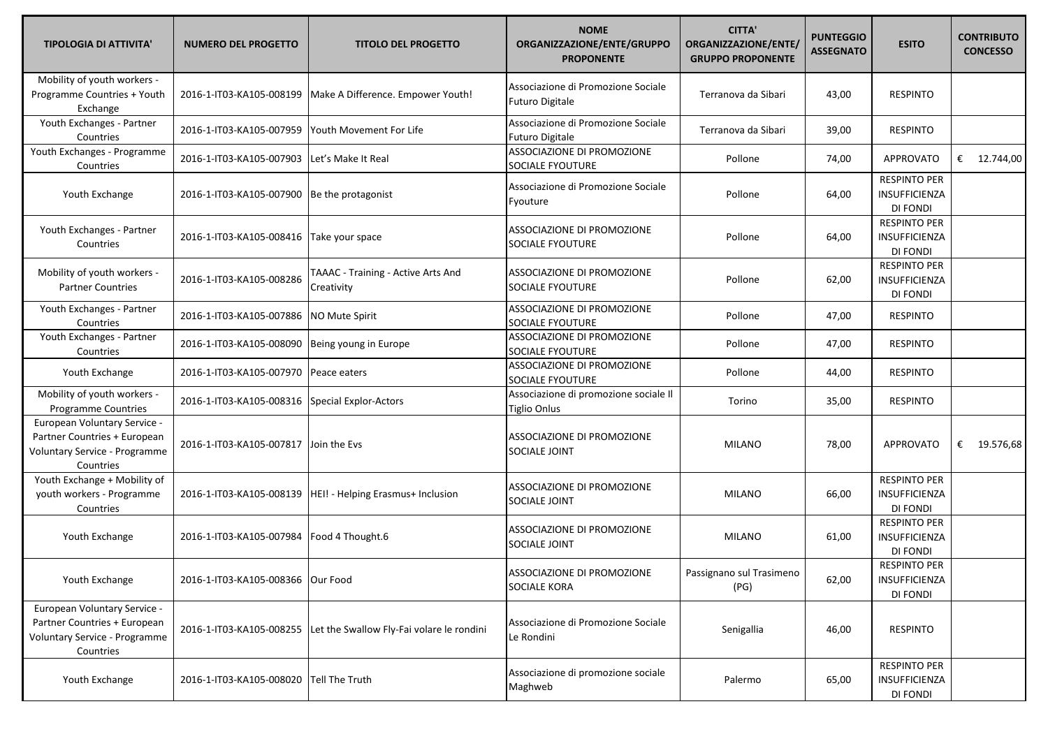| TIPOLOGIA DI ATTIVITA' | NUMERO DEL PROGETTO | TITOLO DEL PROGETTO | NOME ORGANIZZAZIONE/ENTE/GRUPPO PROPONENTE | CITTA' ORGANIZZAZIONE/ENTE/ GRUPPO PROPONENTE | PUNTEGGIO ASSEGNATO | ESITO | CONTRIBUTO CONCESSO |
|---|---|---|---|---|---|---|---|
| Mobility of youth workers - Programme Countries + Youth Exchange | 2016-1-IT03-KA105-008199 | Make A Difference. Empower Youth! | Associazione di Promozione Sociale Futuro Digitale | Terranova da Sibari | 43,00 | RESPINTO | |
| Youth Exchanges - Partner Countries | 2016-1-IT03-KA105-007959 | Youth Movement For Life | Associazione di Promozione Sociale Futuro Digitale | Terranova da Sibari | 39,00 | RESPINTO | |
| Youth Exchanges - Programme Countries | 2016-1-IT03-KA105-007903 | Let's Make It Real | ASSOCIAZIONE DI PROMOZIONE SOCIALE FYOUTURE | Pollone | 74,00 | APPROVATO | € 12.744,00 |
| Youth Exchange | 2016-1-IT03-KA105-007900 | Be the protagonist | Associazione di Promozione Sociale Fyouture | Pollone | 64,00 | RESPINTO PER INSUFFICIENZA DI FONDI | |
| Youth Exchanges - Partner Countries | 2016-1-IT03-KA105-008416 | Take your space | ASSOCIAZIONE DI PROMOZIONE SOCIALE FYOUTURE | Pollone | 64,00 | RESPINTO PER INSUFFICIENZA DI FONDI | |
| Mobility of youth workers - Partner Countries | 2016-1-IT03-KA105-008286 | TAAAC - Training - Active Arts And Creativity | ASSOCIAZIONE DI PROMOZIONE SOCIALE FYOUTURE | Pollone | 62,00 | RESPINTO PER INSUFFICIENZA DI FONDI | |
| Youth Exchanges - Partner Countries | 2016-1-IT03-KA105-007886 | NO Mute Spirit | ASSOCIAZIONE DI PROMOZIONE SOCIALE FYOUTURE | Pollone | 47,00 | RESPINTO | |
| Youth Exchanges - Partner Countries | 2016-1-IT03-KA105-008090 | Being young in Europe | ASSOCIAZIONE DI PROMOZIONE SOCIALE FYOUTURE | Pollone | 47,00 | RESPINTO | |
| Youth Exchange | 2016-1-IT03-KA105-007970 | Peace eaters | ASSOCIAZIONE DI PROMOZIONE SOCIALE FYOUTURE | Pollone | 44,00 | RESPINTO | |
| Mobility of youth workers - Programme Countries | 2016-1-IT03-KA105-008316 | Special Explor-Actors | Associazione di promozione sociale Il Tiglio Onlus | Torino | 35,00 | RESPINTO | |
| European Voluntary Service - Partner Countries + European Voluntary Service - Programme Countries | 2016-1-IT03-KA105-007817 | Join the Evs | ASSOCIAZIONE DI PROMOZIONE SOCIALE JOINT | MILANO | 78,00 | APPROVATO | € 19.576,68 |
| Youth Exchange + Mobility of youth workers - Programme Countries | 2016-1-IT03-KA105-008139 | HEI! - Helping Erasmus+ Inclusion | ASSOCIAZIONE DI PROMOZIONE SOCIALE JOINT | MILANO | 66,00 | RESPINTO PER INSUFFICIENZA DI FONDI | |
| Youth Exchange | 2016-1-IT03-KA105-007984 | Food 4 Thought.6 | ASSOCIAZIONE DI PROMOZIONE SOCIALE JOINT | MILANO | 61,00 | RESPINTO PER INSUFFICIENZA DI FONDI | |
| Youth Exchange | 2016-1-IT03-KA105-008366 | Our Food | ASSOCIAZIONE DI PROMOZIONE SOCIALE KORA | Passignano sul Trasimeno (PG) | 62,00 | RESPINTO PER INSUFFICIENZA DI FONDI | |
| European Voluntary Service - Partner Countries + European Voluntary Service - Programme Countries | 2016-1-IT03-KA105-008255 | Let the Swallow Fly-Fai volare le rondini | Associazione di Promozione Sociale Le Rondini | Senigallia | 46,00 | RESPINTO | |
| Youth Exchange | 2016-1-IT03-KA105-008020 | Tell The Truth | Associazione di promozione sociale Maghweb | Palermo | 65,00 | RESPINTO PER INSUFFICIENZA DI FONDI | |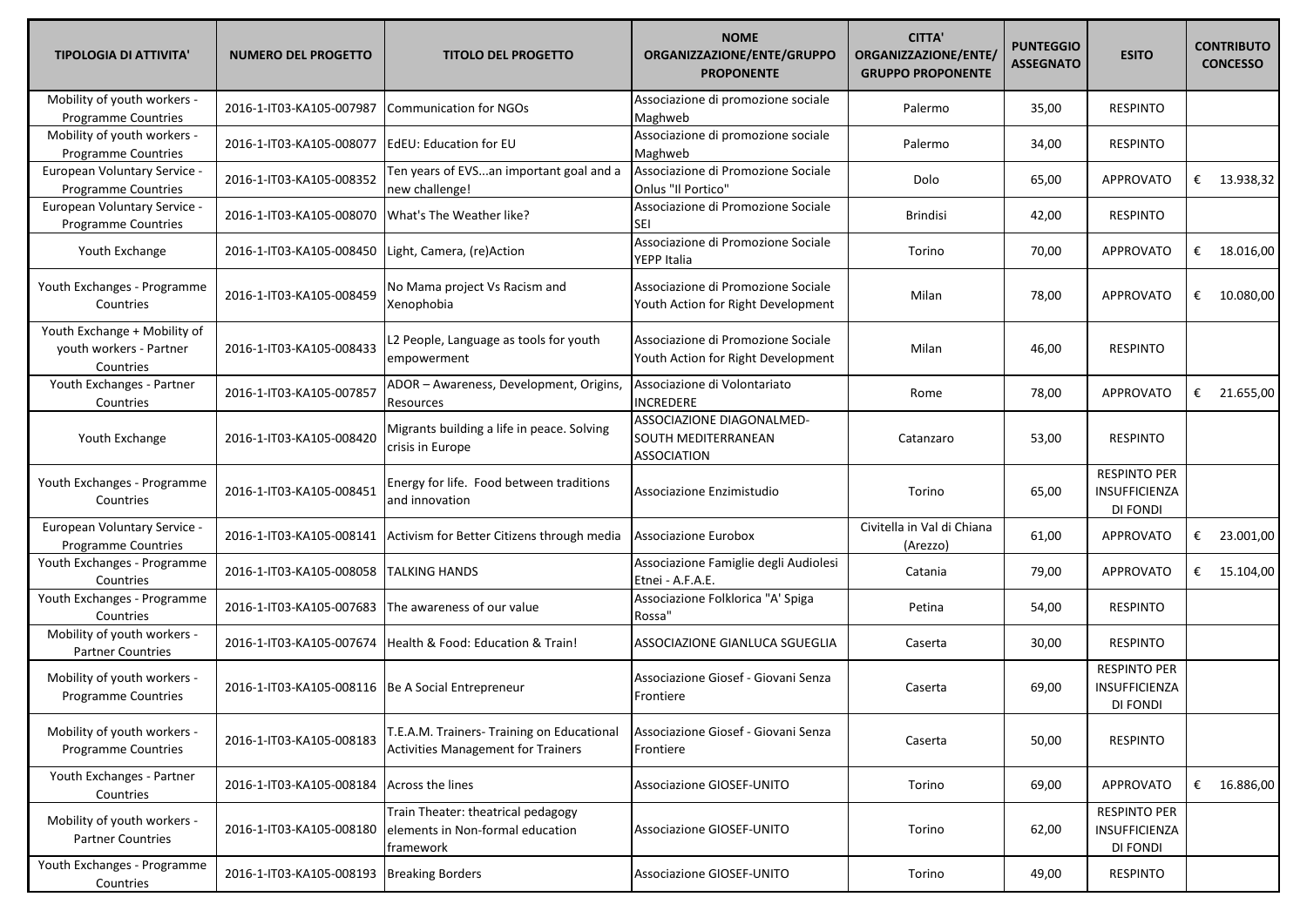| TIPOLOGIA DI ATTIVITA' | NUMERO DEL PROGETTO | TITOLO DEL PROGETTO | NOME ORGANIZZAZIONE/ENTE/GRUPPO PROPONENTE | CITTA' ORGANIZZAZIONE/ENTE/ GRUPPO PROPONENTE | PUNTEGGIO ASSEGNATO | ESITO | CONTRIBUTO CONCESSO |
|---|---|---|---|---|---|---|---|
| Mobility of youth workers - Programme Countries | 2016-1-IT03-KA105-007987 | Communication for NGOs | Associazione di promozione sociale Maghweb | Palermo | 35,00 | RESPINTO | |
| Mobility of youth workers - Programme Countries | 2016-1-IT03-KA105-008077 | EdEU: Education for EU | Associazione di promozione sociale Maghweb | Palermo | 34,00 | RESPINTO | |
| European Voluntary Service - Programme Countries | 2016-1-IT03-KA105-008352 | Ten years of EVS...an important goal and a new challenge! | Associazione di Promozione Sociale Onlus "Il Portico" | Dolo | 65,00 | APPROVATO | € 13.938,32 |
| European Voluntary Service - Programme Countries | 2016-1-IT03-KA105-008070 | What's The Weather like? | Associazione di Promozione Sociale SEI | Brindisi | 42,00 | RESPINTO | |
| Youth Exchange | 2016-1-IT03-KA105-008450 | Light, Camera, (re)Action | Associazione di Promozione Sociale YEPP Italia | Torino | 70,00 | APPROVATO | € 18.016,00 |
| Youth Exchanges - Programme Countries | 2016-1-IT03-KA105-008459 | No Mama project Vs Racism and Xenophobia | Associazione di Promozione Sociale Youth Action for Right Development | Milan | 78,00 | APPROVATO | € 10.080,00 |
| Youth Exchange + Mobility of youth workers - Partner Countries | 2016-1-IT03-KA105-008433 | L2 People, Language as tools for youth empowerment | Associazione di Promozione Sociale Youth Action for Right Development | Milan | 46,00 | RESPINTO | |
| Youth Exchanges - Partner Countries | 2016-1-IT03-KA105-007857 | ADOR – Awareness, Development, Origins, Resources | Associazione di Volontariato INCREDERE | Rome | 78,00 | APPROVATO | € 21.655,00 |
| Youth Exchange | 2016-1-IT03-KA105-008420 | Migrants building a life in peace. Solving crisis in Europe | ASSOCIAZIONE DIAGONALMED-SOUTH MEDITERRANEAN ASSOCIATION | Catanzaro | 53,00 | RESPINTO | |
| Youth Exchanges - Programme Countries | 2016-1-IT03-KA105-008451 | Energy for life. Food between traditions and innovation | Associazione Enzimistudio | Torino | 65,00 | RESPINTO PER INSUFFICIENZA DI FONDI | |
| European Voluntary Service - Programme Countries | 2016-1-IT03-KA105-008141 | Activism for Better Citizens through media | Associazione Eurobox | Civitella in Val di Chiana (Arezzo) | 61,00 | APPROVATO | € 23.001,00 |
| Youth Exchanges - Programme Countries | 2016-1-IT03-KA105-008058 | TALKING HANDS | Associazione Famiglie degli Audiolesi Etnei - A.F.A.E. | Catania | 79,00 | APPROVATO | € 15.104,00 |
| Youth Exchanges - Programme Countries | 2016-1-IT03-KA105-007683 | The awareness of our value | Associazione Folklorica "A' Spiga Rossa" | Petina | 54,00 | RESPINTO | |
| Mobility of youth workers - Partner Countries | 2016-1-IT03-KA105-007674 | Health & Food: Education & Train! | ASSOCIAZIONE GIANLUCA SGUEGLIA | Caserta | 30,00 | RESPINTO | |
| Mobility of youth workers - Programme Countries | 2016-1-IT03-KA105-008116 | Be A Social Entrepreneur | Associazione Giosef - Giovani Senza Frontiere | Caserta | 69,00 | RESPINTO PER INSUFFICIENZA DI FONDI | |
| Mobility of youth workers - Programme Countries | 2016-1-IT03-KA105-008183 | T.E.A.M. Trainers- Training on Educational Activities Management for Trainers | Associazione Giosef - Giovani Senza Frontiere | Caserta | 50,00 | RESPINTO | |
| Youth Exchanges - Partner Countries | 2016-1-IT03-KA105-008184 | Across the lines | Associazione GIOSEF-UNITO | Torino | 69,00 | APPROVATO | € 16.886,00 |
| Mobility of youth workers - Partner Countries | 2016-1-IT03-KA105-008180 | Train Theater: theatrical pedagogy elements in Non-formal education framework | Associazione GIOSEF-UNITO | Torino | 62,00 | RESPINTO PER INSUFFICIENZA DI FONDI | |
| Youth Exchanges - Programme Countries | 2016-1-IT03-KA105-008193 | Breaking Borders | Associazione GIOSEF-UNITO | Torino | 49,00 | RESPINTO | |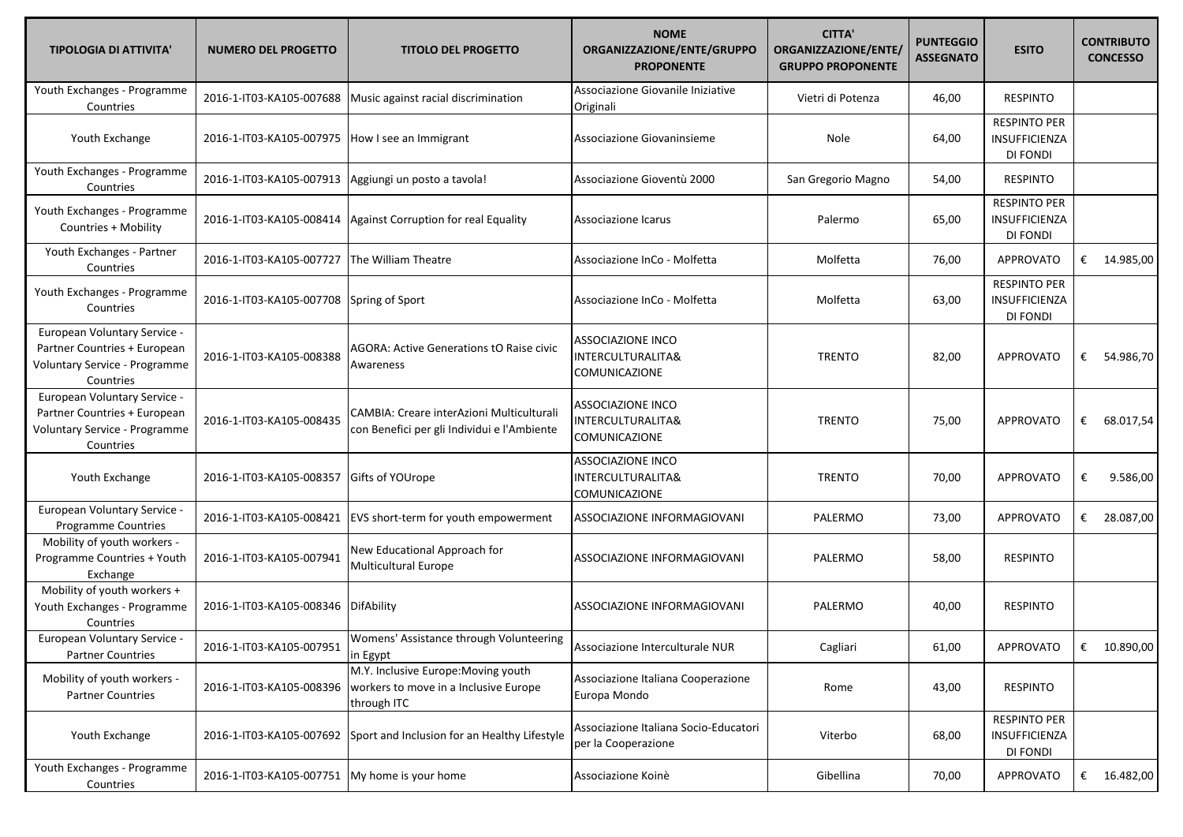| TIPOLOGIA DI ATTIVITA' | NUMERO DEL PROGETTO | TITOLO DEL PROGETTO | NOME ORGANIZZAZIONE/ENTE/GRUPPO PROPONENTE | CITTA' ORGANIZZAZIONE/ENTE/ GRUPPO PROPONENTE | PUNTEGGIO ASSEGNATO | ESITO | CONTRIBUTO CONCESSO |
|---|---|---|---|---|---|---|---|
| Youth Exchanges - Programme Countries | 2016-1-IT03-KA105-007688 | Music against racial discrimination | Associazione Giovanile Iniziative Originali | Vietri di Potenza | 46,00 | RESPINTO | |
| Youth Exchange | 2016-1-IT03-KA105-007975 | How I see an Immigrant | Associazione Giovaninsieme | Nole | 64,00 | RESPINTO PER INSUFFICIENZA DI FONDI | |
| Youth Exchanges - Programme Countries | 2016-1-IT03-KA105-007913 | Aggiungi un posto a tavola! | Associazione Gioventù 2000 | San Gregorio Magno | 54,00 | RESPINTO | |
| Youth Exchanges - Programme Countries + Mobility | 2016-1-IT03-KA105-008414 | Against Corruption for real Equality | Associazione Icarus | Palermo | 65,00 | RESPINTO PER INSUFFICIENZA DI FONDI | |
| Youth Exchanges - Partner Countries | 2016-1-IT03-KA105-007727 | The William Theatre | Associazione InCo - Molfetta | Molfetta | 76,00 | APPROVATO | € 14.985,00 |
| Youth Exchanges - Programme Countries | 2016-1-IT03-KA105-007708 | Spring of Sport | Associazione InCo - Molfetta | Molfetta | 63,00 | RESPINTO PER INSUFFICIENZA DI FONDI | |
| European Voluntary Service - Partner Countries + European Voluntary Service - Programme Countries | 2016-1-IT03-KA105-008388 | AGORA: Active Generations tO Raise civic Awareness | ASSOCIAZIONE INCO INTERCULTURALITA& COMUNICAZIONE | TRENTO | 82,00 | APPROVATO | € 54.986,70 |
| European Voluntary Service - Partner Countries + European Voluntary Service - Programme Countries | 2016-1-IT03-KA105-008435 | CAMBIA: Creare interAzioni Multiculturali con Benefici per gli Individui e l'Ambiente | ASSOCIAZIONE INCO INTERCULTURALITA& COMUNICAZIONE | TRENTO | 75,00 | APPROVATO | € 68.017,54 |
| Youth Exchange | 2016-1-IT03-KA105-008357 | Gifts of YOUrope | ASSOCIAZIONE INCO INTERCULTURALITA& COMUNICAZIONE | TRENTO | 70,00 | APPROVATO | € 9.586,00 |
| European Voluntary Service - Programme Countries | 2016-1-IT03-KA105-008421 | EVS short-term for youth empowerment | ASSOCIAZIONE INFORMAGIOVANI | PALERMO | 73,00 | APPROVATO | € 28.087,00 |
| Mobility of youth workers - Programme Countries + Youth Exchange | 2016-1-IT03-KA105-007941 | New Educational Approach for Multicultural Europe | ASSOCIAZIONE INFORMAGIOVANI | PALERMO | 58,00 | RESPINTO | |
| Mobility of youth workers + Youth Exchanges - Programme Countries | 2016-1-IT03-KA105-008346 | DifAbility | ASSOCIAZIONE INFORMAGIOVANI | PALERMO | 40,00 | RESPINTO | |
| European Voluntary Service - Partner Countries | 2016-1-IT03-KA105-007951 | Womens' Assistance through Volunteering in Egypt | Associazione Interculturale NUR | Cagliari | 61,00 | APPROVATO | € 10.890,00 |
| Mobility of youth workers - Partner Countries | 2016-1-IT03-KA105-008396 | M.Y. Inclusive Europe:Moving youth workers to move in a Inclusive Europe through ITC | Associazione Italiana Cooperazione Europa Mondo | Rome | 43,00 | RESPINTO | |
| Youth Exchange | 2016-1-IT03-KA105-007692 | Sport and Inclusion for an Healthy Lifestyle | Associazione Italiana Socio-Educatori per la Cooperazione | Viterbo | 68,00 | RESPINTO PER INSUFFICIENZA DI FONDI | |
| Youth Exchanges - Programme Countries | 2016-1-IT03-KA105-007751 | My home is your home | Associazione Koinè | Gibellina | 70,00 | APPROVATO | € 16.482,00 |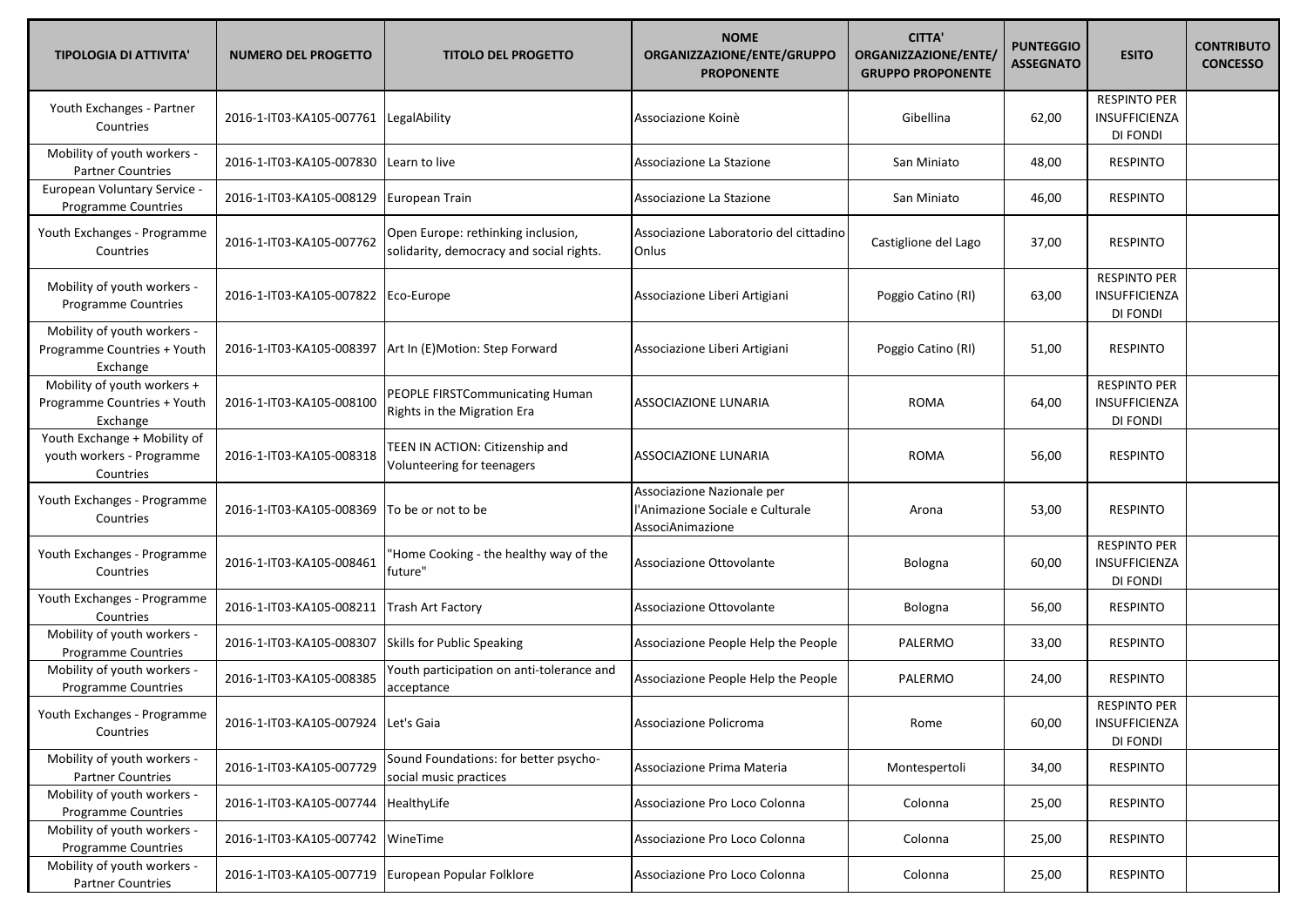| TIPOLOGIA DI ATTIVITA' | NUMERO DEL PROGETTO | TITOLO DEL PROGETTO | NOME ORGANIZZAZIONE/ENTE/GRUPPO PROPONENTE | CITTA' ORGANIZZAZIONE/ENTE/ GRUPPO PROPONENTE | PUNTEGGIO ASSEGNATO | ESITO | CONTRIBUTO CONCESSO |
|---|---|---|---|---|---|---|---|
| Youth Exchanges - Partner Countries | 2016-1-IT03-KA105-007761 | LegalAbility | Associazione Koinè | Gibellina | 62,00 | RESPINTO PER INSUFFICIENZA DI FONDI | |
| Mobility of youth workers - Partner Countries | 2016-1-IT03-KA105-007830 | Learn to live | Associazione La Stazione | San Miniato | 48,00 | RESPINTO | |
| European Voluntary Service - Programme Countries | 2016-1-IT03-KA105-008129 | European Train | Associazione La Stazione | San Miniato | 46,00 | RESPINTO | |
| Youth Exchanges - Programme Countries | 2016-1-IT03-KA105-007762 | Open Europe: rethinking inclusion, solidarity, democracy and social rights. | Associazione Laboratorio del cittadino Onlus | Castiglione del Lago | 37,00 | RESPINTO | |
| Mobility of youth workers - Programme Countries | 2016-1-IT03-KA105-007822 | Eco-Europe | Associazione Liberi Artigiani | Poggio Catino (RI) | 63,00 | RESPINTO PER INSUFFICIENZA DI FONDI | |
| Mobility of youth workers - Programme Countries + Youth Exchange | 2016-1-IT03-KA105-008397 | Art In (E)Motion: Step Forward | Associazione Liberi Artigiani | Poggio Catino (RI) | 51,00 | RESPINTO | |
| Mobility of youth workers + Programme Countries + Youth Exchange | 2016-1-IT03-KA105-008100 | PEOPLE FIRSTCommunicating Human Rights in the Migration Era | ASSOCIAZIONE LUNARIA | ROMA | 64,00 | RESPINTO PER INSUFFICIENZA DI FONDI | |
| Youth Exchange + Mobility of youth workers - Programme Countries | 2016-1-IT03-KA105-008318 | TEEN IN ACTION: Citizenship and Volunteering for teenagers | ASSOCIAZIONE LUNARIA | ROMA | 56,00 | RESPINTO | |
| Youth Exchanges - Programme Countries | 2016-1-IT03-KA105-008369 | To be or not to be | Associazione Nazionale per l'Animazione Sociale e Culturale AssociAnimazione | Arona | 53,00 | RESPINTO | |
| Youth Exchanges - Programme Countries | 2016-1-IT03-KA105-008461 | "Home Cooking - the healthy way of the future" | Associazione Ottovolante | Bologna | 60,00 | RESPINTO PER INSUFFICIENZA DI FONDI | |
| Youth Exchanges - Programme Countries | 2016-1-IT03-KA105-008211 | Trash Art Factory | Associazione Ottovolante | Bologna | 56,00 | RESPINTO | |
| Mobility of youth workers - Programme Countries | 2016-1-IT03-KA105-008307 | Skills for Public Speaking | Associazione People Help the People | PALERMO | 33,00 | RESPINTO | |
| Mobility of youth workers - Programme Countries | 2016-1-IT03-KA105-008385 | Youth participation on anti-tolerance and acceptance | Associazione People Help the People | PALERMO | 24,00 | RESPINTO | |
| Youth Exchanges - Programme Countries | 2016-1-IT03-KA105-007924 | Let's Gaia | Associazione Policroma | Rome | 60,00 | RESPINTO PER INSUFFICIENZA DI FONDI | |
| Mobility of youth workers - Partner Countries | 2016-1-IT03-KA105-007729 | Sound Foundations: for better psycho-social music practices | Associazione Prima Materia | Montespertoli | 34,00 | RESPINTO | |
| Mobility of youth workers - Programme Countries | 2016-1-IT03-KA105-007744 | HealthyLife | Associazione Pro Loco Colonna | Colonna | 25,00 | RESPINTO | |
| Mobility of youth workers - Programme Countries | 2016-1-IT03-KA105-007742 | WineTime | Associazione Pro Loco Colonna | Colonna | 25,00 | RESPINTO | |
| Mobility of youth workers - Partner Countries | 2016-1-IT03-KA105-007719 | European Popular Folklore | Associazione Pro Loco Colonna | Colonna | 25,00 | RESPINTO | |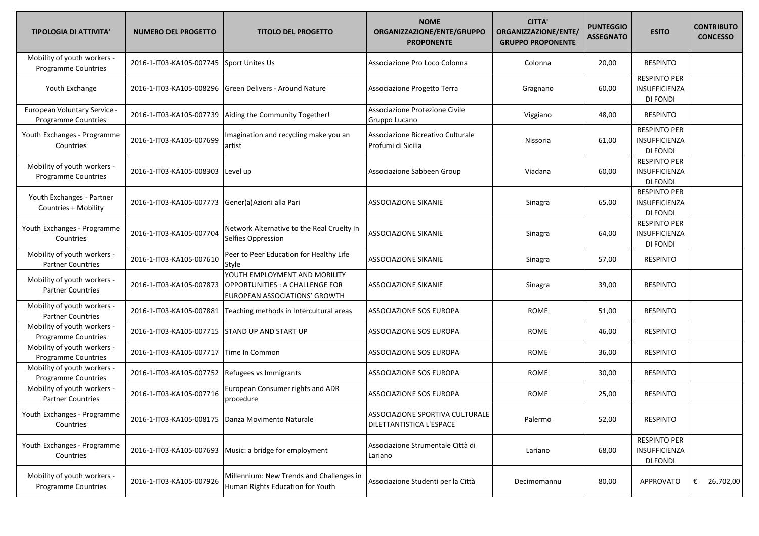| TIPOLOGIA DI ATTIVITA' | NUMERO DEL PROGETTO | TITOLO DEL PROGETTO | NOME ORGANIZZAZIONE/ENTE/GRUPPO PROPONENTE | CITTA' ORGANIZZAZIONE/ENTE/ GRUPPO PROPONENTE | PUNTEGGIO ASSEGNATO | ESITO | CONTRIBUTO CONCESSO |
|---|---|---|---|---|---|---|---|
| Mobility of youth workers - Programme Countries | 2016-1-IT03-KA105-007745 | Sport Unites Us | Associazione Pro Loco Colonna | Colonna | 20,00 | RESPINTO | |
| Youth Exchange | 2016-1-IT03-KA105-008296 | Green Delivers - Around Nature | Associazione Progetto Terra | Gragnano | 60,00 | RESPINTO PER INSUFFICIENZA DI FONDI | |
| European Voluntary Service - Programme Countries | 2016-1-IT03-KA105-007739 | Aiding the Community Together! | Associazione Protezione Civile Gruppo Lucano | Viggiano | 48,00 | RESPINTO | |
| Youth Exchanges - Programme Countries | 2016-1-IT03-KA105-007699 | Imagination and recycling make you an artist | Associazione Ricreativo Culturale Profumi di Sicilia | Nissoria | 61,00 | RESPINTO PER INSUFFICIENZA DI FONDI | |
| Mobility of youth workers - Programme Countries | 2016-1-IT03-KA105-008303 | Level up | Associazione Sabbeen Group | Viadana | 60,00 | RESPINTO PER INSUFFICIENZA DI FONDI | |
| Youth Exchanges - Partner Countries + Mobility | 2016-1-IT03-KA105-007773 | Gener(a)Azioni alla Pari | ASSOCIAZIONE SIKANIE | Sinagra | 65,00 | RESPINTO PER INSUFFICIENZA DI FONDI | |
| Youth Exchanges - Programme Countries | 2016-1-IT03-KA105-007704 | Network Alternative to the Real Cruelty In Selfies Oppression | ASSOCIAZIONE SIKANIE | Sinagra | 64,00 | RESPINTO PER INSUFFICIENZA DI FONDI | |
| Mobility of youth workers - Partner Countries | 2016-1-IT03-KA105-007610 | Peer to Peer Education for Healthy Life Style | ASSOCIAZIONE SIKANIE | Sinagra | 57,00 | RESPINTO | |
| Mobility of youth workers - Partner Countries | 2016-1-IT03-KA105-007873 | YOUTH EMPLOYMENT AND MOBILITY OPPORTUNITIES : A CHALLENGE FOR EUROPEAN ASSOCIATIONS' GROWTH | ASSOCIAZIONE SIKANIE | Sinagra | 39,00 | RESPINTO | |
| Mobility of youth workers - Partner Countries | 2016-1-IT03-KA105-007881 | Teaching methods in Intercultural areas | ASSOCIAZIONE SOS EUROPA | ROME | 51,00 | RESPINTO | |
| Mobility of youth workers - Programme Countries | 2016-1-IT03-KA105-007715 | STAND UP AND START UP | ASSOCIAZIONE SOS EUROPA | ROME | 46,00 | RESPINTO | |
| Mobility of youth workers - Programme Countries | 2016-1-IT03-KA105-007717 | Time In Common | ASSOCIAZIONE SOS EUROPA | ROME | 36,00 | RESPINTO | |
| Mobility of youth workers - Programme Countries | 2016-1-IT03-KA105-007752 | Refugees vs Immigrants | ASSOCIAZIONE SOS EUROPA | ROME | 30,00 | RESPINTO | |
| Mobility of youth workers - Partner Countries | 2016-1-IT03-KA105-007716 | European Consumer rights and ADR procedure | ASSOCIAZIONE SOS EUROPA | ROME | 25,00 | RESPINTO | |
| Youth Exchanges - Programme Countries | 2016-1-IT03-KA105-008175 | Danza Movimento Naturale | ASSOCIAZIONE SPORTIVA CULTURALE DILETTANTISTICA L'ESPACE | Palermo | 52,00 | RESPINTO | |
| Youth Exchanges - Programme Countries | 2016-1-IT03-KA105-007693 | Music: a bridge for employment | Associazione Strumentale Città di Lariano | Lariano | 68,00 | RESPINTO PER INSUFFICIENZA DI FONDI | |
| Mobility of youth workers - Programme Countries | 2016-1-IT03-KA105-007926 | Millennium: New Trends and Challenges in Human Rights Education for Youth | Associazione Studenti per la Città | Decimomannu | 80,00 | APPROVATO | € 26.702,00 |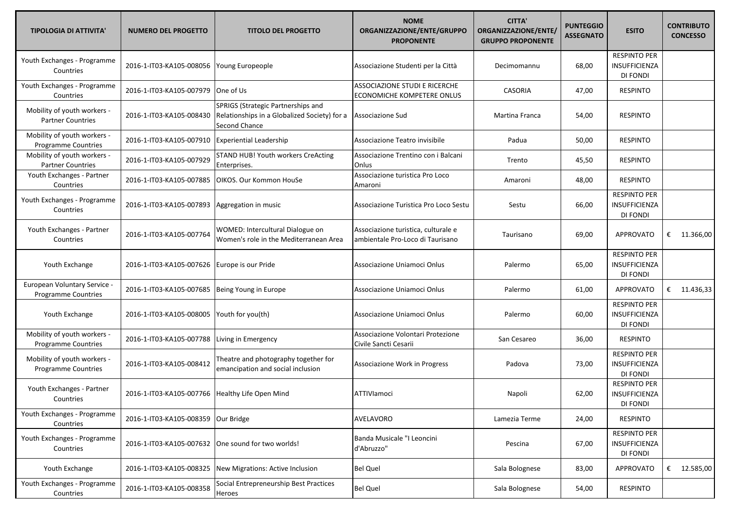| TIPOLOGIA DI ATTIVITA' | NUMERO DEL PROGETTO | TITOLO DEL PROGETTO | NOME ORGANIZZAZIONE/ENTE/GRUPPO PROPONENTE | CITTA' ORGANIZZAZIONE/ENTE/ GRUPPO PROPONENTE | PUNTEGGIO ASSEGNATO | ESITO | CONTRIBUTO CONCESSO |
|---|---|---|---|---|---|---|---|
| Youth Exchanges - Programme Countries | 2016-1-IT03-KA105-008056 | Young Europeople | Associazione Studenti per la Città | Decimomannu | 68,00 | RESPINTO PER INSUFFICIENZA DI FONDI | |
| Youth Exchanges - Programme Countries | 2016-1-IT03-KA105-007979 | One of Us | ASSOCIAZIONE STUDI E RICERCHE ECONOMICHE KOMPETERE ONLUS | CASORIA | 47,00 | RESPINTO | |
| Mobility of youth workers - Partner Countries | 2016-1-IT03-KA105-008430 | SPRIGS (Strategic Partnerships and Relationships in a Globalized Society) for a Second Chance | Associazione Sud | Martina Franca | 54,00 | RESPINTO | |
| Mobility of youth workers - Programme Countries | 2016-1-IT03-KA105-007910 | Experiential Leadership | Associazione Teatro invisibile | Padua | 50,00 | RESPINTO | |
| Mobility of youth workers - Partner Countries | 2016-1-IT03-KA105-007929 | STAND HUB! Youth workers CreActing Enterprises. | Associazione Trentino con i Balcani Onlus | Trento | 45,50 | RESPINTO | |
| Youth Exchanges - Partner Countries | 2016-1-IT03-KA105-007885 | OIKOS. Our Kommon HouSe | Associazione turistica Pro Loco Amaroni | Amaroni | 48,00 | RESPINTO | |
| Youth Exchanges - Programme Countries | 2016-1-IT03-KA105-007893 | Aggregation in music | Associazione Turistica Pro Loco Sestu | Sestu | 66,00 | RESPINTO PER INSUFFICIENZA DI FONDI | |
| Youth Exchanges - Partner Countries | 2016-1-IT03-KA105-007764 | WOMED: Intercultural Dialogue on Women's role in the Mediterranean Area | Associazione turistica, culturale e ambientale Pro-Loco di Taurisano | Taurisano | 69,00 | APPROVATO | € 11.366,00 |
| Youth Exchange | 2016-1-IT03-KA105-007626 | Europe is our Pride | Associazione Uniamoci Onlus | Palermo | 65,00 | RESPINTO PER INSUFFICIENZA DI FONDI | |
| European Voluntary Service - Programme Countries | 2016-1-IT03-KA105-007685 | Being Young in Europe | Associazione Uniamoci Onlus | Palermo | 61,00 | APPROVATO | € 11.436,33 |
| Youth Exchange | 2016-1-IT03-KA105-008005 | Youth for you(th) | Associazione Uniamoci Onlus | Palermo | 60,00 | RESPINTO PER INSUFFICIENZA DI FONDI | |
| Mobility of youth workers - Programme Countries | 2016-1-IT03-KA105-007788 | Living in Emergency | Associazione Volontari Protezione Civile Sancti Cesarii | San Cesareo | 36,00 | RESPINTO | |
| Mobility of youth workers - Programme Countries | 2016-1-IT03-KA105-008412 | Theatre and photography together for emancipation and social inclusion | Associazione Work in Progress | Padova | 73,00 | RESPINTO PER INSUFFICIENZA DI FONDI | |
| Youth Exchanges - Partner Countries | 2016-1-IT03-KA105-007766 | Healthy Life Open Mind | ATTIVIamoci | Napoli | 62,00 | RESPINTO PER INSUFFICIENZA DI FONDI | |
| Youth Exchanges - Programme Countries | 2016-1-IT03-KA105-008359 | Our Bridge | AVELAVORO | Lamezia Terme | 24,00 | RESPINTO | |
| Youth Exchanges - Programme Countries | 2016-1-IT03-KA105-007632 | One sound for two worlds! | Banda Musicale "I Leoncini d'Abruzzo" | Pescina | 67,00 | RESPINTO PER INSUFFICIENZA DI FONDI | |
| Youth Exchange | 2016-1-IT03-KA105-008325 | New Migrations: Active Inclusion | Bel Quel | Sala Bolognese | 83,00 | APPROVATO | € 12.585,00 |
| Youth Exchanges - Programme Countries | 2016-1-IT03-KA105-008358 | Social Entrepreneurship Best Practices Heroes | Bel Quel | Sala Bolognese | 54,00 | RESPINTO | |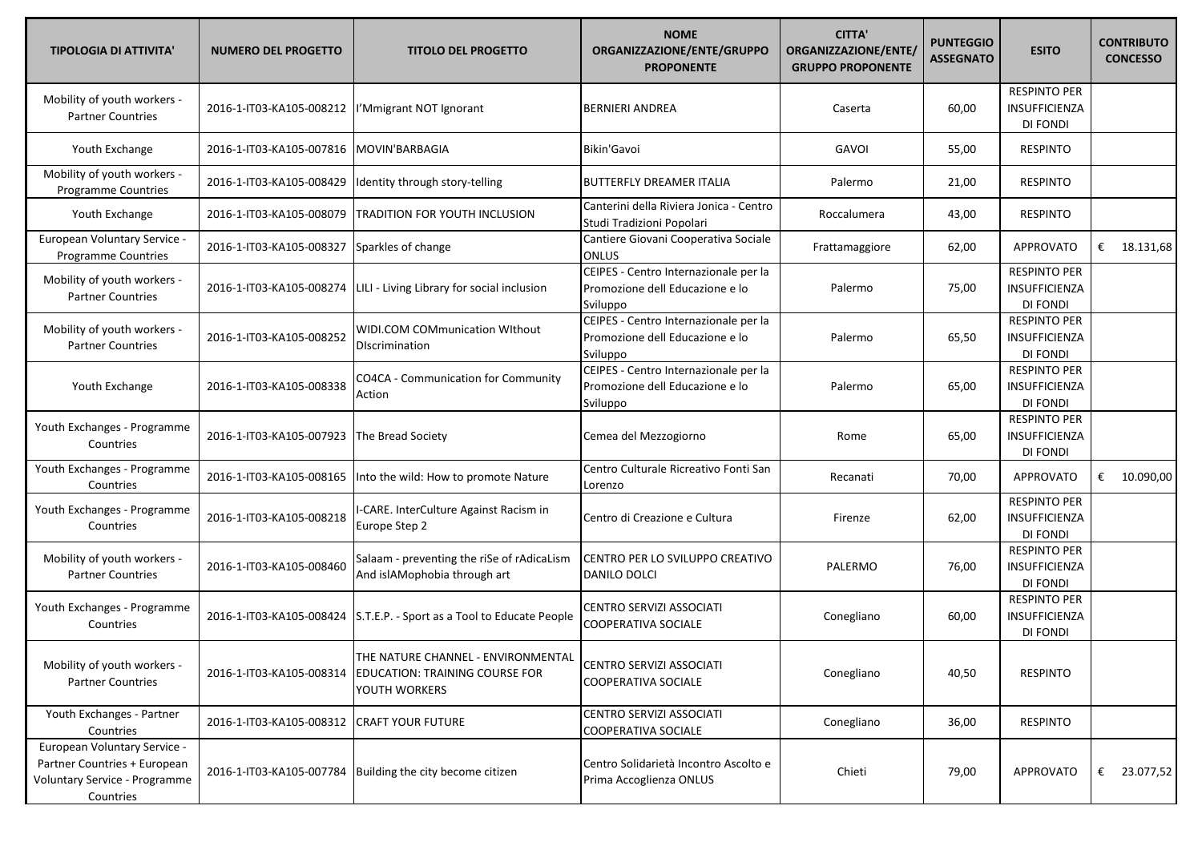| TIPOLOGIA DI ATTIVITA' | NUMERO DEL PROGETTO | TITOLO DEL PROGETTO | NOME ORGANIZZAZIONE/ENTE/GRUPPO PROPONENTE | CITTA' ORGANIZZAZIONE/ENTE/ GRUPPO PROPONENTE | PUNTEGGIO ASSEGNATO | ESITO | CONTRIBUTO CONCESSO |
|---|---|---|---|---|---|---|---|
| Mobility of youth workers - Partner Countries | 2016-1-IT03-KA105-008212 | I'Mmigrant NOT Ignorant | BERNIERI ANDREA | Caserta | 60,00 | RESPINTO PER INSUFFICIENZA DI FONDI | |
| Youth Exchange | 2016-1-IT03-KA105-007816 | MOVIN'BARBAGIA | Bikin'Gavoi | GAVOI | 55,00 | RESPINTO | |
| Mobility of youth workers - Programme Countries | 2016-1-IT03-KA105-008429 | Identity through story-telling | BUTTERFLY DREAMER ITALIA | Palermo | 21,00 | RESPINTO | |
| Youth Exchange | 2016-1-IT03-KA105-008079 | TRADITION FOR YOUTH INCLUSION | Canterini della Riviera Jonica - Centro Studi Tradizioni Popolari | Roccalumera | 43,00 | RESPINTO | |
| European Voluntary Service - Programme Countries | 2016-1-IT03-KA105-008327 | Sparkles of change | Cantiere Giovani Cooperativa Sociale ONLUS | Frattamaggiore | 62,00 | APPROVATO | € 18.131,68 |
| Mobility of youth workers - Partner Countries | 2016-1-IT03-KA105-008274 | LILI - Living Library for social inclusion | CEIPES - Centro Internazionale per la Promozione dell Educazione e lo Sviluppo | Palermo | 75,00 | RESPINTO PER INSUFFICIENZA DI FONDI | |
| Mobility of youth workers - Partner Countries | 2016-1-IT03-KA105-008252 | WIDI.COM COMmunication WIthout DIscrimination | CEIPES - Centro Internazionale per la Promozione dell Educazione e lo Sviluppo | Palermo | 65,50 | RESPINTO PER INSUFFICIENZA DI FONDI | |
| Youth Exchange | 2016-1-IT03-KA105-008338 | CO4CA - Communication for Community Action | CEIPES - Centro Internazionale per la Promozione dell Educazione e lo Sviluppo | Palermo | 65,00 | RESPINTO PER INSUFFICIENZA DI FONDI | |
| Youth Exchanges - Programme Countries | 2016-1-IT03-KA105-007923 | The Bread Society | Cemea del Mezzogiorno | Rome | 65,00 | RESPINTO PER INSUFFICIENZA DI FONDI | |
| Youth Exchanges - Programme Countries | 2016-1-IT03-KA105-008165 | Into the wild: How to promote Nature | Centro Culturale Ricreativo Fonti San Lorenzo | Recanati | 70,00 | APPROVATO | € 10.090,00 |
| Youth Exchanges - Programme Countries | 2016-1-IT03-KA105-008218 | I-CARE. InterCulture Against Racism in Europe Step 2 | Centro di Creazione e Cultura | Firenze | 62,00 | RESPINTO PER INSUFFICIENZA DI FONDI | |
| Mobility of youth workers - Partner Countries | 2016-1-IT03-KA105-008460 | Salaam - preventing the riSe of rAdicaLism And islAMophobia through art | CENTRO PER LO SVILUPPO CREATIVO DANILO DOLCI | PALERMO | 76,00 | RESPINTO PER INSUFFICIENZA DI FONDI | |
| Youth Exchanges - Programme Countries | 2016-1-IT03-KA105-008424 | S.T.E.P. - Sport as a Tool to Educate People | CENTRO SERVIZI ASSOCIATI COOPERATIVA SOCIALE | Conegliano | 60,00 | RESPINTO PER INSUFFICIENZA DI FONDI | |
| Mobility of youth workers - Partner Countries | 2016-1-IT03-KA105-008314 | THE NATURE CHANNEL - ENVIRONMENTAL EDUCATION: TRAINING COURSE FOR YOUTH WORKERS | CENTRO SERVIZI ASSOCIATI COOPERATIVA SOCIALE | Conegliano | 40,50 | RESPINTO | |
| Youth Exchanges - Partner Countries | 2016-1-IT03-KA105-008312 | CRAFT YOUR FUTURE | CENTRO SERVIZI ASSOCIATI COOPERATIVA SOCIALE | Conegliano | 36,00 | RESPINTO | |
| European Voluntary Service - Partner Countries + European Voluntary Service - Programme Countries | 2016-1-IT03-KA105-007784 | Building the city become citizen | Centro Solidarietà Incontro Ascolto e Prima Accoglienza ONLUS | Chieti | 79,00 | APPROVATO | € 23.077,52 |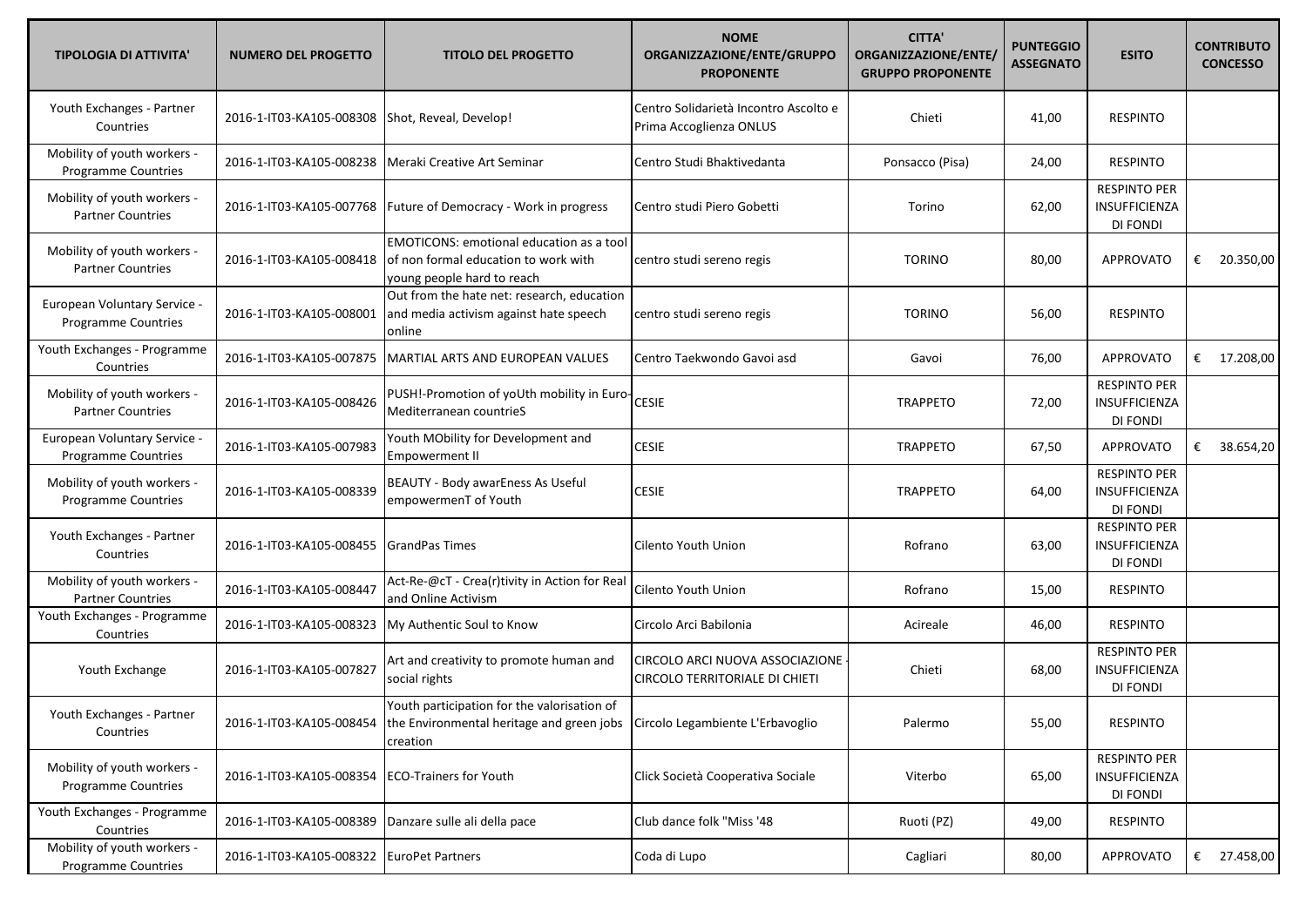| TIPOLOGIA DI ATTIVITA' | NUMERO DEL PROGETTO | TITOLO DEL PROGETTO | NOME ORGANIZZAZIONE/ENTE/GRUPPO PROPONENTE | CITTA' ORGANIZZAZIONE/ENTE/ GRUPPO PROPONENTE | PUNTEGGIO ASSEGNATO | ESITO | CONTRIBUTO CONCESSO |
|---|---|---|---|---|---|---|---|
| Youth Exchanges - Partner Countries | 2016-1-IT03-KA105-008308 | Shot, Reveal, Develop! | Centro Solidarietà Incontro Ascolto e Prima Accoglienza ONLUS | Chieti | 41,00 | RESPINTO | |
| Mobility of youth workers - Programme Countries | 2016-1-IT03-KA105-008238 | Meraki Creative Art Seminar | Centro Studi Bhaktivedanta | Ponsacco (Pisa) | 24,00 | RESPINTO | |
| Mobility of youth workers - Partner Countries | 2016-1-IT03-KA105-007768 | Future of Democracy - Work in progress | Centro studi Piero Gobetti | Torino | 62,00 | RESPINTO PER INSUFFICIENZA DI FONDI | |
| Mobility of youth workers - Partner Countries | 2016-1-IT03-KA105-008418 | EMOTICONS: emotional education as a tool of non formal education to work with young people hard to reach | centro studi sereno regis | TORINO | 80,00 | APPROVATO | € 20.350,00 |
| European Voluntary Service - Programme Countries | 2016-1-IT03-KA105-008001 | Out from the hate net: research, education and media activism against hate speech online | centro studi sereno regis | TORINO | 56,00 | RESPINTO | |
| Youth Exchanges - Programme Countries | 2016-1-IT03-KA105-007875 | MARTIAL ARTS AND EUROPEAN VALUES | Centro Taekwondo Gavoi asd | Gavoi | 76,00 | APPROVATO | € 17.208,00 |
| Mobility of youth workers - Partner Countries | 2016-1-IT03-KA105-008426 | PUSH!-Promotion of yoUth mobility in Euro-Mediterranean countrieS | CESIE | TRAPPETO | 72,00 | RESPINTO PER INSUFFICIENZA DI FONDI | |
| European Voluntary Service - Programme Countries | 2016-1-IT03-KA105-007983 | Youth MObility for Development and Empowerment II | CESIE | TRAPPETO | 67,50 | APPROVATO | € 38.654,20 |
| Mobility of youth workers - Programme Countries | 2016-1-IT03-KA105-008339 | BEAUTY - Body awarEness As Useful empowermenT of Youth | CESIE | TRAPPETO | 64,00 | RESPINTO PER INSUFFICIENZA DI FONDI | |
| Youth Exchanges - Partner Countries | 2016-1-IT03-KA105-008455 | GrandPas Times | Cilento Youth Union | Rofrano | 63,00 | RESPINTO PER INSUFFICIENZA DI FONDI | |
| Mobility of youth workers - Partner Countries | 2016-1-IT03-KA105-008447 | Act-Re-@cT - Crea(r)tivity in Action for Real and Online Activism | Cilento Youth Union | Rofrano | 15,00 | RESPINTO | |
| Youth Exchanges - Programme Countries | 2016-1-IT03-KA105-008323 | My Authentic Soul to Know | Circolo Arci Babilonia | Acireale | 46,00 | RESPINTO | |
| Youth Exchange | 2016-1-IT03-KA105-007827 | Art and creativity to promote human and social rights | CIRCOLO ARCI NUOVA ASSOCIAZIONE - CIRCOLO TERRITORIALE DI CHIETI | Chieti | 68,00 | RESPINTO PER INSUFFICIENZA DI FONDI | |
| Youth Exchanges - Partner Countries | 2016-1-IT03-KA105-008454 | Youth participation for the valorisation of the Environmental heritage and green jobs creation | Circolo Legambiente L'Erbavoglio | Palermo | 55,00 | RESPINTO | |
| Mobility of youth workers - Programme Countries | 2016-1-IT03-KA105-008354 | ECO-Trainers for Youth | Click Società Cooperativa Sociale | Viterbo | 65,00 | RESPINTO PER INSUFFICIENZA DI FONDI | |
| Youth Exchanges - Programme Countries | 2016-1-IT03-KA105-008389 | Danzare sulle ali della pace | Club dance folk "Miss '48 | Ruoti (PZ) | 49,00 | RESPINTO | |
| Mobility of youth workers - Programme Countries | 2016-1-IT03-KA105-008322 | EuroPet Partners | Coda di Lupo | Cagliari | 80,00 | APPROVATO | € 27.458,00 |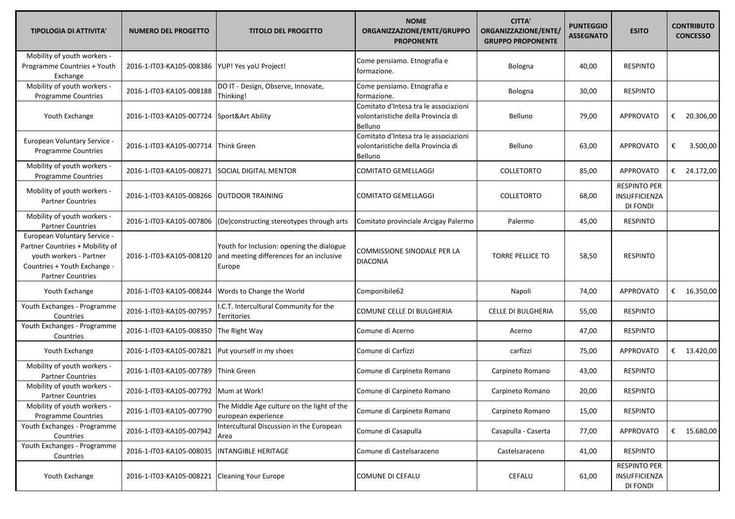| TIPOLOGIA DI ATTIVITA' | NUMERO DEL PROGETTO | TITOLO DEL PROGETTO | NOME ORGANIZZAZIONE/ENTE/GRUPPO PROPONENTE | CITTA' ORGANIZZAZIONE/ENTE/ GRUPPO PROPONENTE | PUNTEGGIO ASSEGNATO | ESITO | CONTRIBUTO CONCESSO |
|---|---|---|---|---|---|---|---|
| Mobility of youth workers - Programme Countries + Youth Exchange | 2016-1-IT03-KA105-008386 | YUP! Yes yoU Project! | Come pensiamo. Etnografia e formazione. | Bologna | 40,00 | RESPINTO | |
| Mobility of youth workers - Programme Countries | 2016-1-IT03-KA105-008188 | DO IT - Design, Observe, Innovate, Thinking! | Come pensiamo. Etnografia e formazione. | Bologna | 30,00 | RESPINTO | |
| Youth Exchange | 2016-1-IT03-KA105-007724 | Sport&Art Ability | Comitato d'Intesa tra le associazioni volontaristiche della Provincia di Belluno | Belluno | 79,00 | APPROVATO | € 20.306,00 |
| European Voluntary Service - Programme Countries | 2016-1-IT03-KA105-007714 | Think Green | Comitato d'Intesa tra le associazioni volontaristiche della Provincia di Belluno | Belluno | 63,00 | APPROVATO | € 3.500,00 |
| Mobility of youth workers - Programme Countries | 2016-1-IT03-KA105-008271 | SOCIAL DIGITAL MENTOR | COMITATO GEMELLAGGI | COLLETORTO | 85,00 | APPROVATO | € 24.172,00 |
| Mobility of youth workers - Partner Countries | 2016-1-IT03-KA105-008266 | OUTDOOR TRAINING | COMITATO GEMELLAGGI | COLLETORTO | 68,00 | RESPINTO PER INSUFFICIENZA DI FONDI | |
| Mobility of youth workers - Partner Countries | 2016-1-IT03-KA105-007806 | (De)constructing stereotypes through arts | Comitato provinciale Arcigay Palermo | Palermo | 45,00 | RESPINTO | |
| European Voluntary Service - Partner Countries + Mobility of youth workers - Partner Countries + Youth Exchange - Partner Countries | 2016-1-IT03-KA105-008120 | Youth for Inclusion: opening the dialogue and meeting differences for an inclusive Europe | COMMISSIONE SINODALE PER LA DIACONIA | TORRE PELLICE TO | 58,50 | RESPINTO | |
| Youth Exchange | 2016-1-IT03-KA105-008244 | Words to Change the World | Componibile62 | Napoli | 74,00 | APPROVATO | € 16.350,00 |
| Youth Exchanges - Programme Countries | 2016-1-IT03-KA105-007957 | I.C.T. Intercultural Community for the Territories | COMUNE CELLE DI BULGHERIA | CELLE DI BULGHERIA | 55,00 | RESPINTO | |
| Youth Exchanges - Programme Countries | 2016-1-IT03-KA105-008350 | The Right Way | Comune di Acerno | Acerno | 47,00 | RESPINTO | |
| Youth Exchange | 2016-1-IT03-KA105-007821 | Put yourself in my shoes | Comune di Carfizzi | carfizzi | 75,00 | APPROVATO | € 13.420,00 |
| Mobility of youth workers - Partner Countries | 2016-1-IT03-KA105-007789 | Think Green | Comune di Carpineto Romano | Carpineto Romano | 43,00 | RESPINTO | |
| Mobility of youth workers - Partner Countries | 2016-1-IT03-KA105-007792 | Mum at Work! | Comune di Carpineto Romano | Carpineto Romano | 20,00 | RESPINTO | |
| Mobility of youth workers - Programme Countries | 2016-1-IT03-KA105-007790 | The Middle Age culture on the light of the european experience | Comune di Carpineto Romano | Carpineto Romano | 15,00 | RESPINTO | |
| Youth Exchanges - Programme Countries | 2016-1-IT03-KA105-007942 | Intercultural Discussion in the European Area | Comune di Casapulla | Casapulla - Caserta | 77,00 | APPROVATO | € 15.680,00 |
| Youth Exchanges - Programme Countries | 2016-1-IT03-KA105-008035 | INTANGIBLE HERITAGE | Comune di Castelsaraceno | Castelsaraceno | 41,00 | RESPINTO | |
| Youth Exchange | 2016-1-IT03-KA105-008221 | Cleaning Your Europe | COMUNE DI CEFALU | CEFALU | 61,00 | RESPINTO PER INSUFFICIENZA DI FONDI | |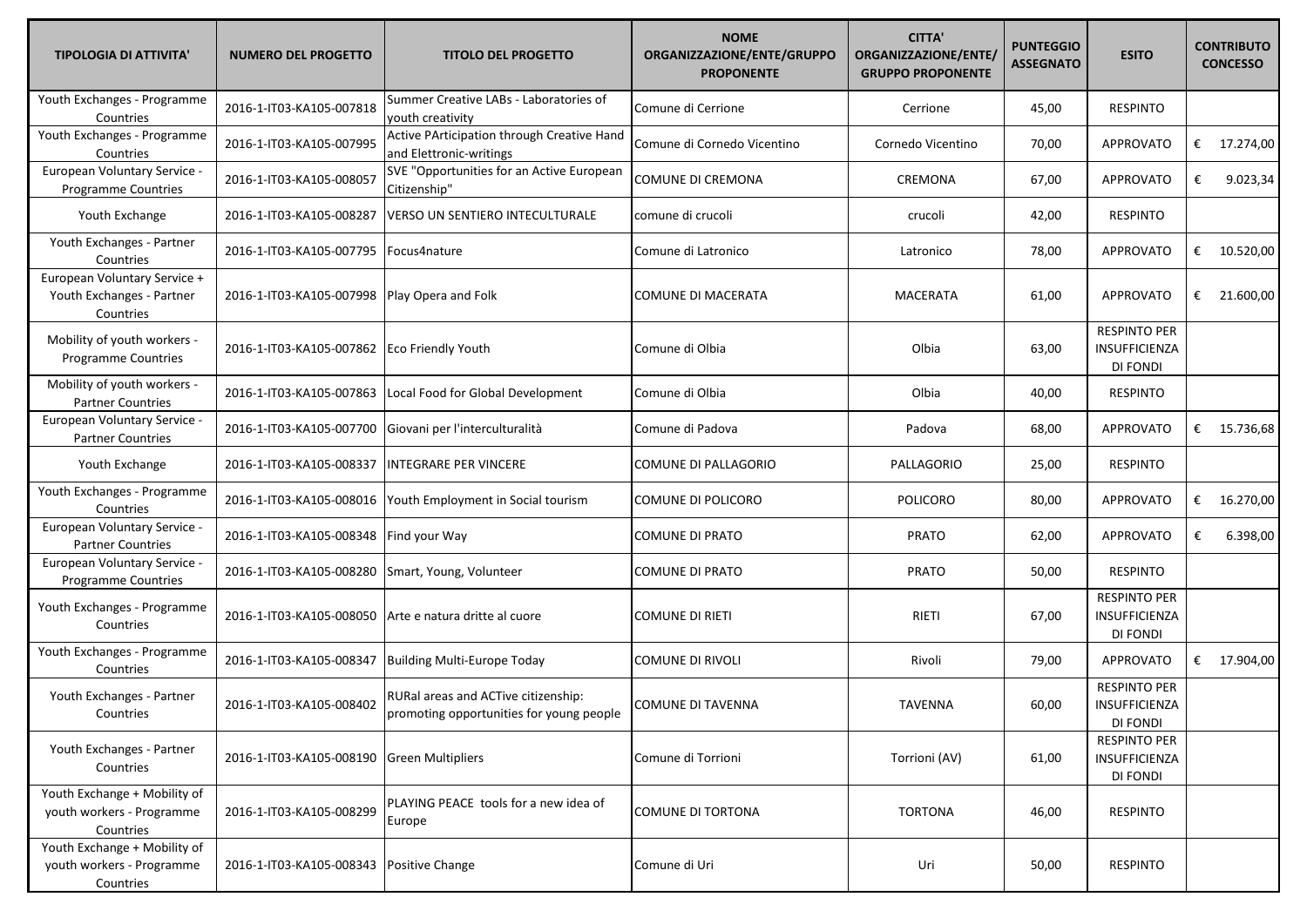| TIPOLOGIA DI ATTIVITA' | NUMERO DEL PROGETTO | TITOLO DEL PROGETTO | NOME ORGANIZZAZIONE/ENTE/GRUPPO PROPONENTE | CITTA' ORGANIZZAZIONE/ENTE/ GRUPPO PROPONENTE | PUNTEGGIO ASSEGNATO | ESITO | CONTRIBUTO CONCESSO |
|---|---|---|---|---|---|---|---|
| Youth Exchanges - Programme Countries | 2016-1-IT03-KA105-007818 | Summer Creative LABs - Laboratories of youth creativity | Comune di Cerrione | Cerrione | 45,00 | RESPINTO | |
| Youth Exchanges - Programme Countries | 2016-1-IT03-KA105-007995 | Active PArticipation through Creative Hand and Elettronic-writings | Comune di Cornedo Vicentino | Cornedo Vicentino | 70,00 | APPROVATO | € 17.274,00 |
| European Voluntary Service - Programme Countries | 2016-1-IT03-KA105-008057 | SVE "Opportunities for an Active European Citizenship" | COMUNE DI CREMONA | CREMONA | 67,00 | APPROVATO | € 9.023,34 |
| Youth Exchange | 2016-1-IT03-KA105-008287 | VERSO UN SENTIERO INTECULTURALE | comune di crucoli | crucoli | 42,00 | RESPINTO | |
| Youth Exchanges - Partner Countries | 2016-1-IT03-KA105-007795 | Focus4nature | Comune di Latronico | Latronico | 78,00 | APPROVATO | € 10.520,00 |
| European Voluntary Service + Youth Exchanges - Partner Countries | 2016-1-IT03-KA105-007998 | Play Opera and Folk | COMUNE DI MACERATA | MACERATA | 61,00 | APPROVATO | € 21.600,00 |
| Mobility of youth workers - Programme Countries | 2016-1-IT03-KA105-007862 | Eco Friendly Youth | Comune di Olbia | Olbia | 63,00 | RESPINTO PER INSUFFICIENZA DI FONDI | |
| Mobility of youth workers - Partner Countries | 2016-1-IT03-KA105-007863 | Local Food for Global Development | Comune di Olbia | Olbia | 40,00 | RESPINTO | |
| European Voluntary Service - Partner Countries | 2016-1-IT03-KA105-007700 | Giovani per l'interculturalità | Comune di Padova | Padova | 68,00 | APPROVATO | € 15.736,68 |
| Youth Exchange | 2016-1-IT03-KA105-008337 | INTEGRARE PER VINCERE | COMUNE DI PALLAGORIO | PALLAGORIO | 25,00 | RESPINTO | |
| Youth Exchanges - Programme Countries | 2016-1-IT03-KA105-008016 | Youth Employment in Social tourism | COMUNE DI POLICORO | POLICORO | 80,00 | APPROVATO | € 16.270,00 |
| European Voluntary Service - Partner Countries | 2016-1-IT03-KA105-008348 | Find your Way | COMUNE DI PRATO | PRATO | 62,00 | APPROVATO | € 6.398,00 |
| European Voluntary Service - Programme Countries | 2016-1-IT03-KA105-008280 | Smart, Young, Volunteer | COMUNE DI PRATO | PRATO | 50,00 | RESPINTO | |
| Youth Exchanges - Programme Countries | 2016-1-IT03-KA105-008050 | Arte e natura dritte al cuore | COMUNE DI RIETI | RIETI | 67,00 | RESPINTO PER INSUFFICIENZA DI FONDI | |
| Youth Exchanges - Programme Countries | 2016-1-IT03-KA105-008347 | Building Multi-Europe Today | COMUNE DI RIVOLI | Rivoli | 79,00 | APPROVATO | € 17.904,00 |
| Youth Exchanges - Partner Countries | 2016-1-IT03-KA105-008402 | RURal areas and ACTive citizenship: promoting opportunities for young people | COMUNE DI TAVENNA | TAVENNA | 60,00 | RESPINTO PER INSUFFICIENZA DI FONDI | |
| Youth Exchanges - Partner Countries | 2016-1-IT03-KA105-008190 | Green Multipliers | Comune di Torrioni | Torrioni (AV) | 61,00 | RESPINTO PER INSUFFICIENZA DI FONDI | |
| Youth Exchange + Mobility of youth workers - Programme Countries | 2016-1-IT03-KA105-008299 | PLAYING PEACE tools for a new idea of Europe | COMUNE DI TORTONA | TORTONA | 46,00 | RESPINTO | |
| Youth Exchange + Mobility of youth workers - Programme Countries | 2016-1-IT03-KA105-008343 | Positive Change | Comune di Uri | Uri | 50,00 | RESPINTO | |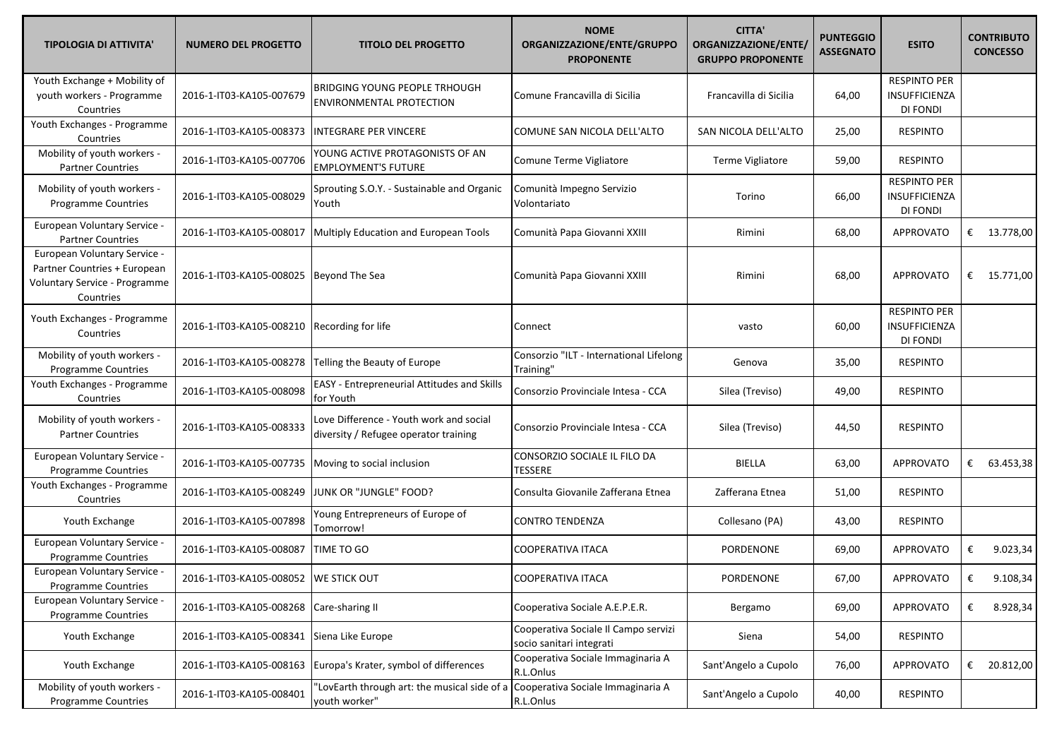| TIPOLOGIA DI ATTIVITA' | NUMERO DEL PROGETTO | TITOLO DEL PROGETTO | NOME ORGANIZZAZIONE/ENTE/GRUPPO PROPONENTE | CITTA' ORGANIZZAZIONE/ENTE/ GRUPPO PROPONENTE | PUNTEGGIO ASSEGNATO | ESITO | CONTRIBUTO CONCESSO |
|---|---|---|---|---|---|---|---|
| Youth Exchange + Mobility of youth workers - Programme Countries | 2016-1-IT03-KA105-007679 | BRIDGING YOUNG PEOPLE TRHOUGH ENVIRONMENTAL PROTECTION | Comune Francavilla di Sicilia | Francavilla di Sicilia | 64,00 | RESPINTO PER INSUFFICIENZA DI FONDI | |
| Youth Exchanges - Programme Countries | 2016-1-IT03-KA105-008373 | INTEGRARE PER VINCERE | COMUNE SAN NICOLA DELL'ALTO | SAN NICOLA DELL'ALTO | 25,00 | RESPINTO | |
| Mobility of youth workers - Partner Countries | 2016-1-IT03-KA105-007706 | YOUNG ACTIVE PROTAGONISTS OF AN EMPLOYMENT'S FUTURE | Comune Terme Vigliatore | Terme Vigliatore | 59,00 | RESPINTO | |
| Mobility of youth workers - Programme Countries | 2016-1-IT03-KA105-008029 | Sprouting S.O.Y. - Sustainable and Organic Youth | Comunità Impegno Servizio Volontariato | Torino | 66,00 | RESPINTO PER INSUFFICIENZA DI FONDI | |
| European Voluntary Service - Partner Countries | 2016-1-IT03-KA105-008017 | Multiply Education and European Tools | Comunità Papa Giovanni XXIII | Rimini | 68,00 | APPROVATO | € 13.778,00 |
| European Voluntary Service - Partner Countries + European Voluntary Service - Programme Countries | 2016-1-IT03-KA105-008025 | Beyond The Sea | Comunità Papa Giovanni XXIII | Rimini | 68,00 | APPROVATO | € 15.771,00 |
| Youth Exchanges - Programme Countries | 2016-1-IT03-KA105-008210 | Recording for life | Connect | vasto | 60,00 | RESPINTO PER INSUFFICIENZA DI FONDI | |
| Mobility of youth workers - Programme Countries | 2016-1-IT03-KA105-008278 | Telling the Beauty of Europe | Consorzio "ILT - International Lifelong Training" | Genova | 35,00 | RESPINTO | |
| Youth Exchanges - Programme Countries | 2016-1-IT03-KA105-008098 | EASY - Entrepreneurial Attitudes and Skills for Youth | Consorzio Provinciale Intesa - CCA | Silea (Treviso) | 49,00 | RESPINTO | |
| Mobility of youth workers - Partner Countries | 2016-1-IT03-KA105-008333 | Love Difference - Youth work and social diversity / Refugee operator training | Consorzio Provinciale Intesa - CCA | Silea (Treviso) | 44,50 | RESPINTO | |
| European Voluntary Service - Programme Countries | 2016-1-IT03-KA105-007735 | Moving to social inclusion | CONSORZIO SOCIALE IL FILO DA TESSERE | BIELLA | 63,00 | APPROVATO | € 63.453,38 |
| Youth Exchanges - Programme Countries | 2016-1-IT03-KA105-008249 | JUNK OR "JUNGLE" FOOD? | Consulta Giovanile Zafferana Etnea | Zafferana Etnea | 51,00 | RESPINTO | |
| Youth Exchange | 2016-1-IT03-KA105-007898 | Young Entrepreneurs of Europe of Tomorrow! | CONTRO TENDENZA | Collesano (PA) | 43,00 | RESPINTO | |
| European Voluntary Service - Programme Countries | 2016-1-IT03-KA105-008087 | TIME TO GO | COOPERATIVA ITACA | PORDENONE | 69,00 | APPROVATO | € 9.023,34 |
| European Voluntary Service - Programme Countries | 2016-1-IT03-KA105-008052 | WE STICK OUT | COOPERATIVA ITACA | PORDENONE | 67,00 | APPROVATO | € 9.108,34 |
| European Voluntary Service - Programme Countries | 2016-1-IT03-KA105-008268 | Care-sharing II | Cooperativa Sociale A.E.P.E.R. | Bergamo | 69,00 | APPROVATO | € 8.928,34 |
| Youth Exchange | 2016-1-IT03-KA105-008341 | Siena Like Europe | Cooperativa Sociale Il Campo servizi socio sanitari integrati | Siena | 54,00 | RESPINTO | |
| Youth Exchange | 2016-1-IT03-KA105-008163 | Europa's Krater, symbol of differences | Cooperativa Sociale Immaginaria A R.L.Onlus | Sant'Angelo a Cupolo | 76,00 | APPROVATO | € 20.812,00 |
| Mobility of youth workers - Programme Countries | 2016-1-IT03-KA105-008401 | "LovEarth through art: the musical side of a youth worker" | Cooperativa Sociale Immaginaria A R.L.Onlus | Sant'Angelo a Cupolo | 40,00 | RESPINTO | |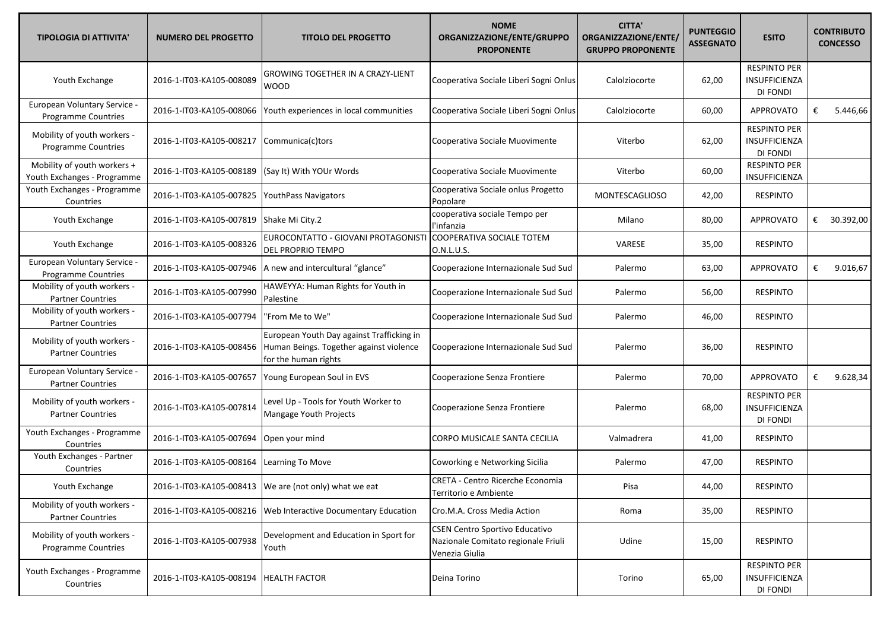| TIPOLOGIA DI ATTIVITA' | NUMERO DEL PROGETTO | TITOLO DEL PROGETTO | NOME ORGANIZZAZIONE/ENTE/GRUPPO PROPONENTE | CITTA' ORGANIZZAZIONE/ENTE/ GRUPPO PROPONENTE | PUNTEGGIO ASSEGNATO | ESITO | CONTRIBUTO CONCESSO |
|---|---|---|---|---|---|---|---|
| Youth Exchange | 2016-1-IT03-KA105-008089 | GROWING TOGETHER IN A CRAZY-LIENT WOOD | Cooperativa Sociale Liberi Sogni Onlus | Calolziocorte | 62,00 | RESPINTO PER INSUFFICIENZA DI FONDI | |
| European Voluntary Service - Programme Countries | 2016-1-IT03-KA105-008066 | Youth experiences in local communities | Cooperativa Sociale Liberi Sogni Onlus | Calolziocorte | 60,00 | APPROVATO | € 5.446,66 |
| Mobility of youth workers - Programme Countries | 2016-1-IT03-KA105-008217 | Communica(c)tors | Cooperativa Sociale Muovimente | Viterbo | 62,00 | RESPINTO PER INSUFFICIENZA DI FONDI | |
| Mobility of youth workers + Youth Exchanges - Programme | 2016-1-IT03-KA105-008189 | (Say It) With YOUr Words | Cooperativa Sociale Muovimente | Viterbo | 60,00 | RESPINTO PER INSUFFICIENZA | |
| Youth Exchanges - Programme Countries | 2016-1-IT03-KA105-007825 | YouthPass Navigators | Cooperativa Sociale onlus Progetto Popolare | MONTESCAGLIOSO | 42,00 | RESPINTO | |
| Youth Exchange | 2016-1-IT03-KA105-007819 | Shake Mi City.2 | cooperativa sociale Tempo per l'infanzia | Milano | 80,00 | APPROVATO | € 30.392,00 |
| Youth Exchange | 2016-1-IT03-KA105-008326 | EUROCONTATTO - GIOVANI PROTAGONISTI DEL PROPRIO TEMPO | COOPERATIVA SOCIALE TOTEM O.N.L.U.S. | VARESE | 35,00 | RESPINTO | |
| European Voluntary Service - Programme Countries | 2016-1-IT03-KA105-007946 | A new and intercultural "glance" | Cooperazione Internazionale Sud Sud | Palermo | 63,00 | APPROVATO | € 9.016,67 |
| Mobility of youth workers - Partner Countries | 2016-1-IT03-KA105-007990 | HAWEYYA: Human Rights for Youth in Palestine | Cooperazione Internazionale Sud Sud | Palermo | 56,00 | RESPINTO | |
| Mobility of youth workers - Partner Countries | 2016-1-IT03-KA105-007794 | "From Me to We" | Cooperazione Internazionale Sud Sud | Palermo | 46,00 | RESPINTO | |
| Mobility of youth workers - Partner Countries | 2016-1-IT03-KA105-008456 | European Youth Day against Trafficking in Human Beings. Together against violence for the human rights | Cooperazione Internazionale Sud Sud | Palermo | 36,00 | RESPINTO | |
| European Voluntary Service - Partner Countries | 2016-1-IT03-KA105-007657 | Young European Soul in EVS | Cooperazione Senza Frontiere | Palermo | 70,00 | APPROVATO | € 9.628,34 |
| Mobility of youth workers - Partner Countries | 2016-1-IT03-KA105-007814 | Level Up - Tools for Youth Worker to Mangage Youth Projects | Cooperazione Senza Frontiere | Palermo | 68,00 | RESPINTO PER INSUFFICIENZA DI FONDI | |
| Youth Exchanges - Programme Countries | 2016-1-IT03-KA105-007694 | Open your mind | CORPO MUSICALE SANTA CECILIA | Valmadrera | 41,00 | RESPINTO | |
| Youth Exchanges - Partner Countries | 2016-1-IT03-KA105-008164 | Learning To Move | Coworking e Networking Sicilia | Palermo | 47,00 | RESPINTO | |
| Youth Exchange | 2016-1-IT03-KA105-008413 | We are (not only) what we eat | CRETA - Centro Ricerche Economia Territorio e Ambiente | Pisa | 44,00 | RESPINTO | |
| Mobility of youth workers - Partner Countries | 2016-1-IT03-KA105-008216 | Web Interactive Documentary Education | Cro.M.A. Cross Media Action | Roma | 35,00 | RESPINTO | |
| Mobility of youth workers - Programme Countries | 2016-1-IT03-KA105-007938 | Development and Education in Sport for Youth | CSEN Centro Sportivo Educativo Nazionale Comitato regionale Friuli Venezia Giulia | Udine | 15,00 | RESPINTO | |
| Youth Exchanges - Programme Countries | 2016-1-IT03-KA105-008194 | HEALTH FACTOR | Deina Torino | Torino | 65,00 | RESPINTO PER INSUFFICIENZA DI FONDI | |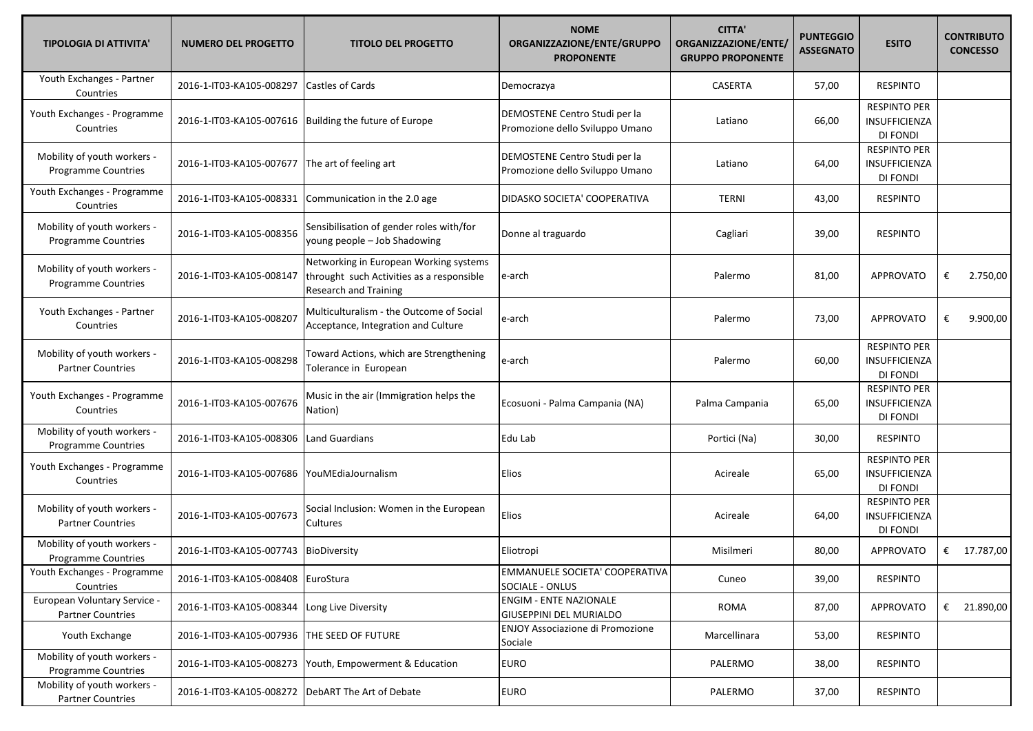| TIPOLOGIA DI ATTIVITA' | NUMERO DEL PROGETTO | TITOLO DEL PROGETTO | NOME ORGANIZZAZIONE/ENTE/GRUPPO PROPONENTE | CITTA' ORGANIZZAZIONE/ENTE/ GRUPPO PROPONENTE | PUNTEGGIO ASSEGNATO | ESITO | CONTRIBUTO CONCESSO |
|---|---|---|---|---|---|---|---|
| Youth Exchanges - Partner Countries | 2016-1-IT03-KA105-008297 | Castles of Cards | Democrazya | CASERTA | 57,00 | RESPINTO | |
| Youth Exchanges - Programme Countries | 2016-1-IT03-KA105-007616 | Building the future of Europe | DEMOSTENE Centro Studi per la Promozione dello Sviluppo Umano | Latiano | 66,00 | RESPINTO PER INSUFFICIENZA DI FONDI | |
| Mobility of youth workers - Programme Countries | 2016-1-IT03-KA105-007677 | The art of feeling art | DEMOSTENE Centro Studi per la Promozione dello Sviluppo Umano | Latiano | 64,00 | RESPINTO PER INSUFFICIENZA DI FONDI | |
| Youth Exchanges - Programme Countries | 2016-1-IT03-KA105-008331 | Communication in the 2.0 age | DIDASKO SOCIETA' COOPERATIVA | TERNI | 43,00 | RESPINTO | |
| Mobility of youth workers - Programme Countries | 2016-1-IT03-KA105-008356 | Sensibilisation of gender roles with/for young people – Job Shadowing | Donne al traguardo | Cagliari | 39,00 | RESPINTO | |
| Mobility of youth workers - Programme Countries | 2016-1-IT03-KA105-008147 | Networking in European Working systems throught such Activities as a responsible Research and Training | e-arch | Palermo | 81,00 | APPROVATO | € 2.750,00 |
| Youth Exchanges - Partner Countries | 2016-1-IT03-KA105-008207 | Multiculturalism - the Outcome of Social Acceptance, Integration and Culture | e-arch | Palermo | 73,00 | APPROVATO | € 9.900,00 |
| Mobility of youth workers - Partner Countries | 2016-1-IT03-KA105-008298 | Toward Actions, which are Strengthening Tolerance in European | e-arch | Palermo | 60,00 | RESPINTO PER INSUFFICIENZA DI FONDI | |
| Youth Exchanges - Programme Countries | 2016-1-IT03-KA105-007676 | Music in the air (Immigration helps the Nation) | Ecosuoni - Palma Campania (NA) | Palma Campania | 65,00 | RESPINTO PER INSUFFICIENZA DI FONDI | |
| Mobility of youth workers - Programme Countries | 2016-1-IT03-KA105-008306 | Land Guardians | Edu Lab | Portici (Na) | 30,00 | RESPINTO | |
| Youth Exchanges - Programme Countries | 2016-1-IT03-KA105-007686 | YouMEdiaJournalism | Elios | Acireale | 65,00 | RESPINTO PER INSUFFICIENZA DI FONDI | |
| Mobility of youth workers - Partner Countries | 2016-1-IT03-KA105-007673 | Social Inclusion: Women in the European Cultures | Elios | Acireale | 64,00 | RESPINTO PER INSUFFICIENZA DI FONDI | |
| Mobility of youth workers - Programme Countries | 2016-1-IT03-KA105-007743 | BioDiversity | Eliotropi | Misilmeri | 80,00 | APPROVATO | € 17.787,00 |
| Youth Exchanges - Programme Countries | 2016-1-IT03-KA105-008408 | EuroStura | EMMANUELE SOCIETA' COOPERATIVA SOCIALE - ONLUS | Cuneo | 39,00 | RESPINTO | |
| European Voluntary Service - Partner Countries | 2016-1-IT03-KA105-008344 | Long Live Diversity | ENGIM - ENTE NAZIONALE GIUSEPPINI DEL MURIALDO | ROMA | 87,00 | APPROVATO | € 21.890,00 |
| Youth Exchange | 2016-1-IT03-KA105-007936 | THE SEED OF FUTURE | ENJOY Associazione di Promozione Sociale | Marcellinara | 53,00 | RESPINTO | |
| Mobility of youth workers - Programme Countries | 2016-1-IT03-KA105-008273 | Youth, Empowerment & Education | EURO | PALERMO | 38,00 | RESPINTO | |
| Mobility of youth workers - Partner Countries | 2016-1-IT03-KA105-008272 | DebART The Art of Debate | EURO | PALERMO | 37,00 | RESPINTO | |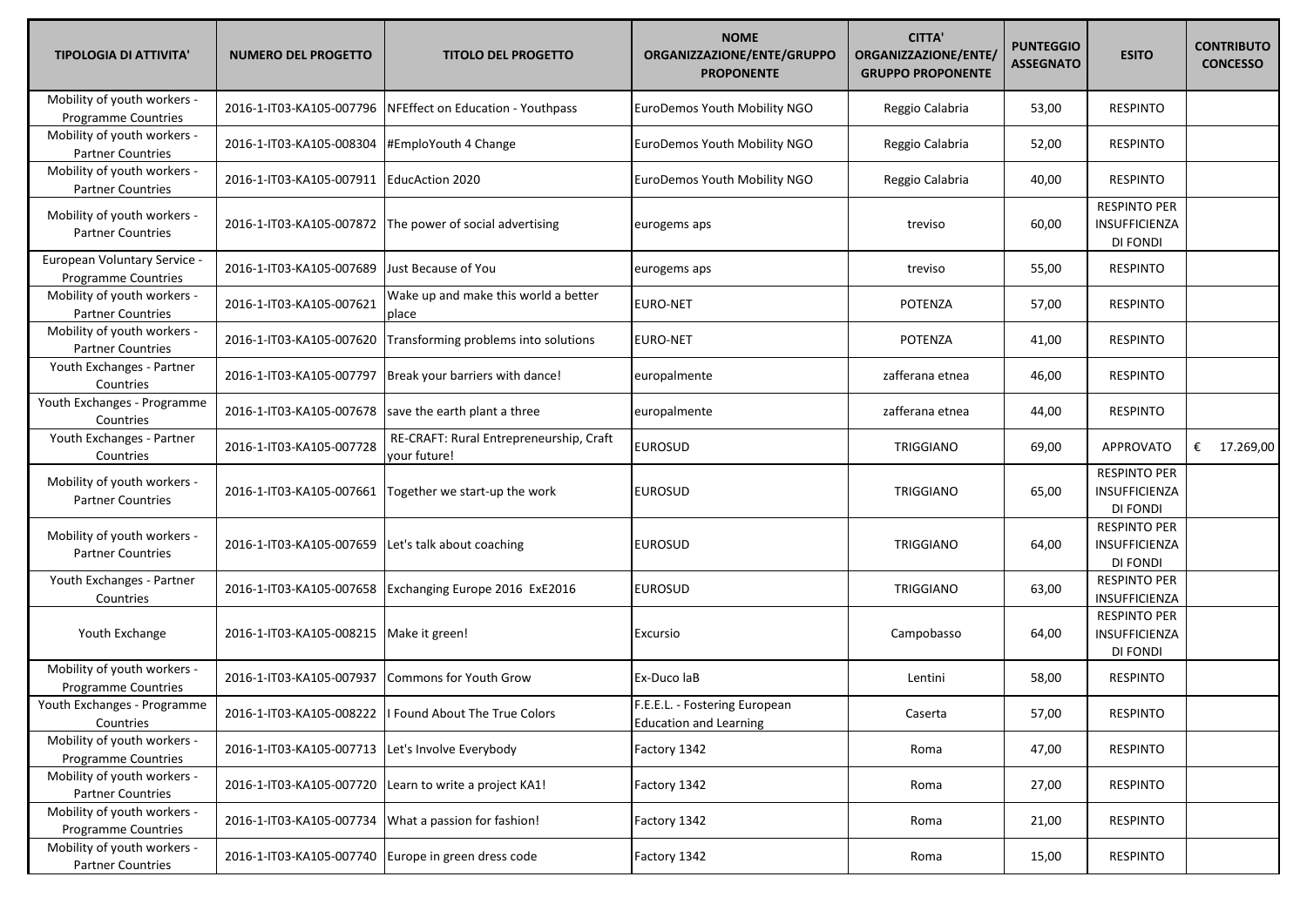| TIPOLOGIA DI ATTIVITA' | NUMERO DEL PROGETTO | TITOLO DEL PROGETTO | NOME ORGANIZZAZIONE/ENTE/GRUPPO PROPONENTE | CITTA' ORGANIZZAZIONE/ENTE/ GRUPPO PROPONENTE | PUNTEGGIO ASSEGNATO | ESITO | CONTRIBUTO CONCESSO |
|---|---|---|---|---|---|---|---|
| Mobility of youth workers - Programme Countries | 2016-1-IT03-KA105-007796 | NFEffect on Education - Youthpass | EuroDemos Youth Mobility NGO | Reggio Calabria | 53,00 | RESPINTO | |
| Mobility of youth workers - Partner Countries | 2016-1-IT03-KA105-008304 | #EmploYouth 4 Change | EuroDemos Youth Mobility NGO | Reggio Calabria | 52,00 | RESPINTO | |
| Mobility of youth workers - Partner Countries | 2016-1-IT03-KA105-007911 | EducAction 2020 | EuroDemos Youth Mobility NGO | Reggio Calabria | 40,00 | RESPINTO | |
| Mobility of youth workers - Partner Countries | 2016-1-IT03-KA105-007872 | The power of social advertising | eurogems aps | treviso | 60,00 | RESPINTO PER INSUFFICIENZA DI FONDI | |
| European Voluntary Service - Programme Countries | 2016-1-IT03-KA105-007689 | Just Because of You | eurogems aps | treviso | 55,00 | RESPINTO | |
| Mobility of youth workers - Partner Countries | 2016-1-IT03-KA105-007621 | Wake up and make this world a better place | EURO-NET | POTENZA | 57,00 | RESPINTO | |
| Mobility of youth workers - Partner Countries | 2016-1-IT03-KA105-007620 | Transforming problems into solutions | EURO-NET | POTENZA | 41,00 | RESPINTO | |
| Youth Exchanges - Partner Countries | 2016-1-IT03-KA105-007797 | Break your barriers with dance! | europalmente | zafferana etnea | 46,00 | RESPINTO | |
| Youth Exchanges - Programme Countries | 2016-1-IT03-KA105-007678 | save the earth plant a three | europalmente | zafferana etnea | 44,00 | RESPINTO | |
| Youth Exchanges - Partner Countries | 2016-1-IT03-KA105-007728 | RE-CRAFT: Rural Entrepreneurship, Craft your future! | EUROSUD | TRIGGIANO | 69,00 | APPROVATO | € 17.269,00 |
| Mobility of youth workers - Partner Countries | 2016-1-IT03-KA105-007661 | Together we start-up the work | EUROSUD | TRIGGIANO | 65,00 | RESPINTO PER INSUFFICIENZA DI FONDI | |
| Mobility of youth workers - Partner Countries | 2016-1-IT03-KA105-007659 | Let's talk about coaching | EUROSUD | TRIGGIANO | 64,00 | RESPINTO PER INSUFFICIENZA DI FONDI | |
| Youth Exchanges - Partner Countries | 2016-1-IT03-KA105-007658 | Exchanging Europe 2016 ExE2016 | EUROSUD | TRIGGIANO | 63,00 | RESPINTO PER INSUFFICIENZA | |
| Youth Exchange | 2016-1-IT03-KA105-008215 | Make it green! | Excursio | Campobasso | 64,00 | RESPINTO PER INSUFFICIENZA DI FONDI | |
| Mobility of youth workers - Programme Countries | 2016-1-IT03-KA105-007937 | Commons for Youth Grow | Ex-Duco laB | Lentini | 58,00 | RESPINTO | |
| Youth Exchanges - Programme Countries | 2016-1-IT03-KA105-008222 | I Found About The True Colors | F.E.E.L. - Fostering European Education and Learning | Caserta | 57,00 | RESPINTO | |
| Mobility of youth workers - Programme Countries | 2016-1-IT03-KA105-007713 | Let's Involve Everybody | Factory 1342 | Roma | 47,00 | RESPINTO | |
| Mobility of youth workers - Partner Countries | 2016-1-IT03-KA105-007720 | Learn to write a project KA1! | Factory 1342 | Roma | 27,00 | RESPINTO | |
| Mobility of youth workers - Programme Countries | 2016-1-IT03-KA105-007734 | What a passion for fashion! | Factory 1342 | Roma | 21,00 | RESPINTO | |
| Mobility of youth workers - Partner Countries | 2016-1-IT03-KA105-007740 | Europe in green dress code | Factory 1342 | Roma | 15,00 | RESPINTO | |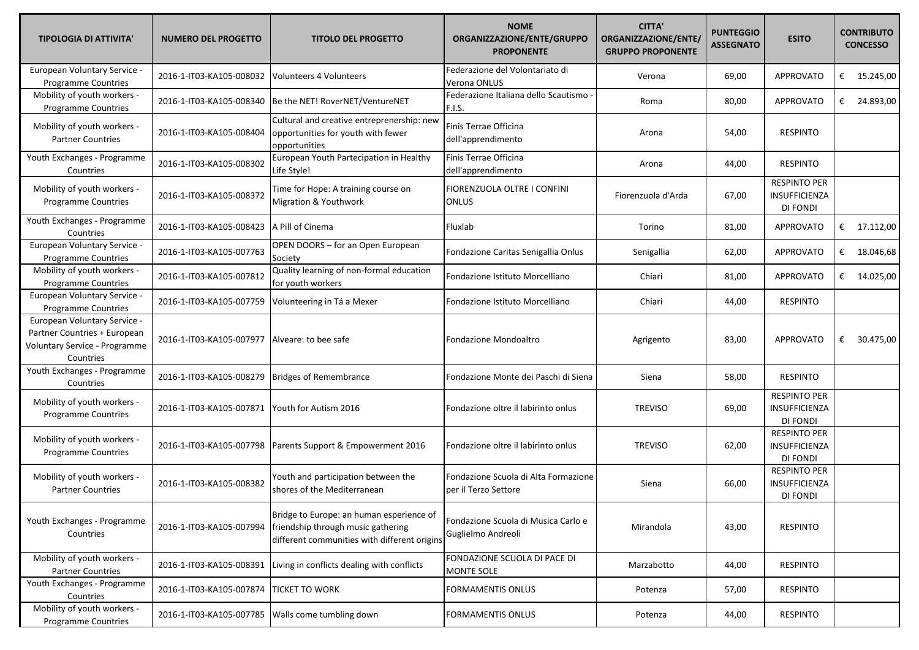| TIPOLOGIA DI ATTIVITA' | NUMERO DEL PROGETTO | TITOLO DEL PROGETTO | NOME ORGANIZZAZIONE/ENTE/GRUPPO PROPONENTE | CITTA' ORGANIZZAZIONE/ENTE/ GRUPPO PROPONENTE | PUNTEGGIO ASSEGNATO | ESITO | CONTRIBUTO CONCESSO |
|---|---|---|---|---|---|---|---|
| European Voluntary Service - Programme Countries | 2016-1-IT03-KA105-008032 | Volunteers 4 Volunteers | Federazione del Volontariato di Verona ONLUS | Verona | 69,00 | APPROVATO | € 15.245,00 |
| Mobility of youth workers - Programme Countries | 2016-1-IT03-KA105-008340 | Be the NET! RoverNET/VentureNET | Federazione Italiana dello Scautismo - F.I.S. | Roma | 80,00 | APPROVATO | € 24.893,00 |
| Mobility of youth workers - Partner Countries | 2016-1-IT03-KA105-008404 | Cultural and creative entrepreneship: new opportunities for youth with fewer opportunities | Finis Terrae Officina dell'apprendimento | Arona | 54,00 | RESPINTO | |
| Youth Exchanges - Programme Countries | 2016-1-IT03-KA105-008302 | European Youth Partecipation in Healthy Life Style! | Finis Terrae Officina dell'apprendimento | Arona | 44,00 | RESPINTO | |
| Mobility of youth workers - Programme Countries | 2016-1-IT03-KA105-008372 | Time for Hope: A training course on Migration & Youthwork | FIORENZUOLA OLTRE I CONFINI ONLUS | Fiorenzuola d'Arda | 67,00 | RESPINTO PER INSUFFICIENZA DI FONDI | |
| Youth Exchanges - Programme Countries | 2016-1-IT03-KA105-008423 | A Pill of Cinema | Fluxlab | Torino | 81,00 | APPROVATO | € 17.112,00 |
| European Voluntary Service - Programme Countries | 2016-1-IT03-KA105-007763 | OPEN DOORS – for an Open European Society | Fondazione Caritas Senigallia Onlus | Senigallia | 62,00 | APPROVATO | € 18.046,68 |
| Mobility of youth workers - Programme Countries | 2016-1-IT03-KA105-007812 | Quality learning of non-formal education for youth workers | Fondazione Istituto Morcelliano | Chiari | 81,00 | APPROVATO | € 14.025,00 |
| European Voluntary Service - Programme Countries | 2016-1-IT03-KA105-007759 | Volunteering in Tá a Mexer | Fondazione Istituto Morcelliano | Chiari | 44,00 | RESPINTO | |
| European Voluntary Service - Partner Countries + European Voluntary Service - Programme Countries | 2016-1-IT03-KA105-007977 | Alveare: to bee safe | Fondazione Mondoaltro | Agrigento | 83,00 | APPROVATO | € 30.475,00 |
| Youth Exchanges - Programme Countries | 2016-1-IT03-KA105-008279 | Bridges of Remembrance | Fondazione Monte dei Paschi di Siena | Siena | 58,00 | RESPINTO | |
| Mobility of youth workers - Programme Countries | 2016-1-IT03-KA105-007871 | Youth for Autism 2016 | Fondazione oltre il labirinto onlus | TREVISO | 69,00 | RESPINTO PER INSUFFICIENZA DI FONDI | |
| Mobility of youth workers - Programme Countries | 2016-1-IT03-KA105-007798 | Parents Support & Empowerment 2016 | Fondazione oltre il labirinto onlus | TREVISO | 62,00 | RESPINTO PER INSUFFICIENZA DI FONDI | |
| Mobility of youth workers - Partner Countries | 2016-1-IT03-KA105-008382 | Youth and participation between the shores of the Mediterranean | Fondazione Scuola di Alta Formazione per il Terzo Settore | Siena | 66,00 | RESPINTO PER INSUFFICIENZA DI FONDI | |
| Youth Exchanges - Programme Countries | 2016-1-IT03-KA105-007994 | Bridge to Europe: an human esperience of friendship through music gathering different communities with different origins | Fondazione Scuola di Musica Carlo e Guglielmo Andreoli | Mirandola | 43,00 | RESPINTO | |
| Mobility of youth workers - Partner Countries | 2016-1-IT03-KA105-008391 | Living in conflicts dealing with conflicts | FONDAZIONE SCUOLA DI PACE DI MONTE SOLE | Marzabotto | 44,00 | RESPINTO | |
| Youth Exchanges - Programme Countries | 2016-1-IT03-KA105-007874 | TICKET TO WORK | FORMAMENTIS ONLUS | Potenza | 57,00 | RESPINTO | |
| Mobility of youth workers - Programme Countries | 2016-1-IT03-KA105-007785 | Walls come tumbling down | FORMAMENTIS ONLUS | Potenza | 44,00 | RESPINTO | |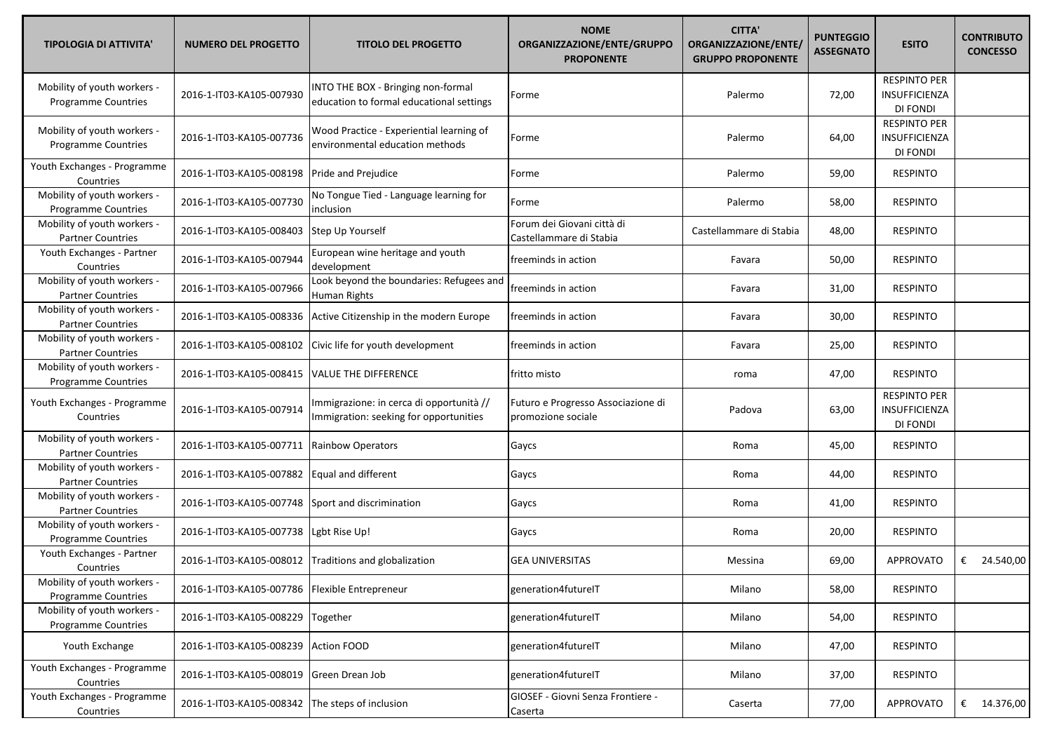| TIPOLOGIA DI ATTIVITA' | NUMERO DEL PROGETTO | TITOLO DEL PROGETTO | NOME ORGANIZZAZIONE/ENTE/GRUPPO PROPONENTE | CITTA' ORGANIZZAZIONE/ENTE/ GRUPPO PROPONENTE | PUNTEGGIO ASSEGNATO | ESITO | CONTRIBUTO CONCESSO |
|---|---|---|---|---|---|---|---|
| Mobility of youth workers - Programme Countries | 2016-1-IT03-KA105-007930 | INTO THE BOX - Bringing non-formal education to formal educational settings | Forme | Palermo | 72,00 | RESPINTO PER INSUFFICIENZA DI FONDI | |
| Mobility of youth workers - Programme Countries | 2016-1-IT03-KA105-007736 | Wood Practice - Experiential learning of environmental education methods | Forme | Palermo | 64,00 | RESPINTO PER INSUFFICIENZA DI FONDI | |
| Youth Exchanges - Programme Countries | 2016-1-IT03-KA105-008198 | Pride and Prejudice | Forme | Palermo | 59,00 | RESPINTO | |
| Mobility of youth workers - Programme Countries | 2016-1-IT03-KA105-007730 | No Tongue Tied - Language learning for inclusion | Forme | Palermo | 58,00 | RESPINTO | |
| Mobility of youth workers - Partner Countries | 2016-1-IT03-KA105-008403 | Step Up Yourself | Forum dei Giovani città di Castellammare di Stabia | Castellammare di Stabia | 48,00 | RESPINTO | |
| Youth Exchanges - Partner Countries | 2016-1-IT03-KA105-007944 | European wine heritage and youth development | freeminds in action | Favara | 50,00 | RESPINTO | |
| Mobility of youth workers - Partner Countries | 2016-1-IT03-KA105-007966 | Look beyond the boundaries: Refugees and Human Rights | freeminds in action | Favara | 31,00 | RESPINTO | |
| Mobility of youth workers - Partner Countries | 2016-1-IT03-KA105-008336 | Active Citizenship in the modern Europe | freeminds in action | Favara | 30,00 | RESPINTO | |
| Mobility of youth workers - Partner Countries | 2016-1-IT03-KA105-008102 | Civic life for youth development | freeminds in action | Favara | 25,00 | RESPINTO | |
| Mobility of youth workers - Programme Countries | 2016-1-IT03-KA105-008415 | VALUE THE DIFFERENCE | fritto misto | roma | 47,00 | RESPINTO | |
| Youth Exchanges - Programme Countries | 2016-1-IT03-KA105-007914 | Immigrazione: in cerca di opportunità // Immigration: seeking for opportunities | Futuro e Progresso Associazione di promozione sociale | Padova | 63,00 | RESPINTO PER INSUFFICIENZA DI FONDI | |
| Mobility of youth workers - Partner Countries | 2016-1-IT03-KA105-007711 | Rainbow Operators | Gaycs | Roma | 45,00 | RESPINTO | |
| Mobility of youth workers - Partner Countries | 2016-1-IT03-KA105-007882 | Equal and different | Gaycs | Roma | 44,00 | RESPINTO | |
| Mobility of youth workers - Partner Countries | 2016-1-IT03-KA105-007748 | Sport and discrimination | Gaycs | Roma | 41,00 | RESPINTO | |
| Mobility of youth workers - Programme Countries | 2016-1-IT03-KA105-007738 | Lgbt Rise Up! | Gaycs | Roma | 20,00 | RESPINTO | |
| Youth Exchanges - Partner Countries | 2016-1-IT03-KA105-008012 | Traditions and globalization | GEA UNIVERSITAS | Messina | 69,00 | APPROVATO | € 24.540,00 |
| Mobility of youth workers - Programme Countries | 2016-1-IT03-KA105-007786 | Flexible Entrepreneur | generation4futureIT | Milano | 58,00 | RESPINTO | |
| Mobility of youth workers - Programme Countries | 2016-1-IT03-KA105-008229 | Together | generation4futureIT | Milano | 54,00 | RESPINTO | |
| Youth Exchange | 2016-1-IT03-KA105-008239 | Action FOOD | generation4futureIT | Milano | 47,00 | RESPINTO | |
| Youth Exchanges - Programme Countries | 2016-1-IT03-KA105-008019 | Green Drean Job | generation4futureIT | Milano | 37,00 | RESPINTO | |
| Youth Exchanges - Programme Countries | 2016-1-IT03-KA105-008342 | The steps of inclusion | GIOSEF - Giovni Senza Frontiere - Caserta | Caserta | 77,00 | APPROVATO | € 14.376,00 |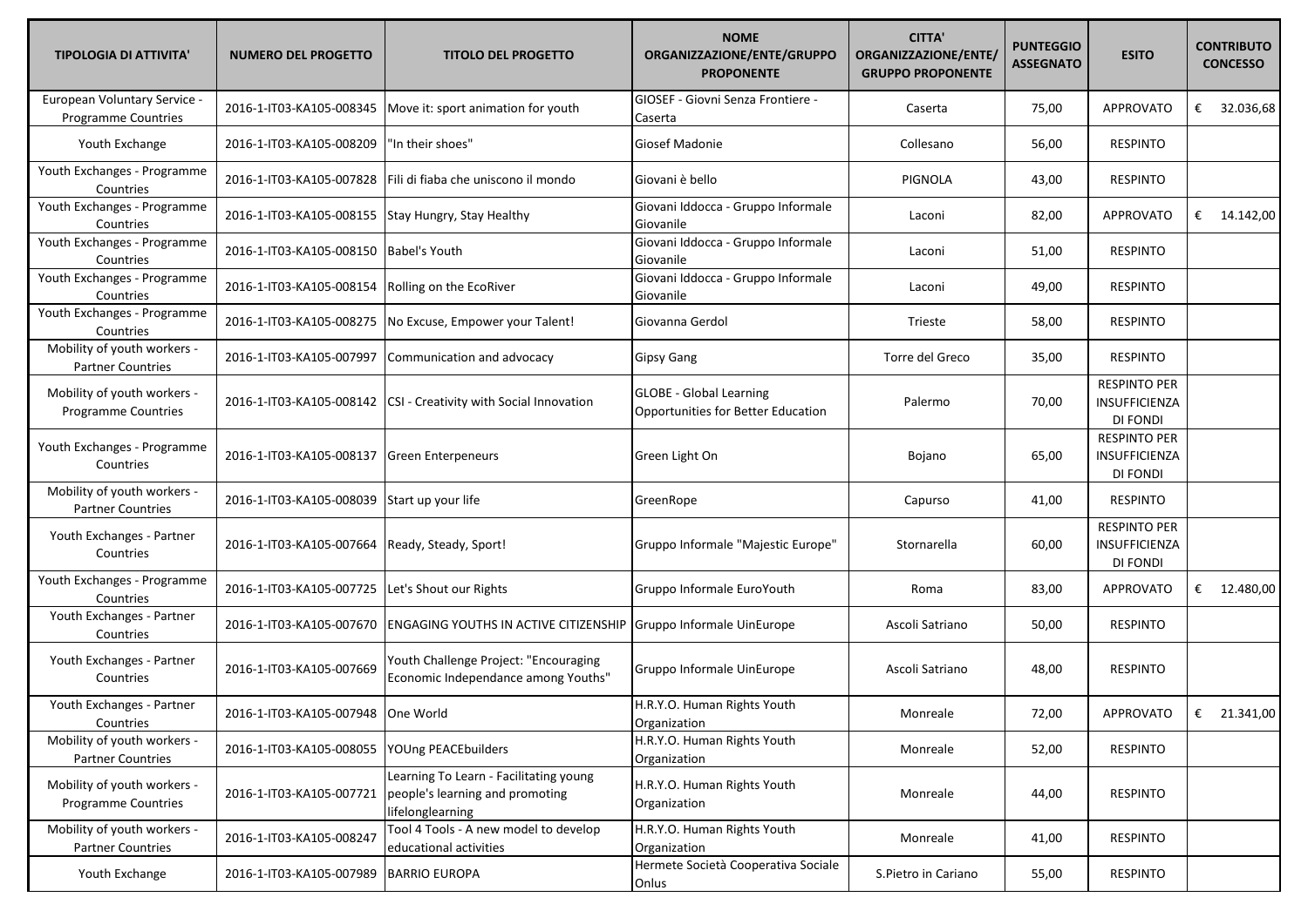| TIPOLOGIA DI ATTIVITA' | NUMERO DEL PROGETTO | TITOLO DEL PROGETTO | NOME ORGANIZZAZIONE/ENTE/GRUPPO PROPONENTE | CITTA' ORGANIZZAZIONE/ENTE/ GRUPPO PROPONENTE | PUNTEGGIO ASSEGNATO | ESITO | CONTRIBUTO CONCESSO |
|---|---|---|---|---|---|---|---|
| European Voluntary Service - Programme Countries | 2016-1-IT03-KA105-008345 | Move it: sport animation for youth | GIOSEF - Giovni Senza Frontiere - Caserta | Caserta | 75,00 | APPROVATO | € 32.036,68 |
| Youth Exchange | 2016-1-IT03-KA105-008209 | "In their shoes" | Giosef Madonie | Collesano | 56,00 | RESPINTO | |
| Youth Exchanges - Programme Countries | 2016-1-IT03-KA105-007828 | Fili di fiaba che uniscono il mondo | Giovani è bello | PIGNOLA | 43,00 | RESPINTO | |
| Youth Exchanges - Programme Countries | 2016-1-IT03-KA105-008155 | Stay Hungry, Stay Healthy | Giovani Iddocca - Gruppo Informale Giovanile | Laconi | 82,00 | APPROVATO | € 14.142,00 |
| Youth Exchanges - Programme Countries | 2016-1-IT03-KA105-008150 | Babel's Youth | Giovani Iddocca - Gruppo Informale Giovanile | Laconi | 51,00 | RESPINTO | |
| Youth Exchanges - Programme Countries | 2016-1-IT03-KA105-008154 | Rolling on the EcoRiver | Giovani Iddocca - Gruppo Informale Giovanile | Laconi | 49,00 | RESPINTO | |
| Youth Exchanges - Programme Countries | 2016-1-IT03-KA105-008275 | No Excuse, Empower your Talent! | Giovanna Gerdol | Trieste | 58,00 | RESPINTO | |
| Mobility of youth workers - Partner Countries | 2016-1-IT03-KA105-007997 | Communication and advocacy | Gipsy Gang | Torre del Greco | 35,00 | RESPINTO | |
| Mobility of youth workers - Programme Countries | 2016-1-IT03-KA105-008142 | CSI - Creativity with Social Innovation | GLOBE - Global Learning Opportunities for Better Education | Palermo | 70,00 | RESPINTO PER INSUFFICIENZA DI FONDI | |
| Youth Exchanges - Programme Countries | 2016-1-IT03-KA105-008137 | Green Enterpeneurs | Green Light On | Bojano | 65,00 | RESPINTO PER INSUFFICIENZA DI FONDI | |
| Mobility of youth workers - Partner Countries | 2016-1-IT03-KA105-008039 | Start up your life | GreenRope | Capurso | 41,00 | RESPINTO | |
| Youth Exchanges - Partner Countries | 2016-1-IT03-KA105-007664 | Ready, Steady, Sport! | Gruppo Informale "Majestic Europe" | Stornarella | 60,00 | RESPINTO PER INSUFFICIENZA DI FONDI | |
| Youth Exchanges - Programme Countries | 2016-1-IT03-KA105-007725 | Let's Shout our Rights | Gruppo Informale EuroYouth | Roma | 83,00 | APPROVATO | € 12.480,00 |
| Youth Exchanges - Partner Countries | 2016-1-IT03-KA105-007670 | ENGAGING YOUTHS IN ACTIVE CITIZENSHIP | Gruppo Informale UinEurope | Ascoli Satriano | 50,00 | RESPINTO | |
| Youth Exchanges - Partner Countries | 2016-1-IT03-KA105-007669 | Youth Challenge Project: "Encouraging Economic Independance among Youths" | Gruppo Informale UinEurope | Ascoli Satriano | 48,00 | RESPINTO | |
| Youth Exchanges - Partner Countries | 2016-1-IT03-KA105-007948 | One World | H.R.Y.O. Human Rights Youth Organization | Monreale | 72,00 | APPROVATO | € 21.341,00 |
| Mobility of youth workers - Partner Countries | 2016-1-IT03-KA105-008055 | YOUng PEACEbuilders | H.R.Y.O. Human Rights Youth Organization | Monreale | 52,00 | RESPINTO | |
| Mobility of youth workers - Programme Countries | 2016-1-IT03-KA105-007721 | Learning To Learn - Facilitating young people's learning and promoting lifelonglearning | H.R.Y.O. Human Rights Youth Organization | Monreale | 44,00 | RESPINTO | |
| Mobility of youth workers - Partner Countries | 2016-1-IT03-KA105-008247 | Tool 4 Tools - A new model to develop educational activities | H.R.Y.O. Human Rights Youth Organization | Monreale | 41,00 | RESPINTO | |
| Youth Exchange | 2016-1-IT03-KA105-007989 | BARRIO EUROPA | Hermete Società Cooperativa Sociale Onlus | S.Pietro in Cariano | 55,00 | RESPINTO | |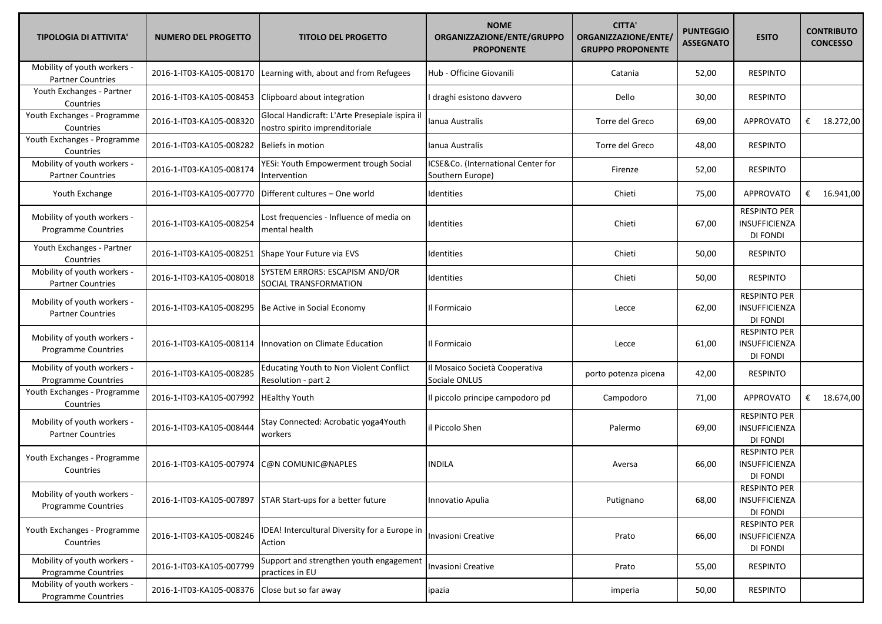| TIPOLOGIA DI ATTIVITA' | NUMERO DEL PROGETTO | TITOLO DEL PROGETTO | NOME ORGANIZZAZIONE/ENTE/GRUPPO PROPONENTE | CITTA' ORGANIZZAZIONE/ENTE/ GRUPPO PROPONENTE | PUNTEGGIO ASSEGNATO | ESITO | CONTRIBUTO CONCESSO |
|---|---|---|---|---|---|---|---|
| Mobility of youth workers - Partner Countries | 2016-1-IT03-KA105-008170 | Learning with, about and from Refugees | Hub - Officine Giovanili | Catania | 52,00 | RESPINTO | |
| Youth Exchanges - Partner Countries | 2016-1-IT03-KA105-008453 | Clipboard about integration | I draghi esistono davvero | Dello | 30,00 | RESPINTO | |
| Youth Exchanges - Programme Countries | 2016-1-IT03-KA105-008320 | Glocal Handicraft: L'Arte Presepiale ispira il nostro spirito imprenditoriale | Ianua Australis | Torre del Greco | 69,00 | APPROVATO | € 18.272,00 |
| Youth Exchanges - Programme Countries | 2016-1-IT03-KA105-008282 | Beliefs in motion | Ianua Australis | Torre del Greco | 48,00 | RESPINTO | |
| Mobility of youth workers - Partner Countries | 2016-1-IT03-KA105-008174 | YESi: Youth Empowerment trough Social Intervention | ICSE&Co. (International Center for Southern Europe) | Firenze | 52,00 | RESPINTO | |
| Youth Exchange | 2016-1-IT03-KA105-007770 | Different cultures – One world | Identities | Chieti | 75,00 | APPROVATO | € 16.941,00 |
| Mobility of youth workers - Programme Countries | 2016-1-IT03-KA105-008254 | Lost frequencies - Influence of media on mental health | Identities | Chieti | 67,00 | RESPINTO PER INSUFFICIENZA DI FONDI | |
| Youth Exchanges - Partner Countries | 2016-1-IT03-KA105-008251 | Shape Your Future via EVS | Identities | Chieti | 50,00 | RESPINTO | |
| Mobility of youth workers - Partner Countries | 2016-1-IT03-KA105-008018 | SYSTEM ERRORS: ESCAPISM AND/OR SOCIAL TRANSFORMATION | Identities | Chieti | 50,00 | RESPINTO | |
| Mobility of youth workers - Partner Countries | 2016-1-IT03-KA105-008295 | Be Active in Social Economy | Il Formicaio | Lecce | 62,00 | RESPINTO PER INSUFFICIENZA DI FONDI | |
| Mobility of youth workers - Programme Countries | 2016-1-IT03-KA105-008114 | Innovation on Climate Education | Il Formicaio | Lecce | 61,00 | RESPINTO PER INSUFFICIENZA DI FONDI | |
| Mobility of youth workers - Programme Countries | 2016-1-IT03-KA105-008285 | Educating Youth to Non Violent Conflict Resolution - part 2 | Il Mosaico Società Cooperativa Sociale ONLUS | porto potenza picena | 42,00 | RESPINTO | |
| Youth Exchanges - Programme Countries | 2016-1-IT03-KA105-007992 | HEalthy Youth | Il piccolo principe campodoro pd | Campodoro | 71,00 | APPROVATO | € 18.674,00 |
| Mobility of youth workers - Partner Countries | 2016-1-IT03-KA105-008444 | Stay Connected: Acrobatic yoga4Youth workers | il Piccolo Shen | Palermo | 69,00 | RESPINTO PER INSUFFICIENZA DI FONDI | |
| Youth Exchanges - Programme Countries | 2016-1-IT03-KA105-007974 | C@N COMUNIC@NAPLES | INDILA | Aversa | 66,00 | RESPINTO PER INSUFFICIENZA DI FONDI | |
| Mobility of youth workers - Programme Countries | 2016-1-IT03-KA105-007897 | STAR Start-ups for a better future | Innovatio Apulia | Putignano | 68,00 | RESPINTO PER INSUFFICIENZA DI FONDI | |
| Youth Exchanges - Programme Countries | 2016-1-IT03-KA105-008246 | IDEA! Intercultural Diversity for a Europe in Action | Invasioni Creative | Prato | 66,00 | RESPINTO PER INSUFFICIENZA DI FONDI | |
| Mobility of youth workers - Programme Countries | 2016-1-IT03-KA105-007799 | Support and strengthen youth engagement practices in EU | Invasioni Creative | Prato | 55,00 | RESPINTO | |
| Mobility of youth workers - Programme Countries | 2016-1-IT03-KA105-008376 | Close but so far away | ipazia | imperia | 50,00 | RESPINTO | |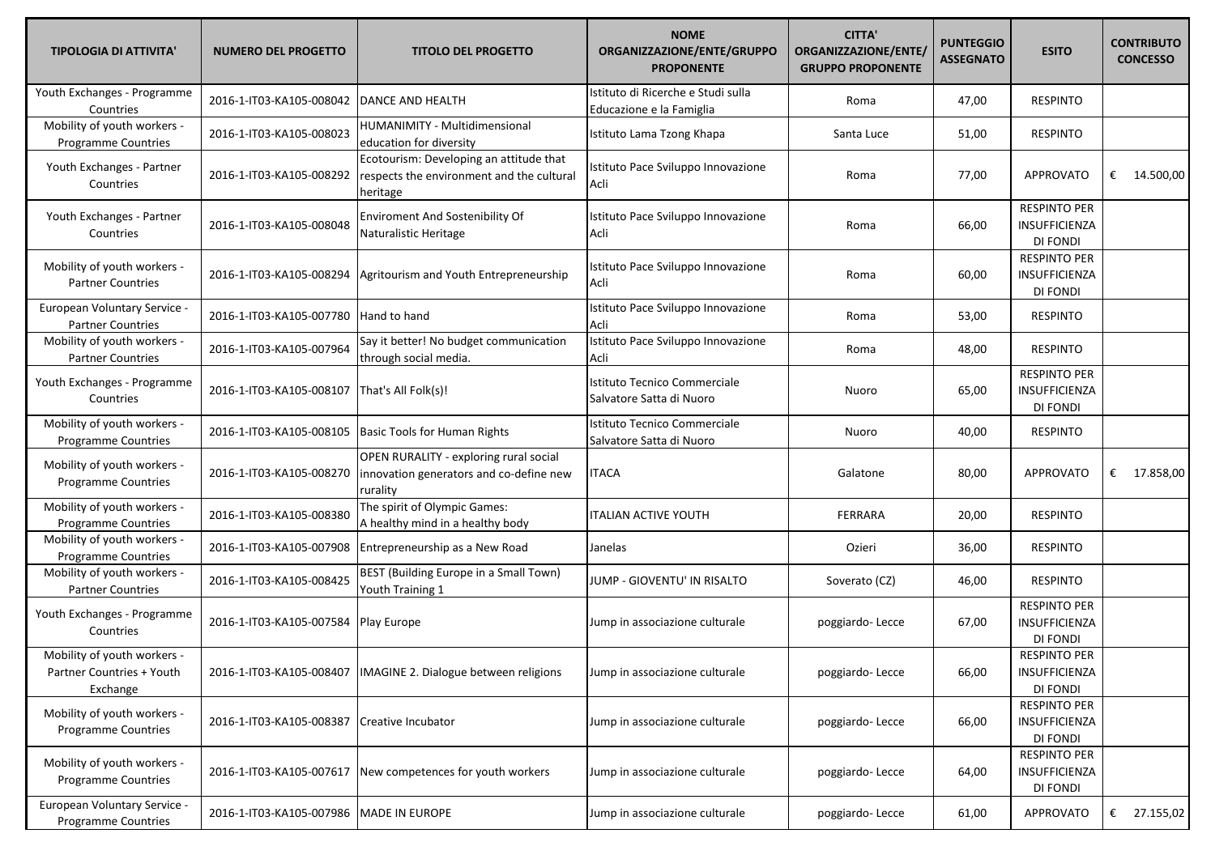| TIPOLOGIA DI ATTIVITA' | NUMERO DEL PROGETTO | TITOLO DEL PROGETTO | NOME ORGANIZZAZIONE/ENTE/GRUPPO PROPONENTE | CITTA' ORGANIZZAZIONE/ENTE/ GRUPPO PROPONENTE | PUNTEGGIO ASSEGNATO | ESITO | CONTRIBUTO CONCESSO |
|---|---|---|---|---|---|---|---|
| Youth Exchanges - Programme Countries | 2016-1-IT03-KA105-008042 | DANCE AND HEALTH | Istituto di Ricerche e Studi sulla Educazione e la Famiglia | Roma | 47,00 | RESPINTO | |
| Mobility of youth workers - Programme Countries | 2016-1-IT03-KA105-008023 | HUMANIMITY - Multidimensional education for diversity | Istituto Lama Tzong Khapa | Santa Luce | 51,00 | RESPINTO | |
| Youth Exchanges - Partner Countries | 2016-1-IT03-KA105-008292 | Ecotourism: Developing an attitude that respects the environment and the cultural heritage | Istituto Pace Sviluppo Innovazione Acli | Roma | 77,00 | APPROVATO | € 14.500,00 |
| Youth Exchanges - Partner Countries | 2016-1-IT03-KA105-008048 | Enviroment And Sostenibility Of Naturalistic Heritage | Istituto Pace Sviluppo Innovazione Acli | Roma | 66,00 | RESPINTO PER INSUFFICIENZA DI FONDI | |
| Mobility of youth workers - Partner Countries | 2016-1-IT03-KA105-008294 | Agritourism and Youth Entrepreneurship | Istituto Pace Sviluppo Innovazione Acli | Roma | 60,00 | RESPINTO PER INSUFFICIENZA DI FONDI | |
| European Voluntary Service - Partner Countries | 2016-1-IT03-KA105-007780 | Hand to hand | Istituto Pace Sviluppo Innovazione Acli | Roma | 53,00 | RESPINTO | |
| Mobility of youth workers - Partner Countries | 2016-1-IT03-KA105-007964 | Say it better! No budget communication through social media. | Istituto Pace Sviluppo Innovazione Acli | Roma | 48,00 | RESPINTO | |
| Youth Exchanges - Programme Countries | 2016-1-IT03-KA105-008107 | That's All Folk(s)! | Istituto Tecnico Commerciale Salvatore Satta di Nuoro | Nuoro | 65,00 | RESPINTO PER INSUFFICIENZA DI FONDI | |
| Mobility of youth workers - Programme Countries | 2016-1-IT03-KA105-008105 | Basic Tools for Human Rights | Istituto Tecnico Commerciale Salvatore Satta di Nuoro | Nuoro | 40,00 | RESPINTO | |
| Mobility of youth workers - Programme Countries | 2016-1-IT03-KA105-008270 | OPEN RURALITY - exploring rural social innovation generators and co-define new rurality | ITACA | Galatone | 80,00 | APPROVATO | € 17.858,00 |
| Mobility of youth workers - Programme Countries | 2016-1-IT03-KA105-008380 | The spirit of Olympic Games: A healthy mind in a healthy body | ITALIAN ACTIVE YOUTH | FERRARA | 20,00 | RESPINTO | |
| Mobility of youth workers - Programme Countries | 2016-1-IT03-KA105-007908 | Entrepreneurship as a New Road | Janelas | Ozieri | 36,00 | RESPINTO | |
| Mobility of youth workers - Partner Countries | 2016-1-IT03-KA105-008425 | BEST (Building Europe in a Small Town) Youth Training 1 | JUMP - GIOVENTU' IN RISALTO | Soverato (CZ) | 46,00 | RESPINTO | |
| Youth Exchanges - Programme Countries | 2016-1-IT03-KA105-007584 | Play Europe | Jump in associazione culturale | poggiardo- Lecce | 67,00 | RESPINTO PER INSUFFICIENZA DI FONDI | |
| Mobility of youth workers - Partner Countries + Youth Exchange | 2016-1-IT03-KA105-008407 | IMAGINE 2. Dialogue between religions | Jump in associazione culturale | poggiardo- Lecce | 66,00 | RESPINTO PER INSUFFICIENZA DI FONDI | |
| Mobility of youth workers - Programme Countries | 2016-1-IT03-KA105-008387 | Creative Incubator | Jump in associazione culturale | poggiardo- Lecce | 66,00 | RESPINTO PER INSUFFICIENZA DI FONDI | |
| Mobility of youth workers - Programme Countries | 2016-1-IT03-KA105-007617 | New competences for youth workers | Jump in associazione culturale | poggiardo- Lecce | 64,00 | RESPINTO PER INSUFFICIENZA DI FONDI | |
| European Voluntary Service - Programme Countries | 2016-1-IT03-KA105-007986 | MADE IN EUROPE | Jump in associazione culturale | poggiardo- Lecce | 61,00 | APPROVATO | € 27.155,02 |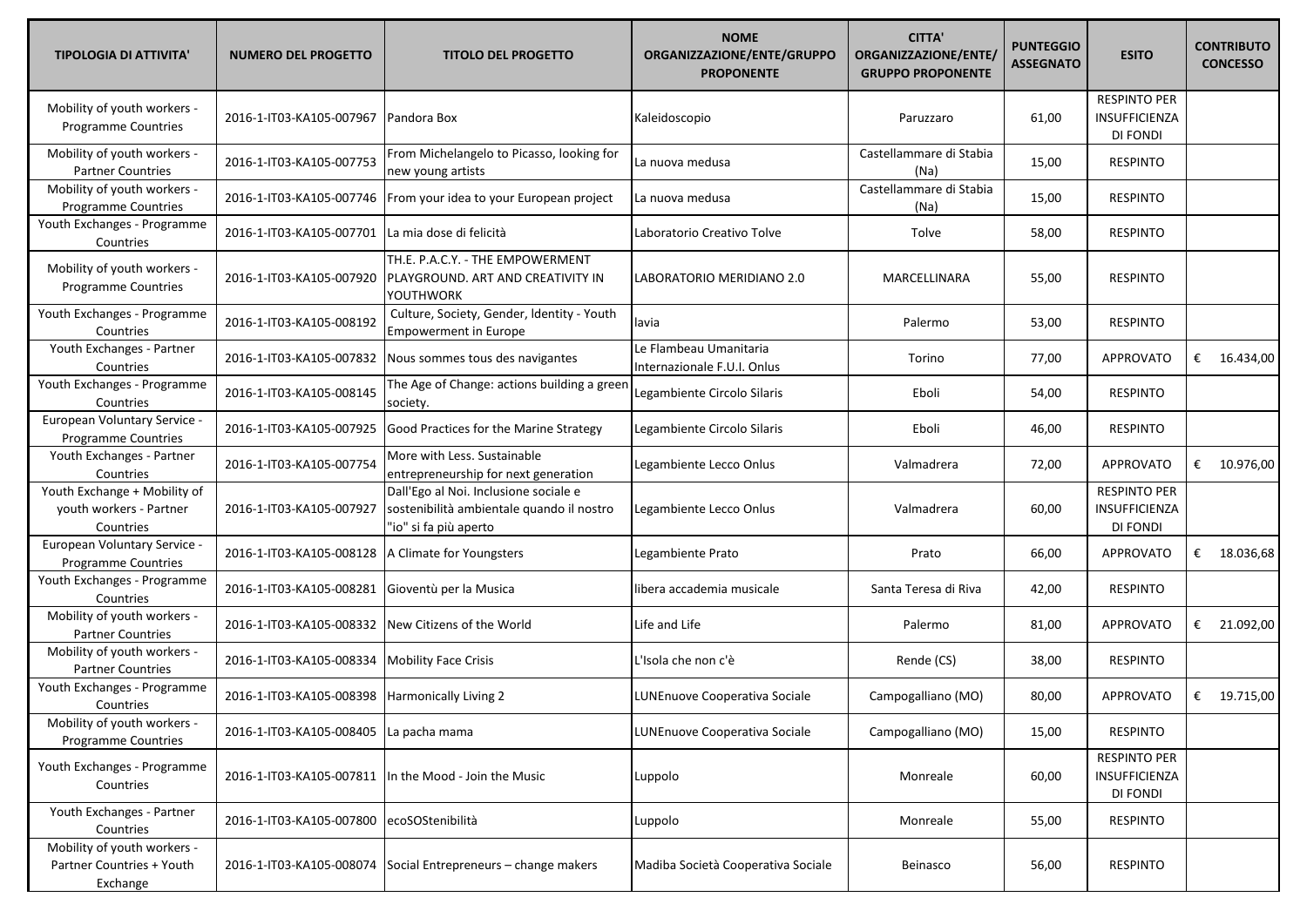| TIPOLOGIA DI ATTIVITA' | NUMERO DEL PROGETTO | TITOLO DEL PROGETTO | NOME ORGANIZZAZIONE/ENTE/GRUPPO PROPONENTE | CITTA' ORGANIZZAZIONE/ENTE/ GRUPPO PROPONENTE | PUNTEGGIO ASSEGNATO | ESITO | CONTRIBUTO CONCESSO |
|---|---|---|---|---|---|---|---|
| Mobility of youth workers - Programme Countries | 2016-1-IT03-KA105-007967 | Pandora Box | Kaleidoscopio | Paruzzaro | 61,00 | RESPINTO PER INSUFFICIENZA DI FONDI | |
| Mobility of youth workers - Partner Countries | 2016-1-IT03-KA105-007753 | From Michelangelo to Picasso, looking for new young artists | La nuova medusa | Castellammare di Stabia (Na) | 15,00 | RESPINTO | |
| Mobility of youth workers - Programme Countries | 2016-1-IT03-KA105-007746 | From your idea to your European project | La nuova medusa | Castellammare di Stabia (Na) | 15,00 | RESPINTO | |
| Youth Exchanges - Programme Countries | 2016-1-IT03-KA105-007701 | La mia dose di felicità | Laboratorio Creativo Tolve | Tolve | 58,00 | RESPINTO | |
| Mobility of youth workers - Programme Countries | 2016-1-IT03-KA105-007920 | TH.E. P.A.C.Y. - THE EMPOWERMENT PLAYGROUND. ART AND CREATIVITY IN YOUTHWORK | LABORATORIO MERIDIANO 2.0 | MARCELLINARA | 55,00 | RESPINTO | |
| Youth Exchanges - Programme Countries | 2016-1-IT03-KA105-008192 | Culture, Society, Gender, Identity - Youth Empowerment in Europe | lavia | Palermo | 53,00 | RESPINTO | |
| Youth Exchanges - Partner Countries | 2016-1-IT03-KA105-007832 | Nous sommes tous des navigantes | Le Flambeau Umanitaria Internazionale F.U.I. Onlus | Torino | 77,00 | APPROVATO | € 16.434,00 |
| Youth Exchanges - Programme Countries | 2016-1-IT03-KA105-008145 | The Age of Change: actions building a green society. | Legambiente Circolo Silaris | Eboli | 54,00 | RESPINTO | |
| European Voluntary Service - Programme Countries | 2016-1-IT03-KA105-007925 | Good Practices for the Marine Strategy | Legambiente Circolo Silaris | Eboli | 46,00 | RESPINTO | |
| Youth Exchanges - Partner Countries | 2016-1-IT03-KA105-007754 | More with Less. Sustainable entrepreneurship for next generation | Legambiente Lecco Onlus | Valmadrera | 72,00 | APPROVATO | € 10.976,00 |
| Youth Exchange + Mobility of youth workers - Partner Countries | 2016-1-IT03-KA105-007927 | Dall'Ego al Noi. Inclusione sociale e sostenibilità ambientale quando il nostro "io" si fa più aperto | Legambiente Lecco Onlus | Valmadrera | 60,00 | RESPINTO PER INSUFFICIENZA DI FONDI | |
| European Voluntary Service - Programme Countries | 2016-1-IT03-KA105-008128 | A Climate for Youngsters | Legambiente Prato | Prato | 66,00 | APPROVATO | € 18.036,68 |
| Youth Exchanges - Programme Countries | 2016-1-IT03-KA105-008281 | Gioventù per la Musica | libera accademia musicale | Santa Teresa di Riva | 42,00 | RESPINTO | |
| Mobility of youth workers - Partner Countries | 2016-1-IT03-KA105-008332 | New Citizens of the World | Life and Life | Palermo | 81,00 | APPROVATO | € 21.092,00 |
| Mobility of youth workers - Partner Countries | 2016-1-IT03-KA105-008334 | Mobility Face Crisis | L'Isola che non c'è | Rende (CS) | 38,00 | RESPINTO | |
| Youth Exchanges - Programme Countries | 2016-1-IT03-KA105-008398 | Harmonically Living 2 | LUNEnuove Cooperativa Sociale | Campogalliano (MO) | 80,00 | APPROVATO | € 19.715,00 |
| Mobility of youth workers - Programme Countries | 2016-1-IT03-KA105-008405 | La pacha mama | LUNEnuove Cooperativa Sociale | Campogalliano (MO) | 15,00 | RESPINTO | |
| Youth Exchanges - Programme Countries | 2016-1-IT03-KA105-007811 | In the Mood - Join the Music | Luppolo | Monreale | 60,00 | RESPINTO PER INSUFFICIENZA DI FONDI | |
| Youth Exchanges - Partner Countries | 2016-1-IT03-KA105-007800 | ecoSOStenibilità | Luppolo | Monreale | 55,00 | RESPINTO | |
| Mobility of youth workers - Partner Countries + Youth Exchange | 2016-1-IT03-KA105-008074 | Social Entrepreneurs – change makers | Madiba Società Cooperativa Sociale | Beinasco | 56,00 | RESPINTO | |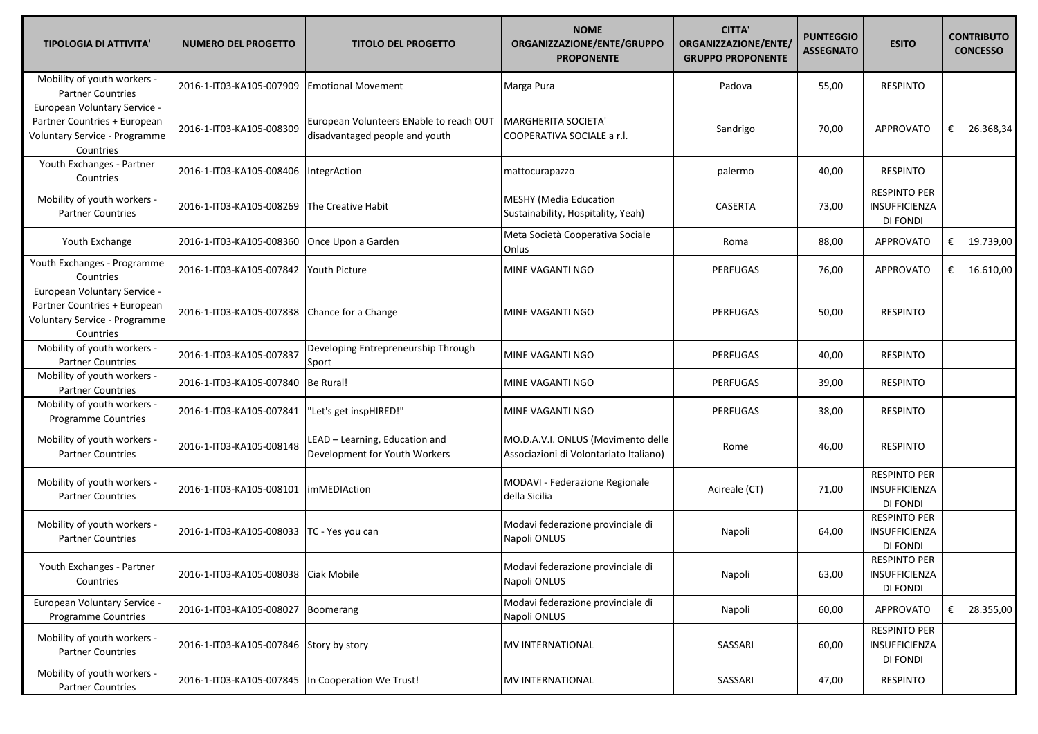| TIPOLOGIA DI ATTIVITA' | NUMERO DEL PROGETTO | TITOLO DEL PROGETTO | NOME ORGANIZZAZIONE/ENTE/GRUPPO PROPONENTE | CITTA' ORGANIZZAZIONE/ENTE/ GRUPPO PROPONENTE | PUNTEGGIO ASSEGNATO | ESITO | CONTRIBUTO CONCESSO |
|---|---|---|---|---|---|---|---|
| Mobility of youth workers - Partner Countries | 2016-1-IT03-KA105-007909 | Emotional Movement | Marga Pura | Padova | 55,00 | RESPINTO | |
| European Voluntary Service - Partner Countries + European Voluntary Service - Programme Countries | 2016-1-IT03-KA105-008309 | European Volunteers ENable to reach OUT disadvantaged people and youth | MARGHERITA SOCIETA' COOPERATIVA SOCIALE a r.l. | Sandrigo | 70,00 | APPROVATO | € 26.368,34 |
| Youth Exchanges - Partner Countries | 2016-1-IT03-KA105-008406 | IntegrAction | mattocurapazzo | palermo | 40,00 | RESPINTO | |
| Mobility of youth workers - Partner Countries | 2016-1-IT03-KA105-008269 | The Creative Habit | MESHY (Media Education Sustainability, Hospitality, Yeah) | CASERTA | 73,00 | RESPINTO PER INSUFFICIENZA DI FONDI | |
| Youth Exchange | 2016-1-IT03-KA105-008360 | Once Upon a Garden | Meta Società Cooperativa Sociale Onlus | Roma | 88,00 | APPROVATO | € 19.739,00 |
| Youth Exchanges - Programme Countries | 2016-1-IT03-KA105-007842 | Youth Picture | MINE VAGANTI NGO | PERFUGAS | 76,00 | APPROVATO | € 16.610,00 |
| European Voluntary Service - Partner Countries + European Voluntary Service - Programme Countries | 2016-1-IT03-KA105-007838 | Chance for a Change | MINE VAGANTI NGO | PERFUGAS | 50,00 | RESPINTO | |
| Mobility of youth workers - Partner Countries | 2016-1-IT03-KA105-007837 | Developing Entrepreneurship Through Sport | MINE VAGANTI NGO | PERFUGAS | 40,00 | RESPINTO | |
| Mobility of youth workers - Partner Countries | 2016-1-IT03-KA105-007840 | Be Rural! | MINE VAGANTI NGO | PERFUGAS | 39,00 | RESPINTO | |
| Mobility of youth workers - Programme Countries | 2016-1-IT03-KA105-007841 | "Let's get inspHIRED!" | MINE VAGANTI NGO | PERFUGAS | 38,00 | RESPINTO | |
| Mobility of youth workers - Partner Countries | 2016-1-IT03-KA105-008148 | LEAD – Learning, Education and Development for Youth Workers | MO.D.A.V.I. ONLUS (Movimento delle Associazioni di Volontariato Italiano) | Rome | 46,00 | RESPINTO | |
| Mobility of youth workers - Partner Countries | 2016-1-IT03-KA105-008101 | imMEDIAction | MODAVI - Federazione Regionale della Sicilia | Acireale (CT) | 71,00 | RESPINTO PER INSUFFICIENZA DI FONDI | |
| Mobility of youth workers - Partner Countries | 2016-1-IT03-KA105-008033 | TC - Yes you can | Modavi federazione provinciale di Napoli ONLUS | Napoli | 64,00 | RESPINTO PER INSUFFICIENZA DI FONDI | |
| Youth Exchanges - Partner Countries | 2016-1-IT03-KA105-008038 | Ciak Mobile | Modavi federazione provinciale di Napoli ONLUS | Napoli | 63,00 | RESPINTO PER INSUFFICIENZA DI FONDI | |
| European Voluntary Service - Programme Countries | 2016-1-IT03-KA105-008027 | Boomerang | Modavi federazione provinciale di Napoli ONLUS | Napoli | 60,00 | APPROVATO | € 28.355,00 |
| Mobility of youth workers - Partner Countries | 2016-1-IT03-KA105-007846 | Story by story | MV INTERNATIONAL | SASSARI | 60,00 | RESPINTO PER INSUFFICIENZA DI FONDI | |
| Mobility of youth workers - Partner Countries | 2016-1-IT03-KA105-007845 | In Cooperation We Trust! | MV INTERNATIONAL | SASSARI | 47,00 | RESPINTO | |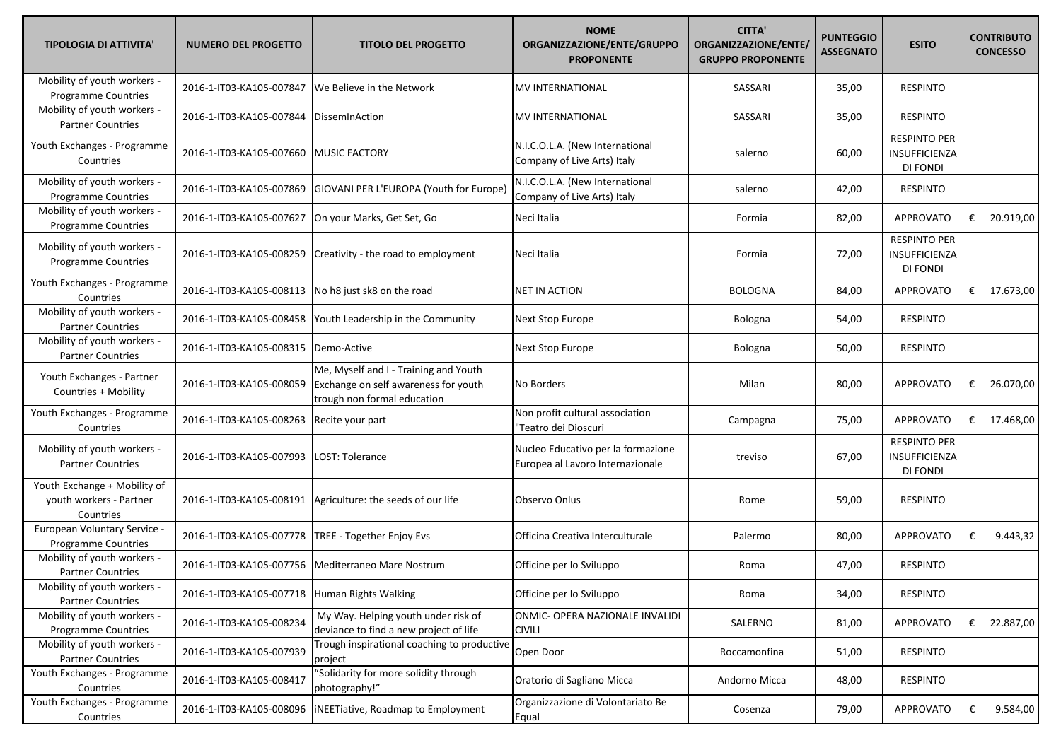| TIPOLOGIA DI ATTIVITA' | NUMERO DEL PROGETTO | TITOLO DEL PROGETTO | NOME ORGANIZZAZIONE/ENTE/GRUPPO PROPONENTE | CITTA' ORGANIZZAZIONE/ENTE/ GRUPPO PROPONENTE | PUNTEGGIO ASSEGNATO | ESITO | CONTRIBUTO CONCESSO |
|---|---|---|---|---|---|---|---|
| Mobility of youth workers - Programme Countries | 2016-1-IT03-KA105-007847 | We Believe in the Network | MV INTERNATIONAL | SASSARI | 35,00 | RESPINTO | |
| Mobility of youth workers - Partner Countries | 2016-1-IT03-KA105-007844 | DissemInAction | MV INTERNATIONAL | SASSARI | 35,00 | RESPINTO | |
| Youth Exchanges - Programme Countries | 2016-1-IT03-KA105-007660 | MUSIC FACTORY | N.I.C.O.L.A. (New International Company of Live Arts) Italy | salerno | 60,00 | RESPINTO PER INSUFFICIENZA DI FONDI | |
| Mobility of youth workers - Programme Countries | 2016-1-IT03-KA105-007869 | GIOVANI PER L'EUROPA (Youth for Europe) | N.I.C.O.L.A. (New International Company of Live Arts) Italy | salerno | 42,00 | RESPINTO | |
| Mobility of youth workers - Programme Countries | 2016-1-IT03-KA105-007627 | On your Marks, Get Set, Go | Neci Italia | Formia | 82,00 | APPROVATO | € 20.919,00 |
| Mobility of youth workers - Programme Countries | 2016-1-IT03-KA105-008259 | Creativity - the road to employment | Neci Italia | Formia | 72,00 | RESPINTO PER INSUFFICIENZA DI FONDI | |
| Youth Exchanges - Programme Countries | 2016-1-IT03-KA105-008113 | No h8 just sk8 on the road | NET IN ACTION | BOLOGNA | 84,00 | APPROVATO | € 17.673,00 |
| Mobility of youth workers - Partner Countries | 2016-1-IT03-KA105-008458 | Youth Leadership in the Community | Next Stop Europe | Bologna | 54,00 | RESPINTO | |
| Mobility of youth workers - Partner Countries | 2016-1-IT03-KA105-008315 | Demo-Active | Next Stop Europe | Bologna | 50,00 | RESPINTO | |
| Youth Exchanges - Partner Countries + Mobility | 2016-1-IT03-KA105-008059 | Me, Myself and I - Training and Youth Exchange on self awareness for youth trough non formal education | No Borders | Milan | 80,00 | APPROVATO | € 26.070,00 |
| Youth Exchanges - Programme Countries | 2016-1-IT03-KA105-008263 | Recite your part | Non profit cultural association "Teatro dei Dioscuri | Campagna | 75,00 | APPROVATO | € 17.468,00 |
| Mobility of youth workers - Partner Countries | 2016-1-IT03-KA105-007993 | LOST: Tolerance | Nucleo Educativo per la formazione Europea al Lavoro Internazionale | treviso | 67,00 | RESPINTO PER INSUFFICIENZA DI FONDI | |
| Youth Exchange + Mobility of youth workers - Partner Countries | 2016-1-IT03-KA105-008191 | Agriculture: the seeds of our life | Observo Onlus | Rome | 59,00 | RESPINTO | |
| European Voluntary Service - Programme Countries | 2016-1-IT03-KA105-007778 | TREE - Together Enjoy Evs | Officina Creativa Interculturale | Palermo | 80,00 | APPROVATO | € 9.443,32 |
| Mobility of youth workers - Partner Countries | 2016-1-IT03-KA105-007756 | Mediterraneo Mare Nostrum | Officine per lo Sviluppo | Roma | 47,00 | RESPINTO | |
| Mobility of youth workers - Partner Countries | 2016-1-IT03-KA105-007718 | Human Rights Walking | Officine per lo Sviluppo | Roma | 34,00 | RESPINTO | |
| Mobility of youth workers - Programme Countries | 2016-1-IT03-KA105-008234 | My Way. Helping youth under risk of deviance to find a new project of life | ONMIC- OPERA NAZIONALE INVALIDI CIVILI | SALERNO | 81,00 | APPROVATO | € 22.887,00 |
| Mobility of youth workers - Partner Countries | 2016-1-IT03-KA105-007939 | Trough inspirational coaching to productive project | Open Door | Roccamonfina | 51,00 | RESPINTO | |
| Youth Exchanges - Programme Countries | 2016-1-IT03-KA105-008417 | "Solidarity for more solidity through photography!" | Oratorio di Sagliano Micca | Andorno Micca | 48,00 | RESPINTO | |
| Youth Exchanges - Programme Countries | 2016-1-IT03-KA105-008096 | iNEETiative, Roadmap to Employment | Organizzazione di Volontariato Be Equal | Cosenza | 79,00 | APPROVATO | € 9.584,00 |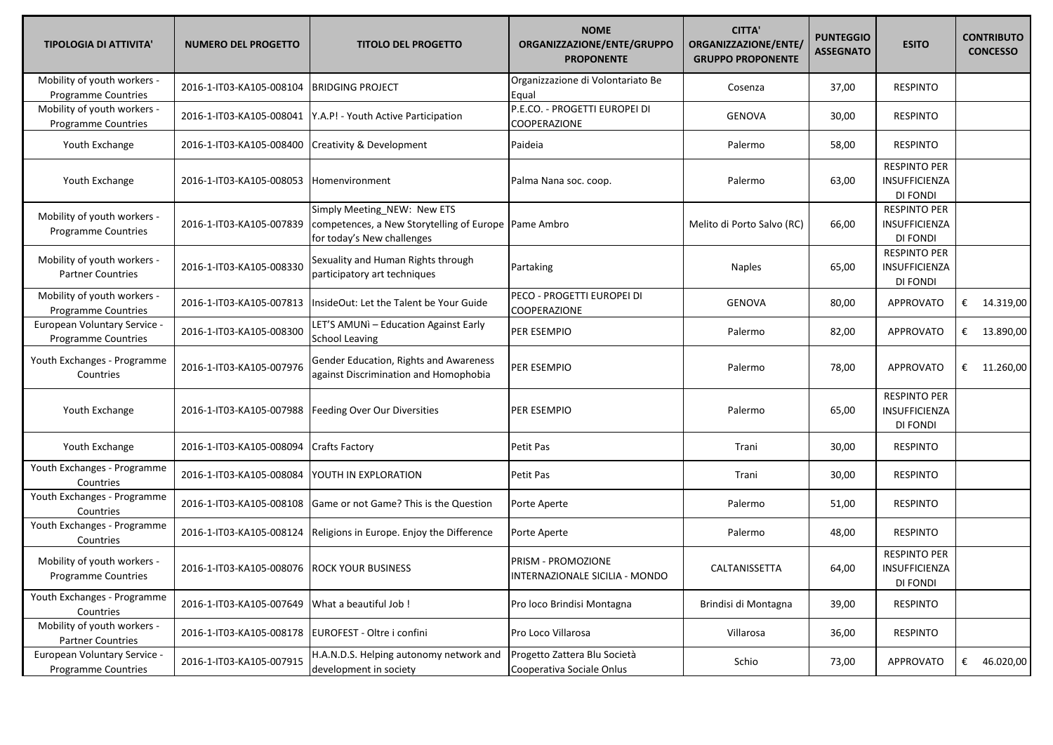| TIPOLOGIA DI ATTIVITA' | NUMERO DEL PROGETTO | TITOLO DEL PROGETTO | NOME ORGANIZZAZIONE/ENTE/GRUPPO PROPONENTE | CITTA' ORGANIZZAZIONE/ENTE/ GRUPPO PROPONENTE | PUNTEGGIO ASSEGNATO | ESITO | CONTRIBUTO CONCESSO |
|---|---|---|---|---|---|---|---|
| Mobility of youth workers - Programme Countries | 2016-1-IT03-KA105-008104 | BRIDGING PROJECT | Organizzazione di Volontariato Be Equal | Cosenza | 37,00 | RESPINTO | |
| Mobility of youth workers - Programme Countries | 2016-1-IT03-KA105-008041 | Y.A.P! - Youth Active Participation | P.E.CO. - PROGETTI EUROPEI DI COOPERAZIONE | GENOVA | 30,00 | RESPINTO | |
| Youth Exchange | 2016-1-IT03-KA105-008400 | Creativity & Development | Paideia | Palermo | 58,00 | RESPINTO | |
| Youth Exchange | 2016-1-IT03-KA105-008053 | Homenvironment | Palma Nana soc. coop. | Palermo | 63,00 | RESPINTO PER INSUFFICIENZA DI FONDI | |
| Mobility of youth workers - Programme Countries | 2016-1-IT03-KA105-007839 | Simply Meeting_NEW: New ETS competences, a New Storytelling of Europe for today's New challenges | Pame Ambro | Melito di Porto Salvo (RC) | 66,00 | RESPINTO PER INSUFFICIENZA DI FONDI | |
| Mobility of youth workers - Partner Countries | 2016-1-IT03-KA105-008330 | Sexuality and Human Rights through participatory art techniques | Partaking | Naples | 65,00 | RESPINTO PER INSUFFICIENZA DI FONDI | |
| Mobility of youth workers - Programme Countries | 2016-1-IT03-KA105-007813 | InsideOut: Let the Talent be Your Guide | PECO - PROGETTI EUROPEI DI COOPERAZIONE | GENOVA | 80,00 | APPROVATO | € 14.319,00 |
| European Voluntary Service - Programme Countries | 2016-1-IT03-KA105-008300 | LET'S AMUNì – Education Against Early School Leaving | PER ESEMPIO | Palermo | 82,00 | APPROVATO | € 13.890,00 |
| Youth Exchanges - Programme Countries | 2016-1-IT03-KA105-007976 | Gender Education, Rights and Awareness against Discrimination and Homophobia | PER ESEMPIO | Palermo | 78,00 | APPROVATO | € 11.260,00 |
| Youth Exchange | 2016-1-IT03-KA105-007988 | Feeding Over Our Diversities | PER ESEMPIO | Palermo | 65,00 | RESPINTO PER INSUFFICIENZA DI FONDI | |
| Youth Exchange | 2016-1-IT03-KA105-008094 | Crafts Factory | Petit Pas | Trani | 30,00 | RESPINTO | |
| Youth Exchanges - Programme Countries | 2016-1-IT03-KA105-008084 | YOUTH IN EXPLORATION | Petit Pas | Trani | 30,00 | RESPINTO | |
| Youth Exchanges - Programme Countries | 2016-1-IT03-KA105-008108 | Game or not Game? This is the Question | Porte Aperte | Palermo | 51,00 | RESPINTO | |
| Youth Exchanges - Programme Countries | 2016-1-IT03-KA105-008124 | Religions in Europe. Enjoy the Difference | Porte Aperte | Palermo | 48,00 | RESPINTO | |
| Mobility of youth workers - Programme Countries | 2016-1-IT03-KA105-008076 | ROCK YOUR BUSINESS | PRISM - PROMOZIONE INTERNAZIONALE SICILIA - MONDO | CALTANISSETTA | 64,00 | RESPINTO PER INSUFFICIENZA DI FONDI | |
| Youth Exchanges - Programme Countries | 2016-1-IT03-KA105-007649 | What a beautiful Job ! | Pro loco Brindisi Montagna | Brindisi di Montagna | 39,00 | RESPINTO | |
| Mobility of youth workers - Partner Countries | 2016-1-IT03-KA105-008178 | EUROFEST - Oltre i confini | Pro Loco Villarosa | Villarosa | 36,00 | RESPINTO | |
| European Voluntary Service - Programme Countries | 2016-1-IT03-KA105-007915 | H.A.N.D.S. Helping autonomy network and development in society | Progetto Zattera Blu Società Cooperativa Sociale Onlus | Schio | 73,00 | APPROVATO | € 46.020,00 |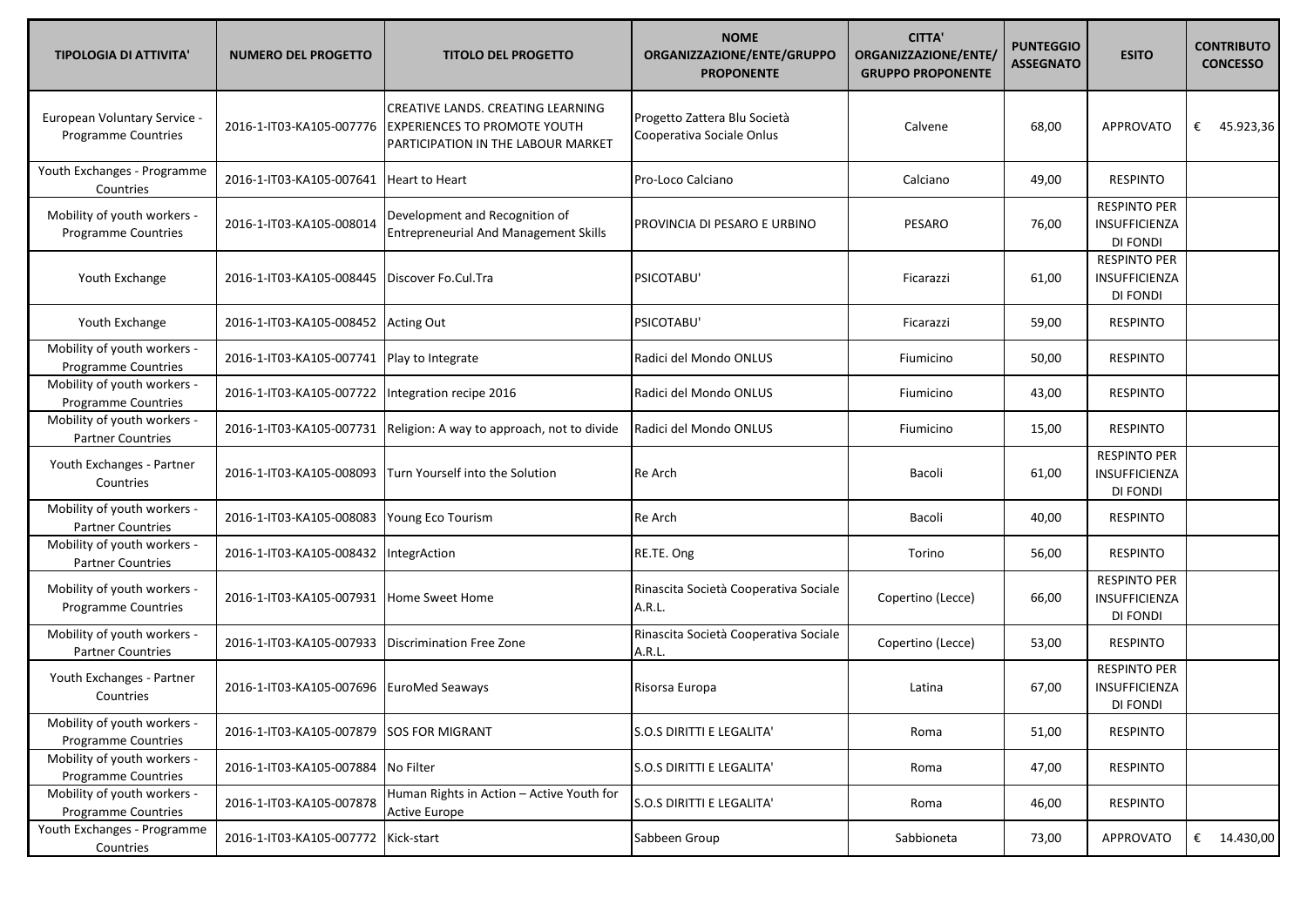| TIPOLOGIA DI ATTIVITA' | NUMERO DEL PROGETTO | TITOLO DEL PROGETTO | NOME ORGANIZZAZIONE/ENTE/GRUPPO PROPONENTE | CITTA' ORGANIZZAZIONE/ENTE/ GRUPPO PROPONENTE | PUNTEGGIO ASSEGNATO | ESITO | CONTRIBUTO CONCESSO |
| --- | --- | --- | --- | --- | --- | --- | --- |
| European Voluntary Service - Programme Countries | 2016-1-IT03-KA105-007776 | CREATIVE LANDS. CREATING LEARNING EXPERIENCES TO PROMOTE YOUTH PARTICIPATION IN THE LABOUR MARKET | Progetto Zattera Blu Società Cooperativa Sociale Onlus | Calvene | 68,00 | APPROVATO | € 45.923,36 |
| Youth Exchanges - Programme Countries | 2016-1-IT03-KA105-007641 | Heart to Heart | Pro-Loco Calciano | Calciano | 49,00 | RESPINTO | |
| Mobility of youth workers - Programme Countries | 2016-1-IT03-KA105-008014 | Development and Recognition of Entrepreneurial And Management Skills | PROVINCIA DI PESARO E URBINO | PESARO | 76,00 | RESPINTO PER INSUFFICIENZA DI FONDI | |
| Youth Exchange | 2016-1-IT03-KA105-008445 | Discover Fo.Cul.Tra | PSICOTABU' | Ficarazzi | 61,00 | RESPINTO PER INSUFFICIENZA DI FONDI | |
| Youth Exchange | 2016-1-IT03-KA105-008452 | Acting Out | PSICOTABU' | Ficarazzi | 59,00 | RESPINTO | |
| Mobility of youth workers - Programme Countries | 2016-1-IT03-KA105-007741 | Play to Integrate | Radici del Mondo ONLUS | Fiumicino | 50,00 | RESPINTO | |
| Mobility of youth workers - Programme Countries | 2016-1-IT03-KA105-007722 | Integration recipe 2016 | Radici del Mondo ONLUS | Fiumicino | 43,00 | RESPINTO | |
| Mobility of youth workers - Partner Countries | 2016-1-IT03-KA105-007731 | Religion: A way to approach, not to divide | Radici del Mondo ONLUS | Fiumicino | 15,00 | RESPINTO | |
| Youth Exchanges - Partner Countries | 2016-1-IT03-KA105-008093 | Turn Yourself into the Solution | Re Arch | Bacoli | 61,00 | RESPINTO PER INSUFFICIENZA DI FONDI | |
| Mobility of youth workers - Partner Countries | 2016-1-IT03-KA105-008083 | Young Eco Tourism | Re Arch | Bacoli | 40,00 | RESPINTO | |
| Mobility of youth workers - Partner Countries | 2016-1-IT03-KA105-008432 | IntegrAction | RE.TE. Ong | Torino | 56,00 | RESPINTO | |
| Mobility of youth workers - Programme Countries | 2016-1-IT03-KA105-007931 | Home Sweet Home | Rinascita Società Cooperativa Sociale A.R.L. | Copertino (Lecce) | 66,00 | RESPINTO PER INSUFFICIENZA DI FONDI | |
| Mobility of youth workers - Partner Countries | 2016-1-IT03-KA105-007933 | Discrimination Free Zone | Rinascita Società Cooperativa Sociale A.R.L. | Copertino (Lecce) | 53,00 | RESPINTO | |
| Youth Exchanges - Partner Countries | 2016-1-IT03-KA105-007696 | EuroMed Seaways | Risorsa Europa | Latina | 67,00 | RESPINTO PER INSUFFICIENZA DI FONDI | |
| Mobility of youth workers - Programme Countries | 2016-1-IT03-KA105-007879 | SOS FOR MIGRANT | S.O.S DIRITTI E LEGALITA' | Roma | 51,00 | RESPINTO | |
| Mobility of youth workers - Programme Countries | 2016-1-IT03-KA105-007884 | No Filter | S.O.S DIRITTI E LEGALITA' | Roma | 47,00 | RESPINTO | |
| Mobility of youth workers - Programme Countries | 2016-1-IT03-KA105-007878 | Human Rights in Action – Active Youth for Active Europe | S.O.S DIRITTI E LEGALITA' | Roma | 46,00 | RESPINTO | |
| Youth Exchanges - Programme Countries | 2016-1-IT03-KA105-007772 | Kick-start | Sabbeen Group | Sabbioneta | 73,00 | APPROVATO | € 14.430,00 |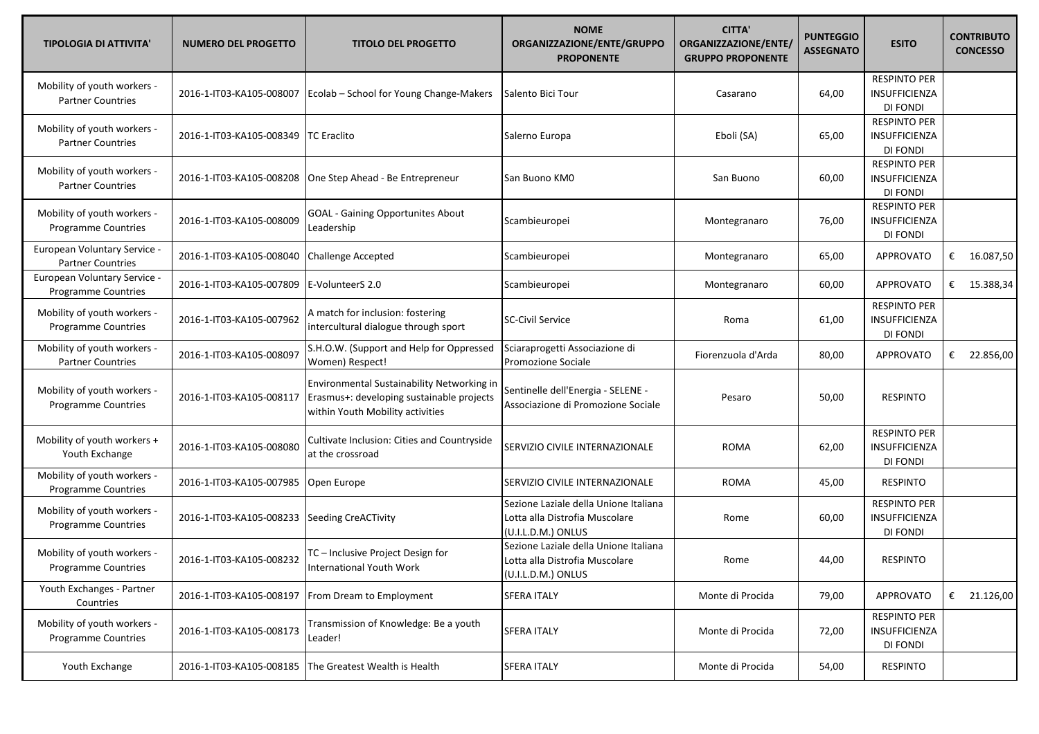| TIPOLOGIA DI ATTIVITA' | NUMERO DEL PROGETTO | TITOLO DEL PROGETTO | NOME ORGANIZZAZIONE/ENTE/GRUPPO PROPONENTE | CITTA' ORGANIZZAZIONE/ENTE/ GRUPPO PROPONENTE | PUNTEGGIO ASSEGNATO | ESITO | CONTRIBUTO CONCESSO |
|---|---|---|---|---|---|---|---|
| Mobility of youth workers - Partner Countries | 2016-1-IT03-KA105-008007 | Ecolab – School for Young Change-Makers | Salento Bici Tour | Casarano | 64,00 | RESPINTO PER INSUFFICIENZA DI FONDI | |
| Mobility of youth workers - Partner Countries | 2016-1-IT03-KA105-008349 | TC Eraclito | Salerno Europa | Eboli (SA) | 65,00 | RESPINTO PER INSUFFICIENZA DI FONDI | |
| Mobility of youth workers - Partner Countries | 2016-1-IT03-KA105-008208 | One Step Ahead - Be Entrepreneur | San Buono KM0 | San Buono | 60,00 | RESPINTO PER INSUFFICIENZA DI FONDI | |
| Mobility of youth workers - Programme Countries | 2016-1-IT03-KA105-008009 | GOAL - Gaining Opportunites About Leadership | Scambieuropei | Montegranaro | 76,00 | RESPINTO PER INSUFFICIENZA DI FONDI | |
| European Voluntary Service - Partner Countries | 2016-1-IT03-KA105-008040 | Challenge Accepted | Scambieuropei | Montegranaro | 65,00 | APPROVATO | € 16.087,50 |
| European Voluntary Service - Programme Countries | 2016-1-IT03-KA105-007809 | E-VolunteerS 2.0 | Scambieuropei | Montegranaro | 60,00 | APPROVATO | € 15.388,34 |
| Mobility of youth workers - Programme Countries | 2016-1-IT03-KA105-007962 | A match for inclusion: fostering intercultural dialogue through sport | SC-Civil Service | Roma | 61,00 | RESPINTO PER INSUFFICIENZA DI FONDI | |
| Mobility of youth workers - Partner Countries | 2016-1-IT03-KA105-008097 | S.H.O.W. (Support and Help for Oppressed Women) Respect! | Sciaraprogetti Associazione di Promozione Sociale | Fiorenzuola d'Arda | 80,00 | APPROVATO | € 22.856,00 |
| Mobility of youth workers - Programme Countries | 2016-1-IT03-KA105-008117 | Environmental Sustainability Networking in Erasmus+: developing sustainable projects within Youth Mobility activities | Sentinelle dell'Energia - SELENE - Associazione di Promozione Sociale | Pesaro | 50,00 | RESPINTO | |
| Mobility of youth workers + Youth Exchange | 2016-1-IT03-KA105-008080 | Cultivate Inclusion: Cities and Countryside at the crossroad | SERVIZIO CIVILE INTERNAZIONALE | ROMA | 62,00 | RESPINTO PER INSUFFICIENZA DI FONDI | |
| Mobility of youth workers - Programme Countries | 2016-1-IT03-KA105-007985 | Open Europe | SERVIZIO CIVILE INTERNAZIONALE | ROMA | 45,00 | RESPINTO | |
| Mobility of youth workers - Programme Countries | 2016-1-IT03-KA105-008233 | Seeding CreACTivity | Sezione Laziale della Unione Italiana Lotta alla Distrofia Muscolare (U.I.L.D.M.) ONLUS | Rome | 60,00 | RESPINTO PER INSUFFICIENZA DI FONDI | |
| Mobility of youth workers - Programme Countries | 2016-1-IT03-KA105-008232 | TC – Inclusive Project Design for International Youth Work | Sezione Laziale della Unione Italiana Lotta alla Distrofia Muscolare (U.I.L.D.M.) ONLUS | Rome | 44,00 | RESPINTO | |
| Youth Exchanges - Partner Countries | 2016-1-IT03-KA105-008197 | From Dream to Employment | SFERA ITALY | Monte di Procida | 79,00 | APPROVATO | € 21.126,00 |
| Mobility of youth workers - Programme Countries | 2016-1-IT03-KA105-008173 | Transmission of Knowledge: Be a youth Leader! | SFERA ITALY | Monte di Procida | 72,00 | RESPINTO PER INSUFFICIENZA DI FONDI | |
| Youth Exchange | 2016-1-IT03-KA105-008185 | The Greatest Wealth is Health | SFERA ITALY | Monte di Procida | 54,00 | RESPINTO | |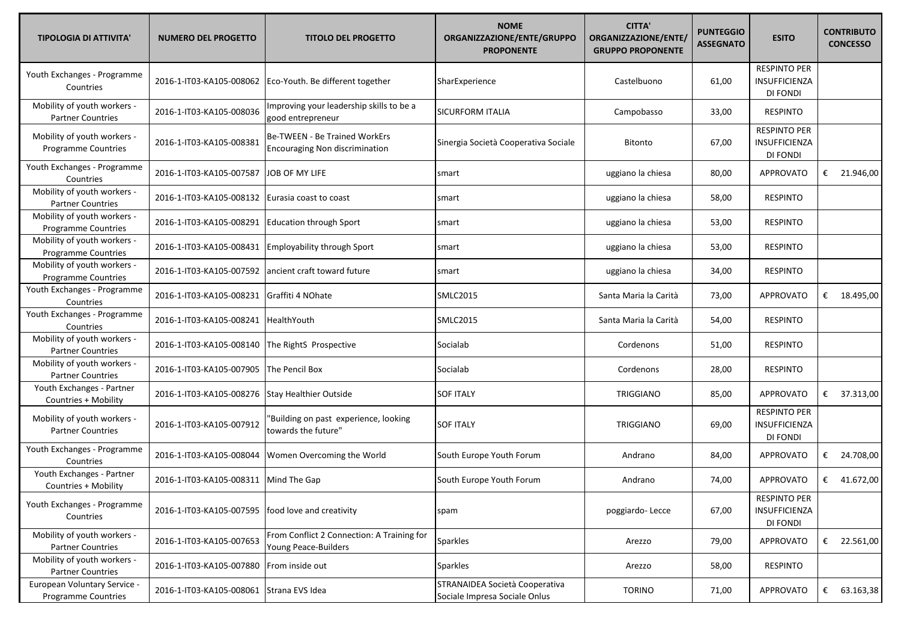| TIPOLOGIA DI ATTIVITA' | NUMERO DEL PROGETTO | TITOLO DEL PROGETTO | NOME ORGANIZZAZIONE/ENTE/GRUPPO PROPONENTE | CITTA' ORGANIZZAZIONE/ENTE/ GRUPPO PROPONENTE | PUNTEGGIO ASSEGNATO | ESITO | CONTRIBUTO CONCESSO |
|---|---|---|---|---|---|---|---|
| Youth Exchanges - Programme Countries | 2016-1-IT03-KA105-008062 | Eco-Youth. Be different together | SharExperience | Castelbuono | 61,00 | RESPINTO PER INSUFFICIENZA DI FONDI | |
| Mobility of youth workers - Partner Countries | 2016-1-IT03-KA105-008036 | Improving your leadership skills to be a good entrepreneur | SICURFORM ITALIA | Campobasso | 33,00 | RESPINTO | |
| Mobility of youth workers - Programme Countries | 2016-1-IT03-KA105-008381 | Be-TWEEN - Be Trained WorkErs Encouraging Non discrimination | Sinergia Società Cooperativa Sociale | Bitonto | 67,00 | RESPINTO PER INSUFFICIENZA DI FONDI | |
| Youth Exchanges - Programme Countries | 2016-1-IT03-KA105-007587 | JOB OF MY LIFE | smart | uggiano la chiesa | 80,00 | APPROVATO | € 21.946,00 |
| Mobility of youth workers - Partner Countries | 2016-1-IT03-KA105-008132 | Eurasia coast to coast | smart | uggiano la chiesa | 58,00 | RESPINTO | |
| Mobility of youth workers - Programme Countries | 2016-1-IT03-KA105-008291 | Education through Sport | smart | uggiano la chiesa | 53,00 | RESPINTO | |
| Mobility of youth workers - Programme Countries | 2016-1-IT03-KA105-008431 | Employability through Sport | smart | uggiano la chiesa | 53,00 | RESPINTO | |
| Mobility of youth workers - Programme Countries | 2016-1-IT03-KA105-007592 | ancient craft toward future | smart | uggiano la chiesa | 34,00 | RESPINTO | |
| Youth Exchanges - Programme Countries | 2016-1-IT03-KA105-008231 | Graffiti 4 NOhate | SMLC2015 | Santa Maria la Carità | 73,00 | APPROVATO | € 18.495,00 |
| Youth Exchanges - Programme Countries | 2016-1-IT03-KA105-008241 | HealthYouth | SMLC2015 | Santa Maria la Carità | 54,00 | RESPINTO | |
| Mobility of youth workers - Partner Countries | 2016-1-IT03-KA105-008140 | The RightS Prospective | Socialab | Cordenons | 51,00 | RESPINTO | |
| Mobility of youth workers - Partner Countries | 2016-1-IT03-KA105-007905 | The Pencil Box | Socialab | Cordenons | 28,00 | RESPINTO | |
| Youth Exchanges - Partner Countries + Mobility | 2016-1-IT03-KA105-008276 | Stay Healthier Outside | SOF ITALY | TRIGGIANO | 85,00 | APPROVATO | € 37.313,00 |
| Mobility of youth workers - Partner Countries | 2016-1-IT03-KA105-007912 | "Building on past experience, looking towards the future" | SOF ITALY | TRIGGIANO | 69,00 | RESPINTO PER INSUFFICIENZA DI FONDI | |
| Youth Exchanges - Programme Countries | 2016-1-IT03-KA105-008044 | Women Overcoming the World | South Europe Youth Forum | Andrano | 84,00 | APPROVATO | € 24.708,00 |
| Youth Exchanges - Partner Countries + Mobility | 2016-1-IT03-KA105-008311 | Mind The Gap | South Europe Youth Forum | Andrano | 74,00 | APPROVATO | € 41.672,00 |
| Youth Exchanges - Programme Countries | 2016-1-IT03-KA105-007595 | food love and creativity | spam | poggiardo- Lecce | 67,00 | RESPINTO PER INSUFFICIENZA DI FONDI | |
| Mobility of youth workers - Partner Countries | 2016-1-IT03-KA105-007653 | From Conflict 2 Connection: A Training for Young Peace-Builders | Sparkles | Arezzo | 79,00 | APPROVATO | € 22.561,00 |
| Mobility of youth workers - Partner Countries | 2016-1-IT03-KA105-007880 | From inside out | Sparkles | Arezzo | 58,00 | RESPINTO | |
| European Voluntary Service - Programme Countries | 2016-1-IT03-KA105-008061 | Strana EVS Idea | STRANAIDEA Società Cooperativa Sociale Impresa Sociale Onlus | TORINO | 71,00 | APPROVATO | € 63.163,38 |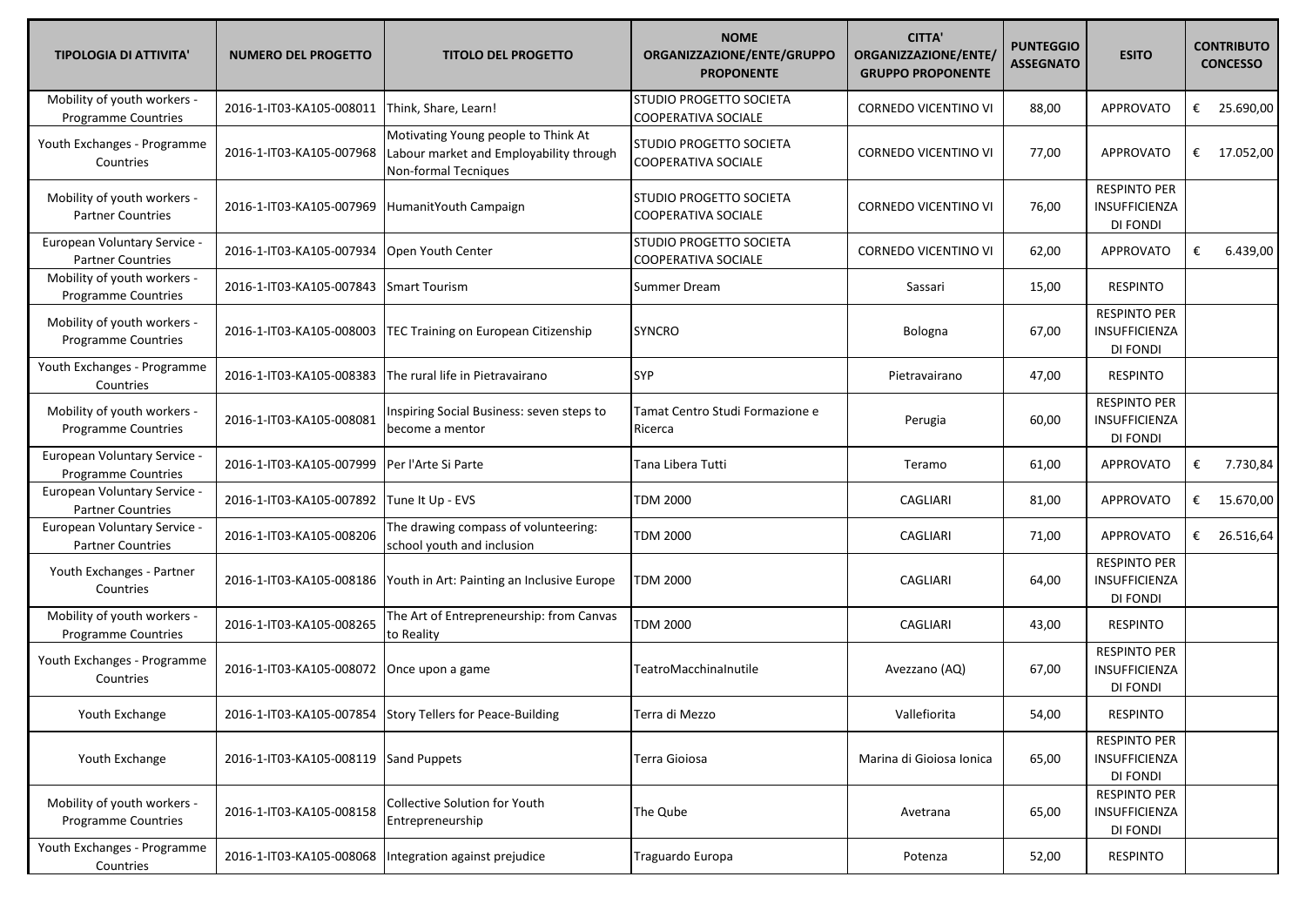| TIPOLOGIA DI ATTIVITA' | NUMERO DEL PROGETTO | TITOLO DEL PROGETTO | NOME ORGANIZZAZIONE/ENTE/GRUPPO PROPONENTE | CITTA' ORGANIZZAZIONE/ENTE/ GRUPPO PROPONENTE | PUNTEGGIO ASSEGNATO | ESITO | CONTRIBUTO CONCESSO |
|---|---|---|---|---|---|---|---|
| Mobility of youth workers - Programme Countries | 2016-1-IT03-KA105-008011 | Think, Share, Learn! | STUDIO PROGETTO SOCIETA COOPERATIVA SOCIALE | CORNEDO VICENTINO VI | 88,00 | APPROVATO | € 25.690,00 |
| Youth Exchanges - Programme Countries | 2016-1-IT03-KA105-007968 | Motivating Young people to Think At Labour market and Employability through Non-formal Tecniques | STUDIO PROGETTO SOCIETA COOPERATIVA SOCIALE | CORNEDO VICENTINO VI | 77,00 | APPROVATO | € 17.052,00 |
| Mobility of youth workers - Partner Countries | 2016-1-IT03-KA105-007969 | HumanitYouth Campaign | STUDIO PROGETTO SOCIETA COOPERATIVA SOCIALE | CORNEDO VICENTINO VI | 76,00 | RESPINTO PER INSUFFICIENZA DI FONDI | |
| European Voluntary Service - Partner Countries | 2016-1-IT03-KA105-007934 | Open Youth Center | STUDIO PROGETTO SOCIETA COOPERATIVA SOCIALE | CORNEDO VICENTINO VI | 62,00 | APPROVATO | € 6.439,00 |
| Mobility of youth workers - Programme Countries | 2016-1-IT03-KA105-007843 | Smart Tourism | Summer Dream | Sassari | 15,00 | RESPINTO | |
| Mobility of youth workers - Programme Countries | 2016-1-IT03-KA105-008003 | TEC Training on European Citizenship | SYNCRO | Bologna | 67,00 | RESPINTO PER INSUFFICIENZA DI FONDI | |
| Youth Exchanges - Programme Countries | 2016-1-IT03-KA105-008383 | The rural life in Pietravairano | SYP | Pietravairano | 47,00 | RESPINTO | |
| Mobility of youth workers - Programme Countries | 2016-1-IT03-KA105-008081 | Inspiring Social Business: seven steps to become a mentor | Tamat Centro Studi Formazione e Ricerca | Perugia | 60,00 | RESPINTO PER INSUFFICIENZA DI FONDI | |
| European Voluntary Service - Programme Countries | 2016-1-IT03-KA105-007999 | Per l'Arte Si Parte | Tana Libera Tutti | Teramo | 61,00 | APPROVATO | € 7.730,84 |
| European Voluntary Service - Partner Countries | 2016-1-IT03-KA105-007892 | Tune It Up - EVS | TDM 2000 | CAGLIARI | 81,00 | APPROVATO | € 15.670,00 |
| European Voluntary Service - Partner Countries | 2016-1-IT03-KA105-008206 | The drawing compass of volunteering: school youth and inclusion | TDM 2000 | CAGLIARI | 71,00 | APPROVATO | € 26.516,64 |
| Youth Exchanges - Partner Countries | 2016-1-IT03-KA105-008186 | Youth in Art: Painting an Inclusive Europe | TDM 2000 | CAGLIARI | 64,00 | RESPINTO PER INSUFFICIENZA DI FONDI | |
| Mobility of youth workers - Programme Countries | 2016-1-IT03-KA105-008265 | The Art of Entrepreneurship: from Canvas to Reality | TDM 2000 | CAGLIARI | 43,00 | RESPINTO | |
| Youth Exchanges - Programme Countries | 2016-1-IT03-KA105-008072 | Once upon a game | TeatroMacchinaInutile | Avezzano (AQ) | 67,00 | RESPINTO PER INSUFFICIENZA DI FONDI | |
| Youth Exchange | 2016-1-IT03-KA105-007854 | Story Tellers for Peace-Building | Terra di Mezzo | Vallefiorita | 54,00 | RESPINTO | |
| Youth Exchange | 2016-1-IT03-KA105-008119 | Sand Puppets | Terra Gioiosa | Marina di Gioiosa Ionica | 65,00 | RESPINTO PER INSUFFICIENZA DI FONDI | |
| Mobility of youth workers - Programme Countries | 2016-1-IT03-KA105-008158 | Collective Solution for Youth Entrepreneurship | The Qube | Avetrana | 65,00 | RESPINTO PER INSUFFICIENZA DI FONDI | |
| Youth Exchanges - Programme Countries | 2016-1-IT03-KA105-008068 | Integration against prejudice | Traguardo Europa | Potenza | 52,00 | RESPINTO | |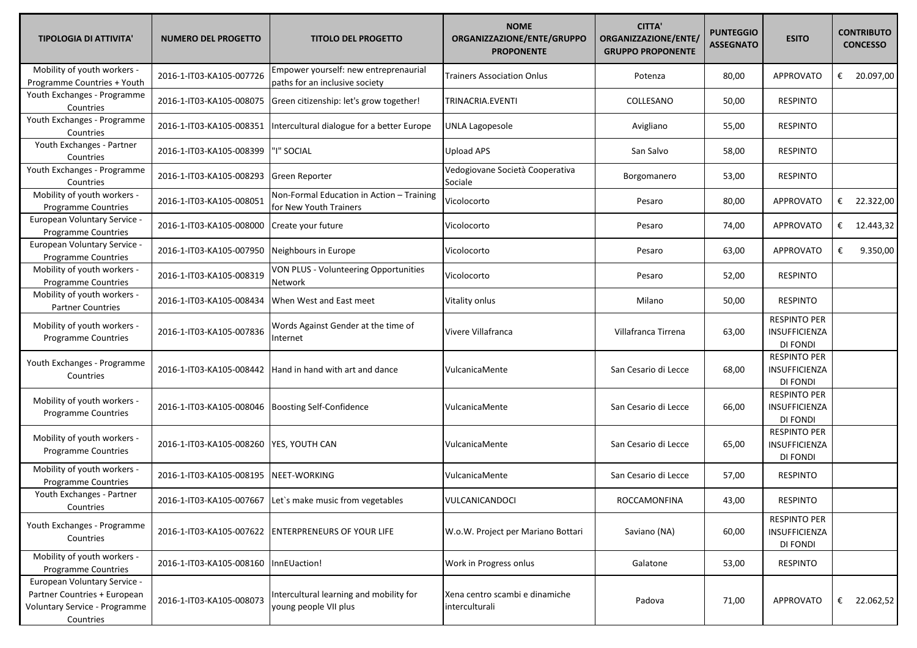| TIPOLOGIA DI ATTIVITA' | NUMERO DEL PROGETTO | TITOLO DEL PROGETTO | NOME ORGANIZZAZIONE/ENTE/GRUPPO PROPONENTE | CITTA' ORGANIZZAZIONE/ENTE/ GRUPPO PROPONENTE | PUNTEGGIO ASSEGNATO | ESITO | CONTRIBUTO CONCESSO |
|---|---|---|---|---|---|---|---|
| Mobility of youth workers - Programme Countries + Youth | 2016-1-IT03-KA105-007726 | Empower yourself: new entreprenaurial paths for an inclusive society | Trainers Association Onlus | Potenza | 80,00 | APPROVATO | € 20.097,00 |
| Youth Exchanges - Programme Countries | 2016-1-IT03-KA105-008075 | Green citizenship: let's grow together! | TRINACRIA.EVENTI | COLLESANO | 50,00 | RESPINTO | |
| Youth Exchanges - Programme Countries | 2016-1-IT03-KA105-008351 | Intercultural dialogue for a better Europe | UNLA Lagopesole | Avigliano | 55,00 | RESPINTO | |
| Youth Exchanges - Partner Countries | 2016-1-IT03-KA105-008399 | "I" SOCIAL | Upload APS | San Salvo | 58,00 | RESPINTO | |
| Youth Exchanges - Programme Countries | 2016-1-IT03-KA105-008293 | Green Reporter | Vedogiovane Società Cooperativa Sociale | Borgomanero | 53,00 | RESPINTO | |
| Mobility of youth workers - Programme Countries | 2016-1-IT03-KA105-008051 | Non-Formal Education in Action – Training for New Youth Trainers | Vicolocorto | Pesaro | 80,00 | APPROVATO | € 22.322,00 |
| European Voluntary Service - Programme Countries | 2016-1-IT03-KA105-008000 | Create your future | Vicolocorto | Pesaro | 74,00 | APPROVATO | € 12.443,32 |
| European Voluntary Service - Programme Countries | 2016-1-IT03-KA105-007950 | Neighbours in Europe | Vicolocorto | Pesaro | 63,00 | APPROVATO | € 9.350,00 |
| Mobility of youth workers - Programme Countries | 2016-1-IT03-KA105-008319 | VON PLUS - Volunteering Opportunities Network | Vicolocorto | Pesaro | 52,00 | RESPINTO | |
| Mobility of youth workers - Partner Countries | 2016-1-IT03-KA105-008434 | When West and East meet | Vitality onlus | Milano | 50,00 | RESPINTO | |
| Mobility of youth workers - Programme Countries | 2016-1-IT03-KA105-007836 | Words Against Gender at the time of Internet | Vivere Villafranca | Villafranca Tirrena | 63,00 | RESPINTO PER INSUFFICIENZA DI FONDI | |
| Youth Exchanges - Programme Countries | 2016-1-IT03-KA105-008442 | Hand in hand with art and dance | VulcanicaMente | San Cesario di Lecce | 68,00 | RESPINTO PER INSUFFICIENZA DI FONDI | |
| Mobility of youth workers - Programme Countries | 2016-1-IT03-KA105-008046 | Boosting Self-Confidence | VulcanicaMente | San Cesario di Lecce | 66,00 | RESPINTO PER INSUFFICIENZA DI FONDI | |
| Mobility of youth workers - Programme Countries | 2016-1-IT03-KA105-008260 | YES, YOUTH CAN | VulcanicaMente | San Cesario di Lecce | 65,00 | RESPINTO PER INSUFFICIENZA DI FONDI | |
| Mobility of youth workers - Programme Countries | 2016-1-IT03-KA105-008195 | NEET-WORKING | VulcanicaMente | San Cesario di Lecce | 57,00 | RESPINTO | |
| Youth Exchanges - Partner Countries | 2016-1-IT03-KA105-007667 | Let`s make music from vegetables | VULCANICANDOCI | ROCCAMONFINA | 43,00 | RESPINTO | |
| Youth Exchanges - Programme Countries | 2016-1-IT03-KA105-007622 | ENTERPRENEURS OF YOUR LIFE | W.o.W. Project per Mariano Bottari | Saviano (NA) | 60,00 | RESPINTO PER INSUFFICIENZA DI FONDI | |
| Mobility of youth workers - Programme Countries | 2016-1-IT03-KA105-008160 | InnEUaction! | Work in Progress onlus | Galatone | 53,00 | RESPINTO | |
| European Voluntary Service - Partner Countries + European Voluntary Service - Programme Countries | 2016-1-IT03-KA105-008073 | Intercultural learning and mobility for young people VII plus | Xena centro scambi e dinamiche interculturali | Padova | 71,00 | APPROVATO | € 22.062,52 |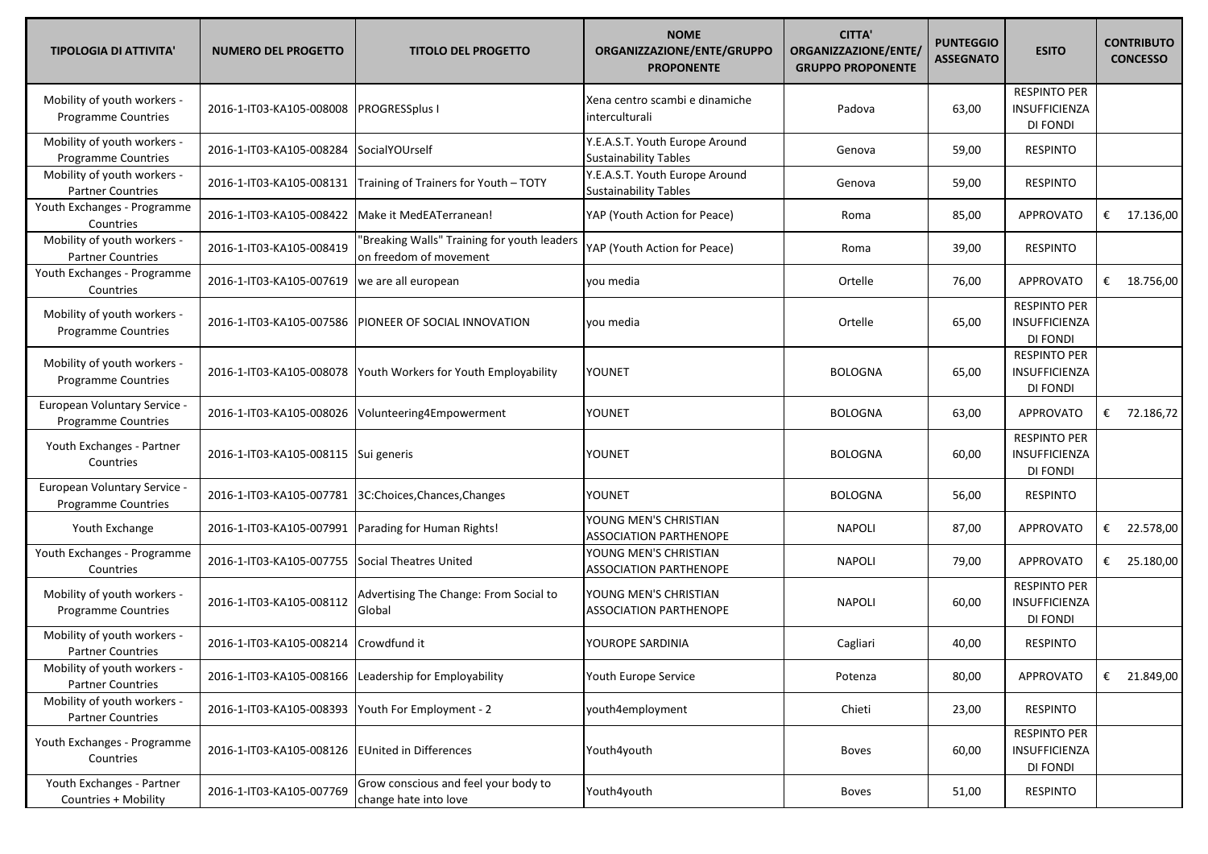| TIPOLOGIA DI ATTIVITA' | NUMERO DEL PROGETTO | TITOLO DEL PROGETTO | NOME ORGANIZZAZIONE/ENTE/GRUPPO PROPONENTE | CITTA' ORGANIZZAZIONE/ENTE/ GRUPPO PROPONENTE | PUNTEGGIO ASSEGNATO | ESITO | CONTRIBUTO CONCESSO |
|---|---|---|---|---|---|---|---|
| Mobility of youth workers - Programme Countries | 2016-1-IT03-KA105-008008 | PROGRESSplus I | Xena centro scambi e dinamiche interculturali | Padova | 63,00 | RESPINTO PER INSUFFICIENZA DI FONDI | |
| Mobility of youth workers - Programme Countries | 2016-1-IT03-KA105-008284 | SocialYOUrself | Y.E.A.S.T. Youth Europe Around Sustainability Tables | Genova | 59,00 | RESPINTO | |
| Mobility of youth workers - Partner Countries | 2016-1-IT03-KA105-008131 | Training of Trainers for Youth – TOTY | Y.E.A.S.T. Youth Europe Around Sustainability Tables | Genova | 59,00 | RESPINTO | |
| Youth Exchanges - Programme Countries | 2016-1-IT03-KA105-008422 | Make it MedEATerranean! | YAP (Youth Action for Peace) | Roma | 85,00 | APPROVATO | € 17.136,00 |
| Mobility of youth workers - Partner Countries | 2016-1-IT03-KA105-008419 | "Breaking Walls" Training for youth leaders on freedom of movement | YAP (Youth Action for Peace) | Roma | 39,00 | RESPINTO | |
| Youth Exchanges - Programme Countries | 2016-1-IT03-KA105-007619 | we are all european | you media | Ortelle | 76,00 | APPROVATO | € 18.756,00 |
| Mobility of youth workers - Programme Countries | 2016-1-IT03-KA105-007586 | PIONEER OF SOCIAL INNOVATION | you media | Ortelle | 65,00 | RESPINTO PER INSUFFICIENZA DI FONDI | |
| Mobility of youth workers - Programme Countries | 2016-1-IT03-KA105-008078 | Youth Workers for Youth Employability | YOUNET | BOLOGNA | 65,00 | RESPINTO PER INSUFFICIENZA DI FONDI | |
| European Voluntary Service - Programme Countries | 2016-1-IT03-KA105-008026 | Volunteering4Empowerment | YOUNET | BOLOGNA | 63,00 | APPROVATO | € 72.186,72 |
| Youth Exchanges - Partner Countries | 2016-1-IT03-KA105-008115 | Sui generis | YOUNET | BOLOGNA | 60,00 | RESPINTO PER INSUFFICIENZA DI FONDI | |
| European Voluntary Service - Programme Countries | 2016-1-IT03-KA105-007781 | 3C:Choices,Chances,Changes | YOUNET | BOLOGNA | 56,00 | RESPINTO | |
| Youth Exchange | 2016-1-IT03-KA105-007991 | Parading for Human Rights! | YOUNG MEN'S CHRISTIAN ASSOCIATION PARTHENOPE | NAPOLI | 87,00 | APPROVATO | € 22.578,00 |
| Youth Exchanges - Programme Countries | 2016-1-IT03-KA105-007755 | Social Theatres United | YOUNG MEN'S CHRISTIAN ASSOCIATION PARTHENOPE | NAPOLI | 79,00 | APPROVATO | € 25.180,00 |
| Mobility of youth workers - Programme Countries | 2016-1-IT03-KA105-008112 | Advertising The Change: From Social to Global | YOUNG MEN'S CHRISTIAN ASSOCIATION PARTHENOPE | NAPOLI | 60,00 | RESPINTO PER INSUFFICIENZA DI FONDI | |
| Mobility of youth workers - Partner Countries | 2016-1-IT03-KA105-008214 | Crowdfund it | YOUROPE SARDINIA | Cagliari | 40,00 | RESPINTO | |
| Mobility of youth workers - Partner Countries | 2016-1-IT03-KA105-008166 | Leadership for Employability | Youth Europe Service | Potenza | 80,00 | APPROVATO | € 21.849,00 |
| Mobility of youth workers - Partner Countries | 2016-1-IT03-KA105-008393 | Youth For Employment - 2 | youth4employment | Chieti | 23,00 | RESPINTO | |
| Youth Exchanges - Programme Countries | 2016-1-IT03-KA105-008126 | EUnited in Differences | Youth4youth | Boves | 60,00 | RESPINTO PER INSUFFICIENZA DI FONDI | |
| Youth Exchanges - Partner Countries + Mobility | 2016-1-IT03-KA105-007769 | Grow conscious and feel your body to change hate into love | Youth4youth | Boves | 51,00 | RESPINTO | |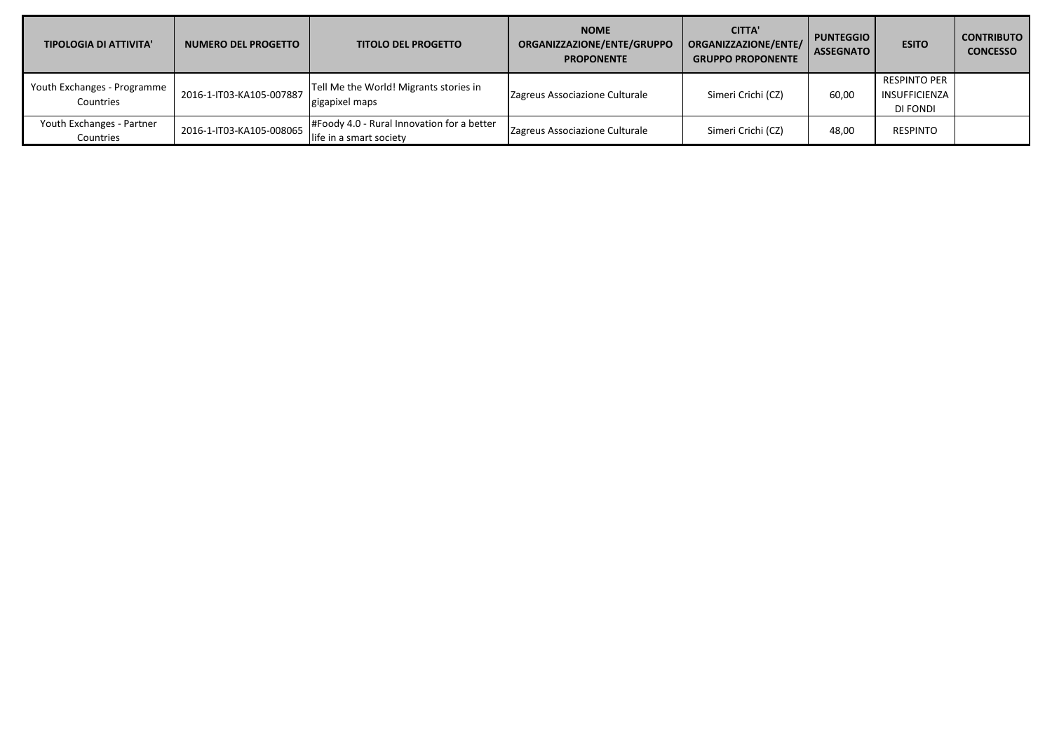| TIPOLOGIA DI ATTIVITA' | NUMERO DEL PROGETTO | TITOLO DEL PROGETTO | NOME ORGANIZZAZIONE/ENTE/GRUPPO PROPONENTE | CITTA' ORGANIZZAZIONE/ENTE/ GRUPPO PROPONENTE | PUNTEGGIO ASSEGNATO | ESITO | CONTRIBUTO CONCESSO |
|---|---|---|---|---|---|---|---|
| Youth Exchanges - Programme Countries | 2016-1-IT03-KA105-007887 | Tell Me the World! Migrants stories in gigapixel maps | Zagreus Associazione Culturale | Simeri Crichi (CZ) | 60,00 | RESPINTO PER INSUFFICIENZA DI FONDI | |
| Youth Exchanges - Partner Countries | 2016-1-IT03-KA105-008065 | #Foody 4.0 - Rural Innovation for a better life in a smart society | Zagreus Associazione Culturale | Simeri Crichi (CZ) | 48,00 | RESPINTO | |